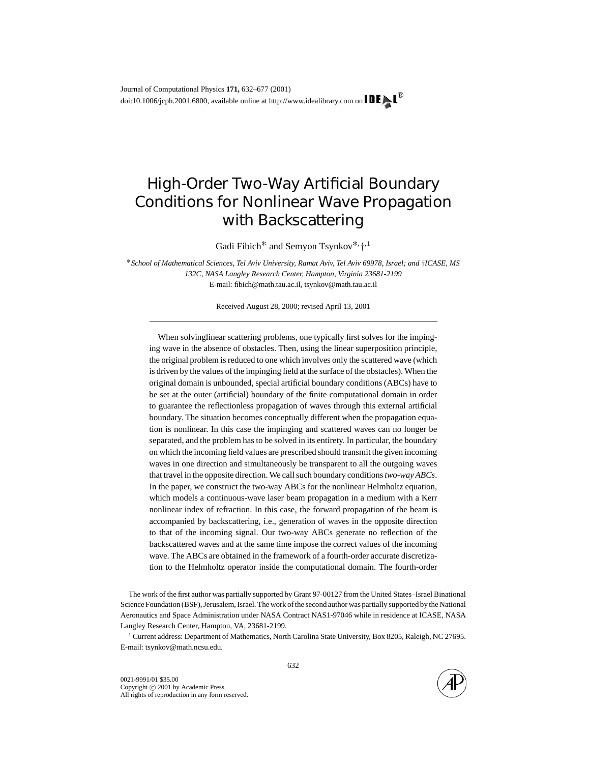# High-Order Two-Way Artificial Boundary Conditions for Nonlinear Wave Propagation with Backscattering

Gadi Fibich* and Semyon Tsynkov*,†,[1]

**School of Mathematical Sciences, Tel Aviv University, Ramat Aviv, Tel Aviv 69978, Israel; and †ICASE, MS 132C, NASA Langley Research Center, Hampton, Virginia 23681-2199*
E-mail: fibich@math.tau.ac.il, tsynkov@math.tau.ac.il

Received August 28, 2000; revised April 13, 2001

---

When solvinglinear scattering problems, one typically first solves for the impinging wave in the absence of obstacles. Then, using the linear superposition principle, the original problem is reduced to one which involves only the scattered wave (which is driven by the values of the impinging field at the surface of the obstacles). When the original domain is unbounded, special artificial boundary conditions (ABCs) have to be set at the outer (artificial) boundary of the finite computational domain in order to guarantee the reflectionless propagation of waves through this external artificial boundary. The situation becomes conceptually different when the propagation equation is nonlinear. In this case the impinging and scattered waves can no longer be separated, and the problem has to be solved in its entirety. In particular, the boundary on which the incoming field values are prescribed should transmit the given incoming waves in one direction and simultaneously be transparent to all the outgoing waves that travel in the opposite direction. We call such boundary conditions *two-way ABCs*. In the paper, we construct the two-way ABCs for the nonlinear Helmholtz equation, which models a continuous-wave laser beam propagation in a medium with a Kerr nonlinear index of refraction. In this case, the forward propagation of the beam is accompanied by backscattering, i.e., generation of waves in the opposite direction to that of the incoming signal. Our two-way ABCs generate no reflection of the backscattered waves and at the same time impose the correct values of the incoming wave. The ABCs are obtained in the framework of a fourth-order accurate discretization to the Helmholtz operator inside the computational domain. The fourth-order

The work of the first author was partially supported by Grant 97-00127 from the United States–Israel Binational Science Foundation (BSF), Jerusalem, Israel. The work of the second author was partially supported by the National Aeronautics and Space Administration under NASA Contract NAS1-97046 while in residence at ICASE, NASA Langley Research Center, Hampton, VA, 23681-2199.

[1] Current address: Department of Mathematics, North Carolina State University, Box 8205, Raleigh, NC 27695. E-mail: tsynkov@math.ncsu.edu.

0021-9991/01 $35.00
Copyright © 2001 by Academic Press
All rights of reproduction in any form reserved.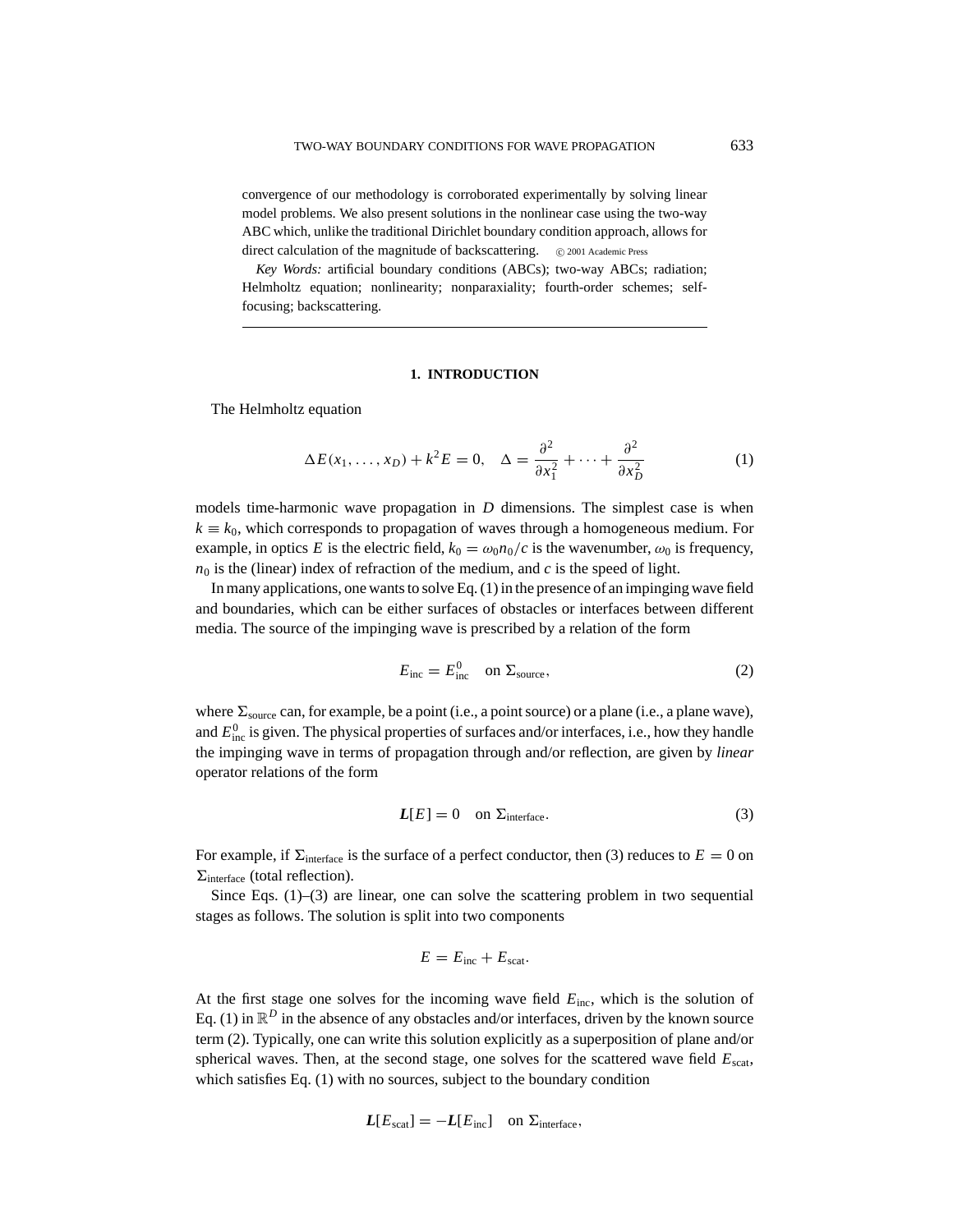convergence of our methodology is corroborated experimentally by solving linear model problems. We also present solutions in the nonlinear case using the two-way ABC which, unlike the traditional Dirichlet boundary condition approach, allows for direct calculation of the magnitude of backscattering. © 2001 Academic Press

*Key Words:* artificial boundary conditions (ABCs); two-way ABCs; radiation; Helmholtz equation; nonlinearity; nonparaxiality; fourth-order schemes; self-focusing; backscattering.

## 1. INTRODUCTION

The Helmholtz equation

$$\Delta E(x_1, \ldots, x_D) + k^2 E = 0, \quad \Delta = \frac{\partial^2}{\partial x_1^2} + \cdots + \frac{\partial^2}{\partial x_D^2} \tag{1}$$

models time-harmonic wave propagation in $D$ dimensions. The simplest case is when $k \equiv k_0$, which corresponds to propagation of waves through a homogeneous medium. For example, in optics $E$ is the electric field, $k_0 = \omega_0 n_0 / c$ is the wavenumber, $\omega_0$ is frequency, $n_0$ is the (linear) index of refraction of the medium, and $c$ is the speed of light.

In many applications, one wants to solve Eq. (1) in the presence of an impinging wave field and boundaries, which can be either surfaces of obstacles or interfaces between different media. The source of the impinging wave is prescribed by a relation of the form

$$E_{\text{inc}} = E_{\text{inc}}^0 \quad \text{on } \Sigma_{\text{source}}, \tag{2}$$

where $\Sigma_{\text{source}}$ can, for example, be a point (i.e., a point source) or a plane (i.e., a plane wave), and $E_{\text{inc}}^0$ is given. The physical properties of surfaces and/or interfaces, i.e., how they handle the impinging wave in terms of propagation through and/or reflection, are given by *linear* operator relations of the form

$$\boldsymbol{L}[E] = 0 \quad \text{on } \Sigma_{\text{interface}}. \tag{3}$$

For example, if $\Sigma_{\text{interface}}$ is the surface of a perfect conductor, then (3) reduces to $E = 0$ on $\Sigma_{\text{interface}}$ (total reflection).

Since Eqs. (1)–(3) are linear, one can solve the scattering problem in two sequential stages as follows. The solution is split into two components

$$E = E_{\text{inc}} + E_{\text{scat}}.$$

At the first stage one solves for the incoming wave field $E_{\text{inc}}$, which is the solution of Eq. (1) in $\mathbb{R}^D$ in the absence of any obstacles and/or interfaces, driven by the known source term (2). Typically, one can write this solution explicitly as a superposition of plane and/or spherical waves. Then, at the second stage, one solves for the scattered wave field $E_{\text{scat}}$, which satisfies Eq. (1) with no sources, subject to the boundary condition

$$\boldsymbol{L}[E_{\text{scat}}] = -\boldsymbol{L}[E_{\text{inc}}] \quad \text{on } \Sigma_{\text{interface}},$$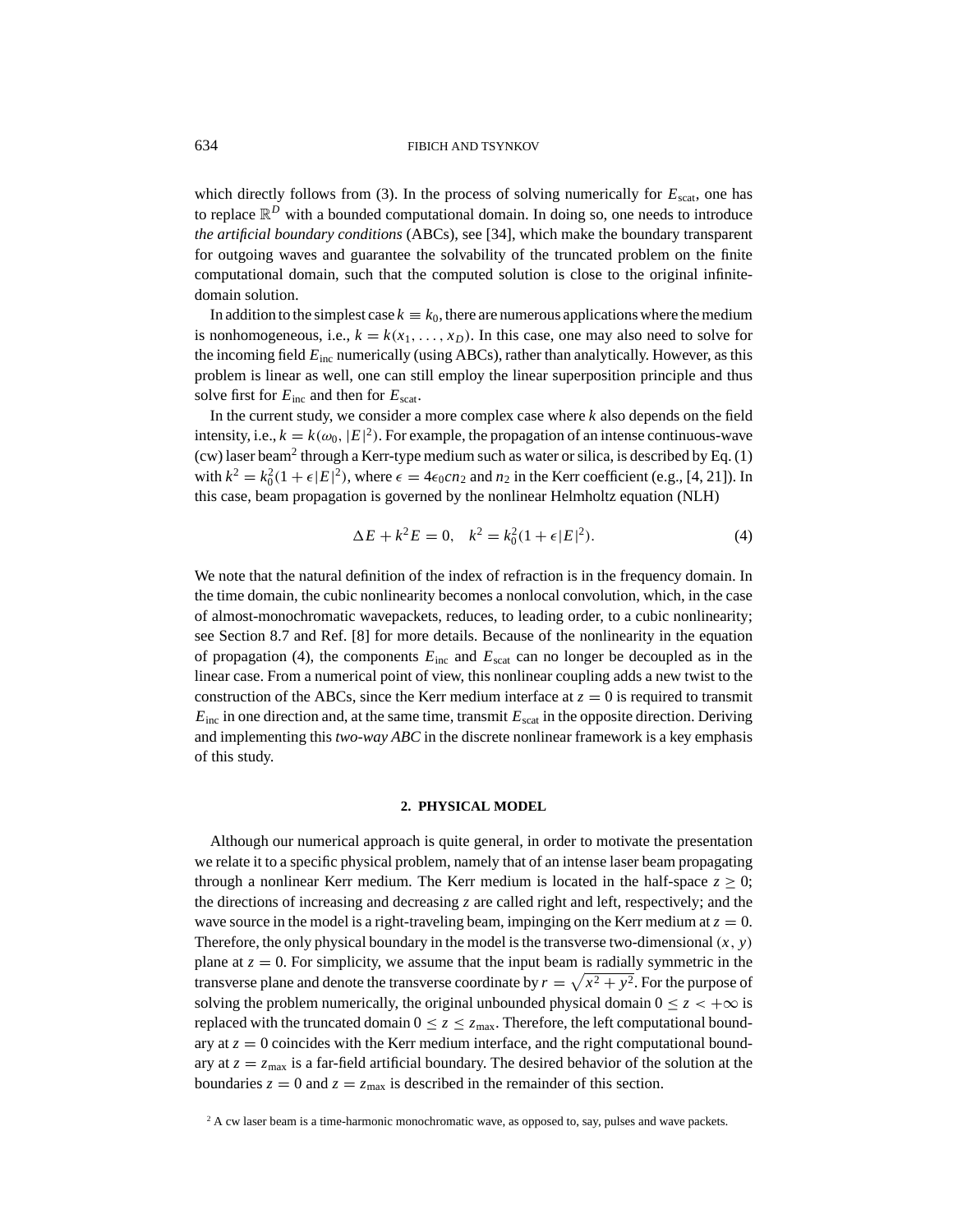which directly follows from (3). In the process of solving numerically for $E_{\text{scat}}$, one has to replace $\mathbb{R}^D$ with a bounded computational domain. In doing so, one needs to introduce *the artificial boundary conditions* (ABCs), see [34], which make the boundary transparent for outgoing waves and guarantee the solvability of the truncated problem on the finite computational domain, such that the computed solution is close to the original infinite-domain solution.

In addition to the simplest case $k \equiv k_0$, there are numerous applications where the medium is nonhomogeneous, i.e., $k = k(x_1, \ldots, x_D)$. In this case, one may also need to solve for the incoming field $E_{\text{inc}}$ numerically (using ABCs), rather than analytically. However, as this problem is linear as well, one can still employ the linear superposition principle and thus solve first for $E_{\text{inc}}$ and then for $E_{\text{scat}}$.

In the current study, we consider a more complex case where $k$ also depends on the field intensity, i.e., $k = k(\omega_0, |E|^2)$. For example, the propagation of an intense continuous-wave (cw) laser beam[2] through a Kerr-type medium such as water or silica, is described by Eq. (1) with $k^2 = k_0^2(1 + \epsilon|E|^2)$, where $\epsilon = 4\epsilon_0 c n_2$ and $n_2$ in the Kerr coefficient (e.g., [4, 21]). In this case, beam propagation is governed by the nonlinear Helmholtz equation (NLH)

$$\Delta E + k^2 E = 0, \quad k^2 = k_0^2(1 + \epsilon|E|^2). \tag{4}$$

We note that the natural definition of the index of refraction is in the frequency domain. In the time domain, the cubic nonlinearity becomes a nonlocal convolution, which, in the case of almost-monochromatic wavepackets, reduces, to leading order, to a cubic nonlinearity; see Section 8.7 and Ref. [8] for more details. Because of the nonlinearity in the equation of propagation (4), the components $E_{\text{inc}}$ and $E_{\text{scat}}$ can no longer be decoupled as in the linear case. From a numerical point of view, this nonlinear coupling adds a new twist to the construction of the ABCs, since the Kerr medium interface at $z = 0$ is required to transmit $E_{\text{inc}}$ in one direction and, at the same time, transmit $E_{\text{scat}}$ in the opposite direction. Deriving and implementing this *two-way ABC* in the discrete nonlinear framework is a key emphasis of this study.

## 2. PHYSICAL MODEL

Although our numerical approach is quite general, in order to motivate the presentation we relate it to a specific physical problem, namely that of an intense laser beam propagating through a nonlinear Kerr medium. The Kerr medium is located in the half-space $z \geq 0$; the directions of increasing and decreasing $z$ are called right and left, respectively; and the wave source in the model is a right-traveling beam, impinging on the Kerr medium at $z = 0$. Therefore, the only physical boundary in the model is the transverse two-dimensional $(x, y)$ plane at $z = 0$. For simplicity, we assume that the input beam is radially symmetric in the transverse plane and denote the transverse coordinate by $r = \sqrt{x^2 + y^2}$. For the purpose of solving the problem numerically, the original unbounded physical domain $0 \leq z < +\infty$ is replaced with the truncated domain $0 \leq z \leq z_{\max}$. Therefore, the left computational boundary at $z = 0$ coincides with the Kerr medium interface, and the right computational boundary at $z = z_{\max}$ is a far-field artificial boundary. The desired behavior of the solution at the boundaries $z = 0$ and $z = z_{\max}$ is described in the remainder of this section.

[2] A cw laser beam is a time-harmonic monochromatic wave, as opposed to, say, pulses and wave packets.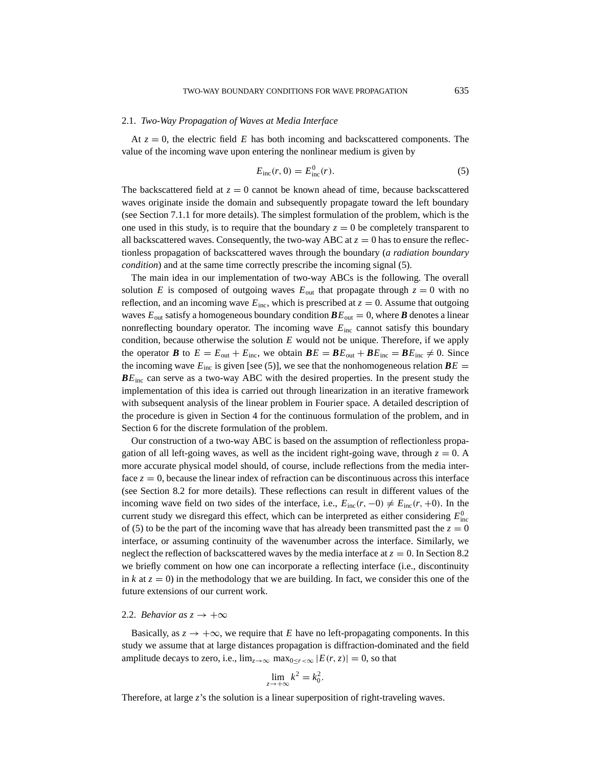### 2.1. *Two-Way Propagation of Waves at Media Interface*

At $z = 0$, the electric field $E$ has both incoming and backscattered components. The value of the incoming wave upon entering the nonlinear medium is given by

$$E_{\text{inc}}(r, 0) = E^0_{\text{inc}}(r). \tag{5}$$

The backscattered field at $z = 0$ cannot be known ahead of time, because backscattered waves originate inside the domain and subsequently propagate toward the left boundary (see Section 7.1.1 for more details). The simplest formulation of the problem, which is the one used in this study, is to require that the boundary $z = 0$ be completely transparent to all backscattered waves. Consequently, the two-way ABC at $z = 0$ has to ensure the reflectionless propagation of backscattered waves through the boundary (*a radiation boundary condition*) and at the same time correctly prescribe the incoming signal (5).

The main idea in our implementation of two-way ABCs is the following. The overall solution $E$ is composed of outgoing waves $E_{\text{out}}$ that propagate through $z = 0$ with no reflection, and an incoming wave $E_{\text{inc}}$, which is prescribed at $z = 0$. Assume that outgoing waves $E_{\text{out}}$ satisfy a homogeneous boundary condition $\boldsymbol{B}E_{\text{out}} = 0$, where $\boldsymbol{B}$ denotes a linear nonreflecting boundary operator. The incoming wave $E_{\text{inc}}$ cannot satisfy this boundary condition, because otherwise the solution $E$ would not be unique. Therefore, if we apply the operator $\boldsymbol{B}$ to $E = E_{\text{out}} + E_{\text{inc}}$, we obtain $\boldsymbol{B}E = \boldsymbol{B}E_{\text{out}} + \boldsymbol{B}E_{\text{inc}} = \boldsymbol{B}E_{\text{inc}} \neq 0$. Since the incoming wave $E_{\text{inc}}$ is given [see (5)], we see that the nonhomogeneous relation $\boldsymbol{B}E = \boldsymbol{B}E_{\text{inc}}$ can serve as a two-way ABC with the desired properties. In the present study the implementation of this idea is carried out through linearization in an iterative framework with subsequent analysis of the linear problem in Fourier space. A detailed description of the procedure is given in Section 4 for the continuous formulation of the problem, and in Section 6 for the discrete formulation of the problem.

Our construction of a two-way ABC is based on the assumption of reflectionless propagation of all left-going waves, as well as the incident right-going wave, through $z = 0$. A more accurate physical model should, of course, include reflections from the media interface $z = 0$, because the linear index of refraction can be discontinuous across this interface (see Section 8.2 for more details). These reflections can result in different values of the incoming wave field on two sides of the interface, i.e., $E_{\text{inc}}(r, -0) \neq E_{\text{inc}}(r, +0)$. In the current study we disregard this effect, which can be interpreted as either considering $E^0_{\text{inc}}$ of (5) to be the part of the incoming wave that has already been transmitted past the $z = 0$ interface, or assuming continuity of the wavenumber across the interface. Similarly, we neglect the reflection of backscattered waves by the media interface at $z = 0$. In Section 8.2 we briefly comment on how one can incorporate a reflecting interface (i.e., discontinuity in $k$ at $z = 0$) in the methodology that we are building. In fact, we consider this one of the future extensions of our current work.

### 2.2. *Behavior as $z \to +\infty$*

Basically, as $z \to +\infty$, we require that $E$ have no left-propagating components. In this study we assume that at large distances propagation is diffraction-dominated and the field amplitude decays to zero, i.e., $\lim_{z\to\infty} \max_{0\leq r<\infty} |E(r, z)| = 0$, so that

$$\lim_{z\to+\infty} k^2 = k_0^2.$$

Therefore, at large $z$'s the solution is a linear superposition of right-traveling waves.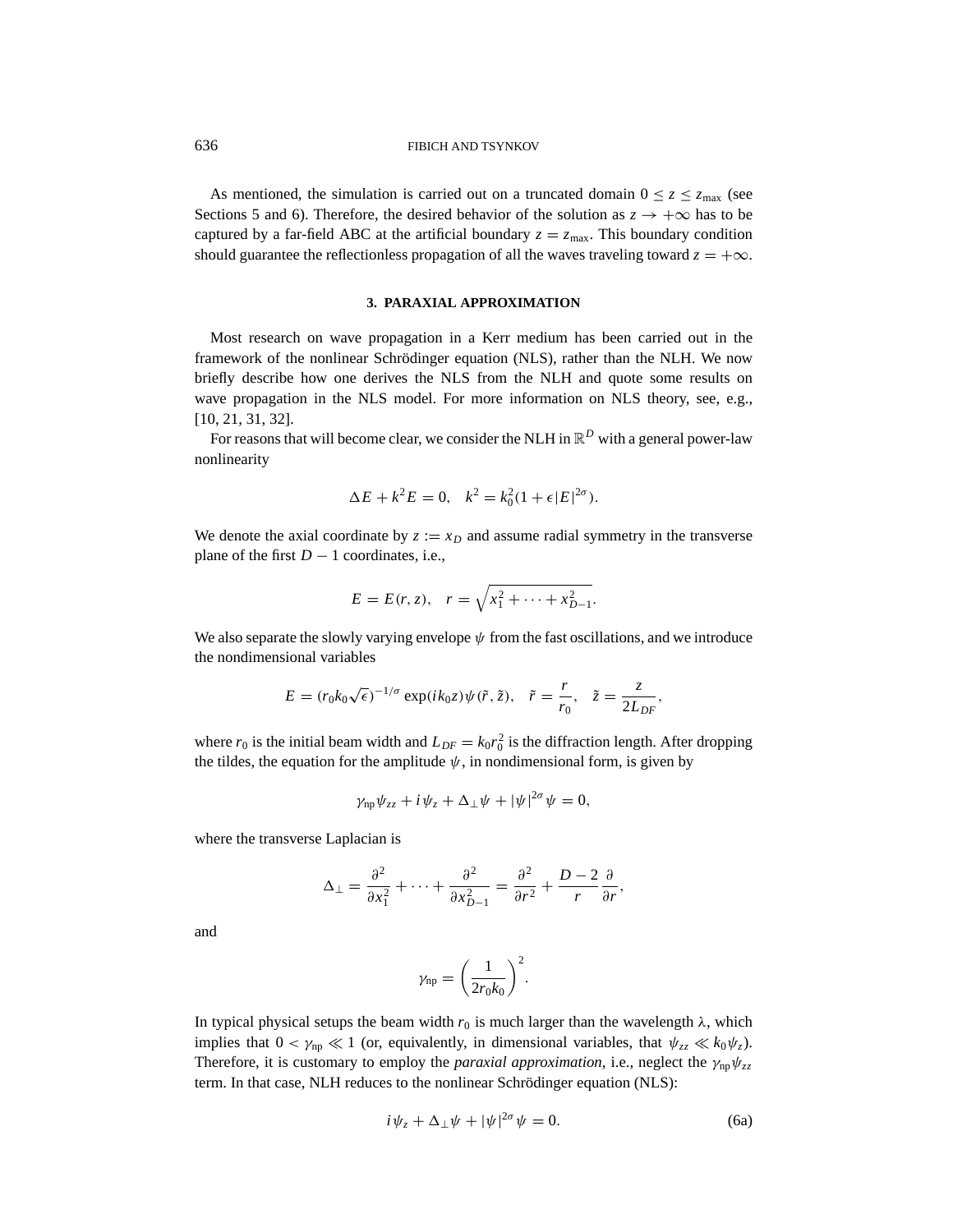As mentioned, the simulation is carried out on a truncated domain $0 \le z \le z_{\max}$ (see Sections 5 and 6). Therefore, the desired behavior of the solution as $z \to +\infty$ has to be captured by a far-field ABC at the artificial boundary $z = z_{\max}$. This boundary condition should guarantee the reflectionless propagation of all the waves traveling toward $z = +\infty$.

## 3. PARAXIAL APPROXIMATION

Most research on wave propagation in a Kerr medium has been carried out in the framework of the nonlinear Schrödinger equation (NLS), rather than the NLH. We now briefly describe how one derives the NLS from the NLH and quote some results on wave propagation in the NLS model. For more information on NLS theory, see, e.g., [10, 21, 31, 32].

For reasons that will become clear, we consider the NLH in $\mathbb{R}^D$ with a general power-law nonlinearity

$$\Delta E + k^2 E = 0, \quad k^2 = k_0^2(1 + \epsilon |E|^{2\sigma}).$$

We denote the axial coordinate by $z := x_D$ and assume radial symmetry in the transverse plane of the first $D - 1$ coordinates, i.e.,

$$E = E(r, z), \quad r = \sqrt{x_1^2 + \cdots + x_{D-1}^2}.$$

We also separate the slowly varying envelope $\psi$ from the fast oscillations, and we introduce the nondimensional variables

$$E = (r_0 k_0 \sqrt{\epsilon})^{-1/\sigma} \exp(i k_0 z) \psi(\tilde{r}, \tilde{z}), \quad \tilde{r} = \frac{r}{r_0}, \quad \tilde{z} = \frac{z}{2 L_{DF}},$$

where $r_0$ is the initial beam width and $L_{DF} = k_0 r_0^2$ is the diffraction length. After dropping the tildes, the equation for the amplitude $\psi$, in nondimensional form, is given by

$$\gamma_{\text{np}} \psi_{zz} + i \psi_z + \Delta_\perp \psi + |\psi|^{2\sigma} \psi = 0,$$

where the transverse Laplacian is

$$\Delta_\perp = \frac{\partial^2}{\partial x_1^2} + \cdots + \frac{\partial^2}{\partial x_{D-1}^2} = \frac{\partial^2}{\partial r^2} + \frac{D-2}{r} \frac{\partial}{\partial r},$$

and

$$\gamma_{\text{np}} = \left( \frac{1}{2 r_0 k_0} \right)^2.$$

In typical physical setups the beam width $r_0$ is much larger than the wavelength $\lambda$, which implies that $0 < \gamma_{\text{np}} \ll 1$ (or, equivalently, in dimensional variables, that $\psi_{zz} \ll k_0 \psi_z$). Therefore, it is customary to employ the *paraxial approximation,* i.e., neglect the $\gamma_{\text{np}} \psi_{zz}$ term. In that case, NLH reduces to the nonlinear Schrödinger equation (NLS):

$$i \psi_z + \Delta_\perp \psi + |\psi|^{2\sigma} \psi = 0. \tag{6a}$$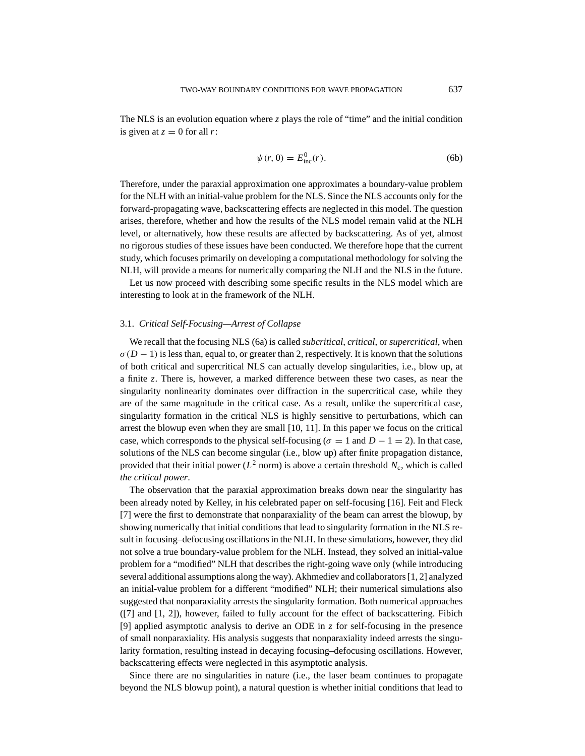The NLS is an evolution equation where $z$ plays the role of "time" and the initial condition is given at $z = 0$ for all $r$:

$$\psi(r, 0) = E^0_{\text{inc}}(r). \tag{6b}$$

Therefore, under the paraxial approximation one approximates a boundary-value problem for the NLH with an initial-value problem for the NLS. Since the NLS accounts only for the forward-propagating wave, backscattering effects are neglected in this model. The question arises, therefore, whether and how the results of the NLS model remain valid at the NLH level, or alternatively, how these results are affected by backscattering. As of yet, almost no rigorous studies of these issues have been conducted. We therefore hope that the current study, which focuses primarily on developing a computational methodology for solving the NLH, will provide a means for numerically comparing the NLH and the NLS in the future.

Let us now proceed with describing some specific results in the NLS model which are interesting to look at in the framework of the NLH.

### 3.1. *Critical Self-Focusing—Arrest of Collapse*

We recall that the focusing NLS (6a) is called *subcritical*, *critical*, or *supercritical*, when $\sigma(D-1)$ is less than, equal to, or greater than 2, respectively. It is known that the solutions of both critical and supercritical NLS can actually develop singularities, i.e., blow up, at a finite $z$. There is, however, a marked difference between these two cases, as near the singularity nonlinearity dominates over diffraction in the supercritical case, while they are of the same magnitude in the critical case. As a result, unlike the supercritical case, singularity formation in the critical NLS is highly sensitive to perturbations, which can arrest the blowup even when they are small [10, 11]. In this paper we focus on the critical case, which corresponds to the physical self-focusing ($\sigma = 1$ and $D - 1 = 2$). In that case, solutions of the NLS can become singular (i.e., blow up) after finite propagation distance, provided that their initial power ($L^2$ norm) is above a certain threshold $N_c$, which is called *the critical power*.

The observation that the paraxial approximation breaks down near the singularity has been already noted by Kelley, in his celebrated paper on self-focusing [16]. Feit and Fleck [7] were the first to demonstrate that nonparaxiality of the beam can arrest the blowup, by showing numerically that initial conditions that lead to singularity formation in the NLS result in focusing–defocusing oscillations in the NLH. In these simulations, however, they did not solve a true boundary-value problem for the NLH. Instead, they solved an initial-value problem for a "modified" NLH that describes the right-going wave only (while introducing several additional assumptions along the way). Akhmediev and collaborators [1, 2] analyzed an initial-value problem for a different "modified" NLH; their numerical simulations also suggested that nonparaxiality arrests the singularity formation. Both numerical approaches ([7] and [1, 2]), however, failed to fully account for the effect of backscattering. Fibich [9] applied asymptotic analysis to derive an ODE in $z$ for self-focusing in the presence of small nonparaxiality. His analysis suggests that nonparaxiality indeed arrests the singularity formation, resulting instead in decaying focusing–defocusing oscillations. However, backscattering effects were neglected in this asymptotic analysis.

Since there are no singularities in nature (i.e., the laser beam continues to propagate beyond the NLS blowup point), a natural question is whether initial conditions that lead to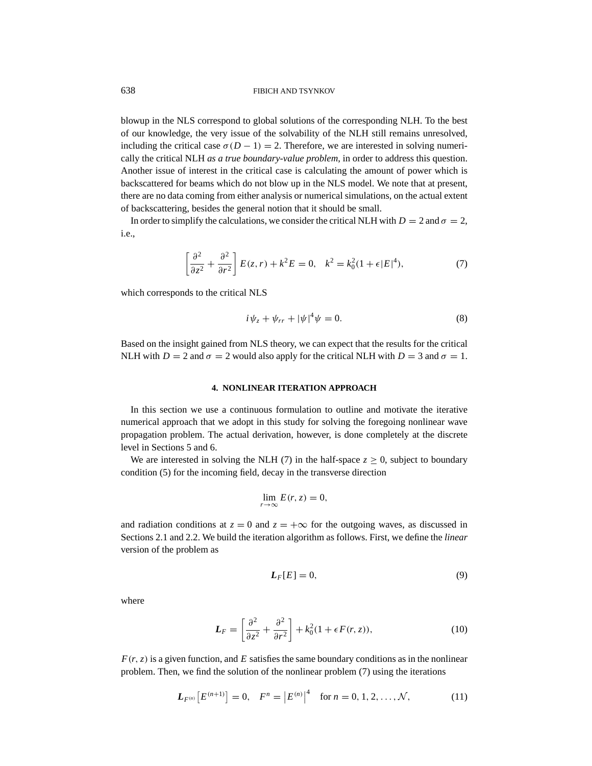blowup in the NLS correspond to global solutions of the corresponding NLH. To the best of our knowledge, the very issue of the solvability of the NLH still remains unresolved, including the critical case $\sigma(D-1)=2$. Therefore, we are interested in solving numerically the critical NLH *as a true boundary-value problem*, in order to address this question. Another issue of interest in the critical case is calculating the amount of power which is backscattered for beams which do not blow up in the NLS model. We note that at present, there are no data coming from either analysis or numerical simulations, on the actual extent of backscattering, besides the general notion that it should be small.

In order to simplify the calculations, we consider the critical NLH with $D=2$ and $\sigma=2$, i.e.,

$$\left[\frac{\partial^2}{\partial z^2}+\frac{\partial^2}{\partial r^2}\right]E(z,r)+k^2E=0,\quad k^2=k_0^2(1+\epsilon|E|^4),\tag{7}$$

which corresponds to the critical NLS

$$i\psi_z+\psi_{rr}+|\psi|^4\psi=0.\tag{8}$$

Based on the insight gained from NLS theory, we can expect that the results for the critical NLH with $D=2$ and $\sigma=2$ would also apply for the critical NLH with $D=3$ and $\sigma=1$.

## 4. NONLINEAR ITERATION APPROACH

In this section we use a continuous formulation to outline and motivate the iterative numerical approach that we adopt in this study for solving the foregoing nonlinear wave propagation problem. The actual derivation, however, is done completely at the discrete level in Sections 5 and 6.

We are interested in solving the NLH (7) in the half-space $z\geq 0$, subject to boundary condition (5) for the incoming field, decay in the transverse direction

$$\lim_{r\to\infty}E(r,z)=0,$$

and radiation conditions at $z=0$ and $z=+\infty$ for the outgoing waves, as discussed in Sections 2.1 and 2.2. We build the iteration algorithm as follows. First, we define the *linear* version of the problem as

$$\boldsymbol{L}_F[E]=0,\tag{9}$$

where

$$\boldsymbol{L}_F=\left[\frac{\partial^2}{\partial z^2}+\frac{\partial^2}{\partial r^2}\right]+k_0^2(1+\epsilon F(r,z)),\tag{10}$$

$F(r,z)$ is a given function, and $E$ satisfies the same boundary conditions as in the nonlinear problem. Then, we find the solution of the nonlinear problem (7) using the iterations

$$\boldsymbol{L}_{F^{(n)}}\left[E^{(n+1)}\right]=0,\quad F^n=\left|E^{(n)}\right|^4\quad\text{for } n=0,1,2,\ldots,\mathcal{N},\tag{11}$$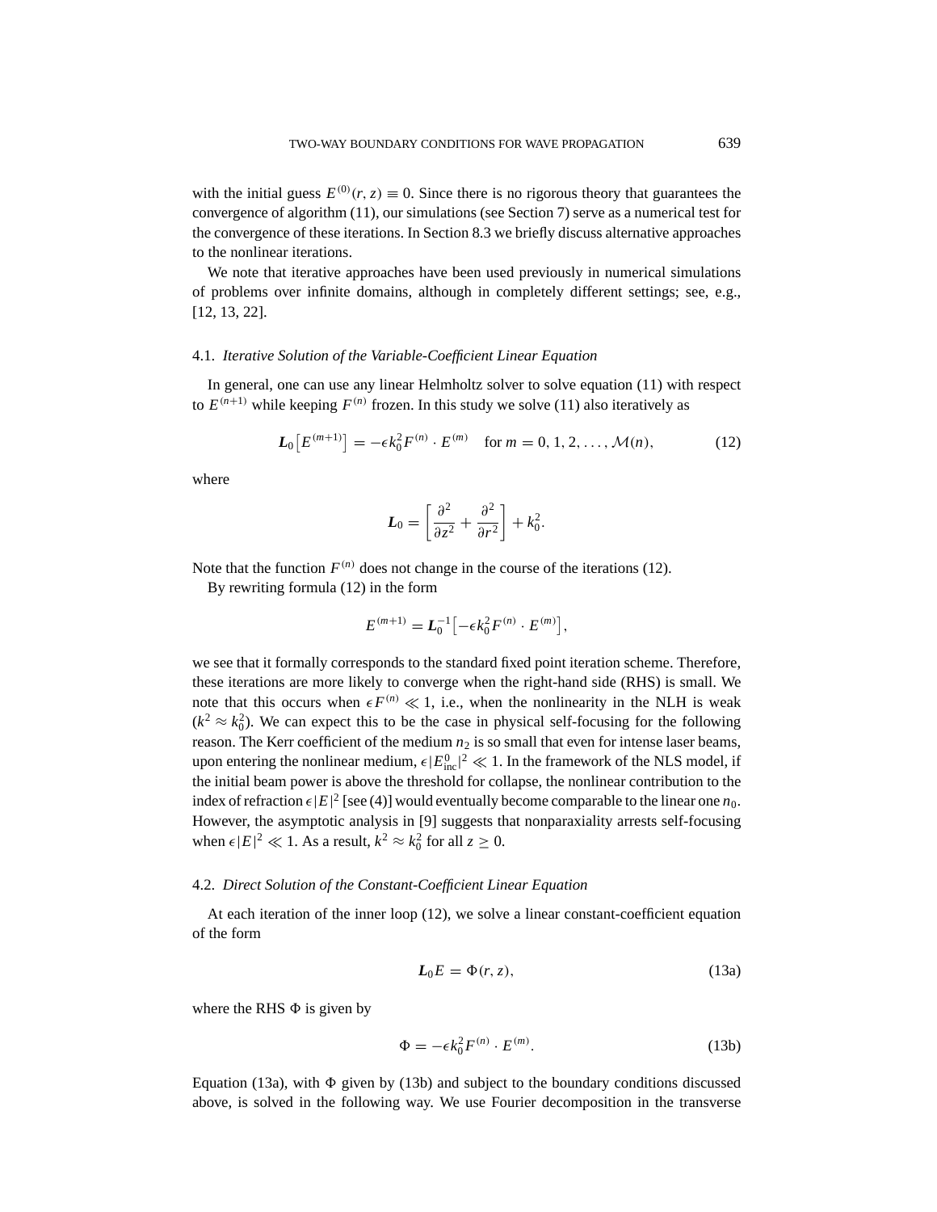with the initial guess $E^{(0)}(r, z) \equiv 0$. Since there is no rigorous theory that guarantees the convergence of algorithm (11), our simulations (see Section 7) serve as a numerical test for the convergence of these iterations. In Section 8.3 we briefly discuss alternative approaches to the nonlinear iterations.

We note that iterative approaches have been used previously in numerical simulations of problems over infinite domains, although in completely different settings; see, e.g., [12, 13, 22].

### 4.1. *Iterative Solution of the Variable-Coefficient Linear Equation*

In general, one can use any linear Helmholtz solver to solve equation (11) with respect to $E^{(n+1)}$ while keeping $F^{(n)}$ frozen. In this study we solve (11) also iteratively as

$$\boldsymbol{L}_0\left[E^{(m+1)}\right] = -\epsilon k_0^2 F^{(n)} \cdot E^{(m)} \quad \text{for } m = 0, 1, 2, \ldots, \mathcal{M}(n), \tag{12}$$

where

$$\boldsymbol{L}_0 = \left[\frac{\partial^2}{\partial z^2} + \frac{\partial^2}{\partial r^2}\right] + k_0^2.$$

Note that the function $F^{(n)}$ does not change in the course of the iterations (12).

By rewriting formula (12) in the form

$$E^{(m+1)} = \boldsymbol{L}_0^{-1}\left[-\epsilon k_0^2 F^{(n)} \cdot E^{(m)}\right],$$

we see that it formally corresponds to the standard fixed point iteration scheme. Therefore, these iterations are more likely to converge when the right-hand side (RHS) is small. We note that this occurs when $\epsilon F^{(n)} \ll 1$, i.e., when the nonlinearity in the NLH is weak ($k^2 \approx k_0^2$). We can expect this to be the case in physical self-focusing for the following reason. The Kerr coefficient of the medium $n_2$ is so small that even for intense laser beams, upon entering the nonlinear medium, $\epsilon |E_{\text{inc}}^0|^2 \ll 1$. In the framework of the NLS model, if the initial beam power is above the threshold for collapse, the nonlinear contribution to the index of refraction $\epsilon |E|^2$ [see (4)] would eventually become comparable to the linear one $n_0$. However, the asymptotic analysis in [9] suggests that nonparaxiality arrests self-focusing when $\epsilon |E|^2 \ll 1$. As a result, $k^2 \approx k_0^2$ for all $z \geq 0$.

### 4.2. *Direct Solution of the Constant-Coefficient Linear Equation*

At each iteration of the inner loop (12), we solve a linear constant-coefficient equation of the form

$$\boldsymbol{L}_0 E = \Phi(r, z), \tag{13a}$$

where the RHS $\Phi$ is given by

$$\Phi = -\epsilon k_0^2 F^{(n)} \cdot E^{(m)}. \tag{13b}$$

Equation (13a), with $\Phi$ given by (13b) and subject to the boundary conditions discussed above, is solved in the following way. We use Fourier decomposition in the transverse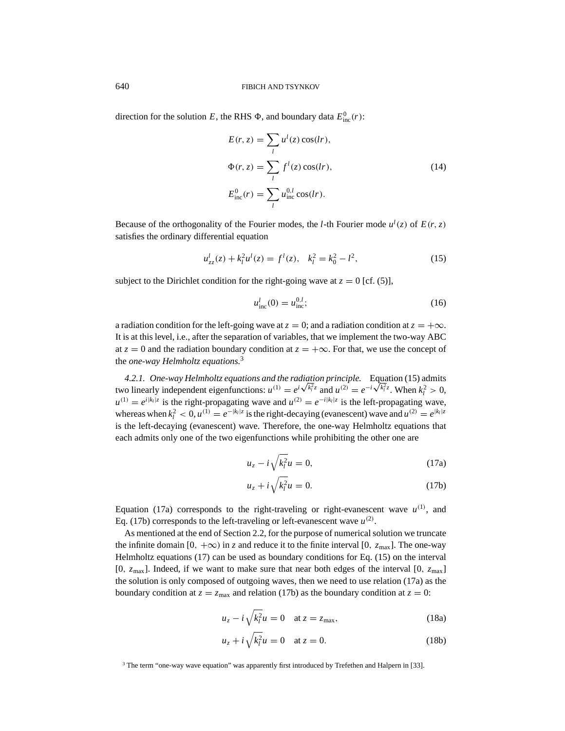direction for the solution $E$, the RHS $\Phi$, and boundary data $E_{\text{inc}}^0(r)$:

$$
\begin{aligned}
E(r,z) &= \sum_l u^l(z)\cos(lr),\\
\Phi(r,z) &= \sum_l f^l(z)\cos(lr),\\
E_{\text{inc}}^0(r) &= \sum_l u_{\text{inc}}^{0,l}\cos(lr).
\end{aligned} \tag{14}
$$

Because of the orthogonality of the Fourier modes, the $l$-th Fourier mode $u^l(z)$ of $E(r,z)$ satisfies the ordinary differential equation

$$
u_{zz}^l(z) + k_l^2 u^l(z) = f^l(z), \quad k_l^2 = k_0^2 - l^2, \tag{15}
$$

subject to the Dirichlet condition for the right-going wave at $z = 0$ [cf. (5)],

$$
u_{\text{inc}}^l(0) = u_{\text{inc}}^{0,l}; \tag{16}
$$

a radiation condition for the left-going wave at $z = 0$; and a radiation condition at $z = +\infty$. It is at this level, i.e., after the separation of variables, that we implement the two-way ABC at $z = 0$ and the radiation boundary condition at $z = +\infty$. For that, we use the concept of the *one-way Helmholtz equations.*[3]

*4.2.1. One-way Helmholtz equations and the radiation principle.* Equation (15) admits two linearly independent eigenfunctions: $u^{(1)} = e^{i\sqrt{k_l^2}z}$ and $u^{(2)} = e^{-i\sqrt{k_l^2}z}$. When $k_l^2 > 0$, $u^{(1)} = e^{i|k_l|z}$ is the right-propagating wave and $u^{(2)} = e^{-i|k_l|z}$ is the left-propagating wave, whereas when $k_l^2 < 0, u^{(1)} = e^{-|k_l|z}$ is the right-decaying (evanescent) wave and $u^{(2)} = e^{|k_l|z}$ is the left-decaying (evanescent) wave. Therefore, the one-way Helmholtz equations that each admits only one of the two eigenfunctions while prohibiting the other one are

$$
u_z - i\sqrt{k_l^2}u = 0, \tag{17a}
$$

$$
u_z + i\sqrt{k_l^2}u = 0. \tag{17b}
$$

Equation (17a) corresponds to the right-traveling or right-evanescent wave $u^{(1)}$, and Eq. (17b) corresponds to the left-traveling or left-evanescent wave $u^{(2)}$.

As mentioned at the end of Section 2.2, for the purpose of numerical solution we truncate the infinite domain $[0, +\infty)$ in $z$ and reduce it to the finite interval $[0, z_{\max}]$. The one-way Helmholtz equations (17) can be used as boundary conditions for Eq. (15) on the interval $[0, z_{\max}]$. Indeed, if we want to make sure that near both edges of the interval $[0, z_{\max}]$ the solution is only composed of outgoing waves, then we need to use relation (17a) as the boundary condition at $z = z_{\max}$ and relation (17b) as the boundary condition at $z = 0$:

$$
u_z - i\sqrt{k_l^2}u = 0 \quad \text{at } z = z_{\max}, \tag{18a}
$$

$$
u_z + i\sqrt{k_l^2}u = 0 \quad \text{at } z = 0. \tag{18b}
$$

[3] The term "one-way wave equation" was apparently first introduced by Trefethen and Halpern in [33].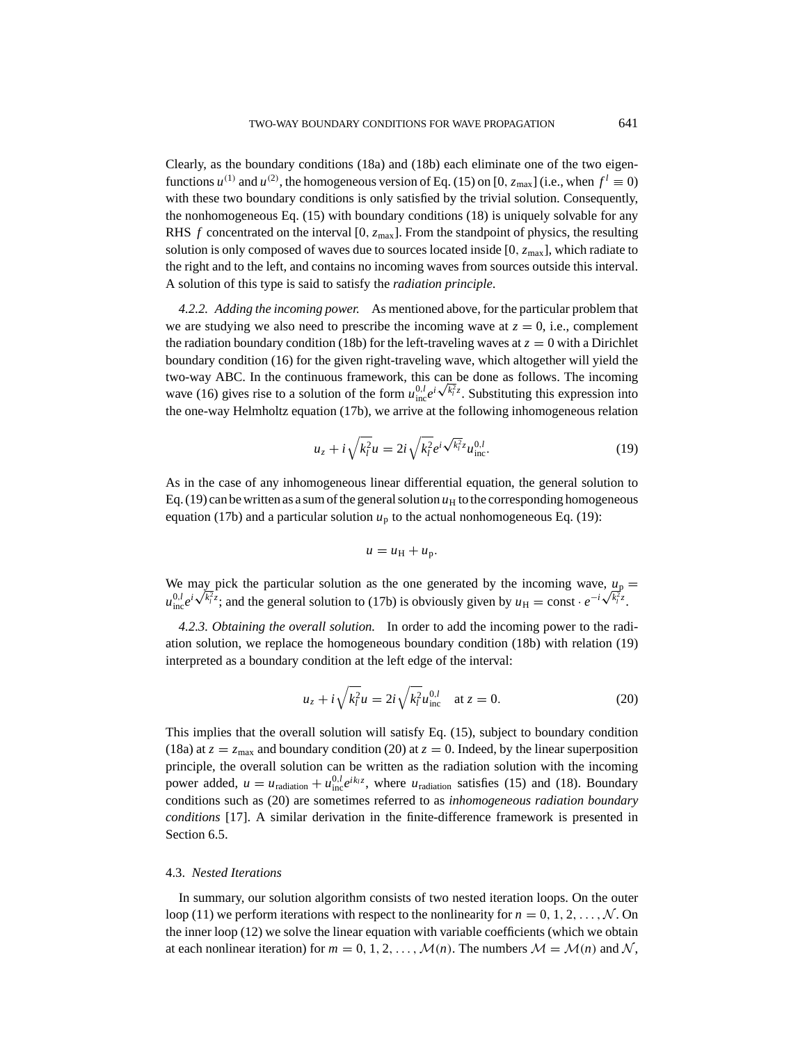Clearly, as the boundary conditions (18a) and (18b) each eliminate one of the two eigenfunctions $u^{(1)}$ and $u^{(2)}$, the homogeneous version of Eq. (15) on $[0, z_{\max}]$ (i.e., when $f^l \equiv 0$) with these two boundary conditions is only satisfied by the trivial solution. Consequently, the nonhomogeneous Eq. (15) with boundary conditions (18) is uniquely solvable for any RHS $f$ concentrated on the interval $[0, z_{\max}]$. From the standpoint of physics, the resulting solution is only composed of waves due to sources located inside $[0, z_{\max}]$, which radiate to the right and to the left, and contains no incoming waves from sources outside this interval. A solution of this type is said to satisfy the *radiation principle*.

*4.2.2. Adding the incoming power.* As mentioned above, for the particular problem that we are studying we also need to prescribe the incoming wave at $z = 0$, i.e., complement the radiation boundary condition (18b) for the left-traveling waves at $z = 0$ with a Dirichlet boundary condition (16) for the given right-traveling wave, which altogether will yield the two-way ABC. In the continuous framework, this can be done as follows. The incoming wave (16) gives rise to a solution of the form $u_{\text{inc}}^{0,l} e^{i\sqrt{k_l^2}z}$. Substituting this expression into the one-way Helmholtz equation (17b), we arrive at the following inhomogeneous relation

$$u_z + i\sqrt{k_l^2}u = 2i\sqrt{k_l^2}e^{i\sqrt{k_l^2}z}u_{\text{inc}}^{0,l}. \tag{19}$$

As in the case of any inhomogeneous linear differential equation, the general solution to Eq. (19) can be written as a sum of the general solution $u_{\text{H}}$ to the corresponding homogeneous equation (17b) and a particular solution $u_{\text{p}}$ to the actual nonhomogeneous Eq. (19):

$$u = u_{\text{H}} + u_{\text{p}}.$$

We may pick the particular solution as the one generated by the incoming wave, $u_{\text{p}} = u_{\text{inc}}^{0,l} e^{i\sqrt{k_l^2}z}$; and the general solution to (17b) is obviously given by $u_{\text{H}} = \text{const} \cdot e^{-i\sqrt{k_l^2}z}$.

*4.2.3. Obtaining the overall solution.* In order to add the incoming power to the radiation solution, we replace the homogeneous boundary condition (18b) with relation (19) interpreted as a boundary condition at the left edge of the interval:

$$u_z + i\sqrt{k_l^2}u = 2i\sqrt{k_l^2}u_{\text{inc}}^{0,l} \quad \text{at } z = 0. \tag{20}$$

This implies that the overall solution will satisfy Eq. (15), subject to boundary condition (18a) at $z = z_{\max}$ and boundary condition (20) at $z = 0$. Indeed, by the linear superposition principle, the overall solution can be written as the radiation solution with the incoming power added, $u = u_{\text{radiation}} + u_{\text{inc}}^{0,l} e^{ik_l z}$, where $u_{\text{radiation}}$ satisfies (15) and (18). Boundary conditions such as (20) are sometimes referred to as *inhomogeneous radiation boundary conditions* [17]. A similar derivation in the finite-difference framework is presented in Section 6.5.

### 4.3. *Nested Iterations*

In summary, our solution algorithm consists of two nested iteration loops. On the outer loop (11) we perform iterations with respect to the nonlinearity for $n = 0, 1, 2, \ldots, \mathcal{N}$. On the inner loop (12) we solve the linear equation with variable coefficients (which we obtain at each nonlinear iteration) for $m = 0, 1, 2, \ldots, \mathcal{M}(n)$. The numbers $\mathcal{M} = \mathcal{M}(n)$ and $\mathcal{N}$,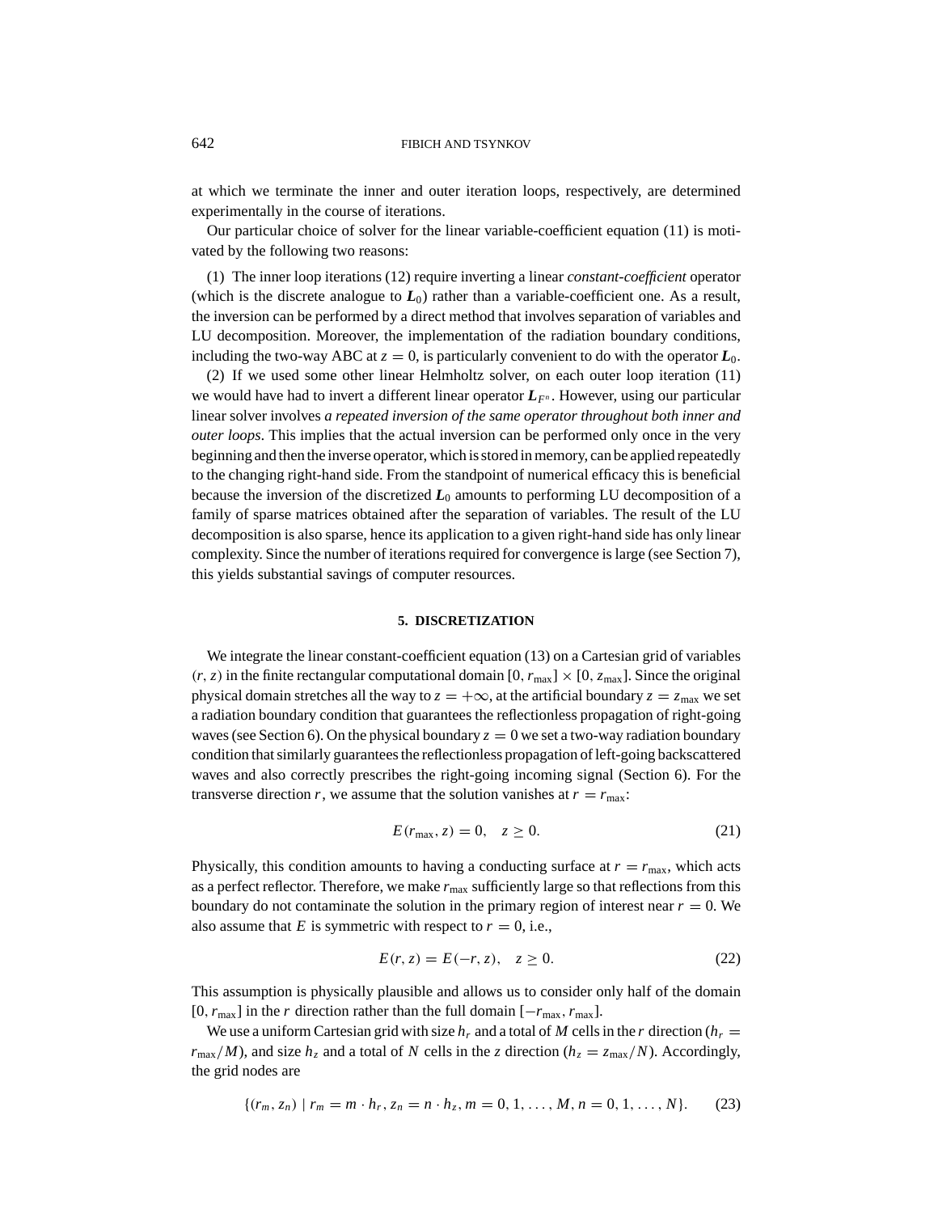at which we terminate the inner and outer iteration loops, respectively, are determined experimentally in the course of iterations.

Our particular choice of solver for the linear variable-coefficient equation (11) is motivated by the following two reasons:

(1) The inner loop iterations (12) require inverting a linear *constant-coefficient* operator (which is the discrete analogue to $\boldsymbol{L}_0$) rather than a variable-coefficient one. As a result, the inversion can be performed by a direct method that involves separation of variables and LU decomposition. Moreover, the implementation of the radiation boundary conditions, including the two-way ABC at $z = 0$, is particularly convenient to do with the operator $\boldsymbol{L}_0$.

(2) If we used some other linear Helmholtz solver, on each outer loop iteration (11) we would have had to invert a different linear operator $\boldsymbol{L}_{F^n}$. However, using our particular linear solver involves *a repeated inversion of the same operator throughout both inner and outer loops*. This implies that the actual inversion can be performed only once in the very beginning and then the inverse operator, which is stored in memory, can be applied repeatedly to the changing right-hand side. From the standpoint of numerical efficacy this is beneficial because the inversion of the discretized $\boldsymbol{L}_0$ amounts to performing LU decomposition of a family of sparse matrices obtained after the separation of variables. The result of the LU decomposition is also sparse, hence its application to a given right-hand side has only linear complexity. Since the number of iterations required for convergence is large (see Section 7), this yields substantial savings of computer resources.

## 5. DISCRETIZATION

We integrate the linear constant-coefficient equation (13) on a Cartesian grid of variables $(r, z)$ in the finite rectangular computational domain $[0, r_{\max}] \times [0, z_{\max}]$. Since the original physical domain stretches all the way to $z = +\infty$, at the artificial boundary $z = z_{\max}$ we set a radiation boundary condition that guarantees the reflectionless propagation of right-going waves (see Section 6). On the physical boundary $z = 0$ we set a two-way radiation boundary condition that similarly guarantees the reflectionless propagation of left-going backscattered waves and also correctly prescribes the right-going incoming signal (Section 6). For the transverse direction $r$, we assume that the solution vanishes at $r = r_{\max}$:

$$E(r_{\max}, z) = 0, \quad z \geq 0. \tag{21}$$

Physically, this condition amounts to having a conducting surface at $r = r_{\max}$, which acts as a perfect reflector. Therefore, we make $r_{\max}$ sufficiently large so that reflections from this boundary do not contaminate the solution in the primary region of interest near $r = 0$. We also assume that $E$ is symmetric with respect to $r = 0$, i.e.,

$$E(r, z) = E(-r, z), \quad z \geq 0. \tag{22}$$

This assumption is physically plausible and allows us to consider only half of the domain $[0, r_{\max}]$ in the $r$ direction rather than the full domain $[-r_{\max}, r_{\max}]$.

We use a uniform Cartesian grid with size $h_r$ and a total of $M$ cells in the $r$ direction ($h_r = r_{\max}/M$), and size $h_z$ and a total of $N$ cells in the $z$ direction ($h_z = z_{\max}/N$). Accordingly, the grid nodes are

$$\{(r_m, z_n) \mid r_m = m \cdot h_r, z_n = n \cdot h_z, m = 0, 1, \ldots, M, n = 0, 1, \ldots, N\}. \tag{23}$$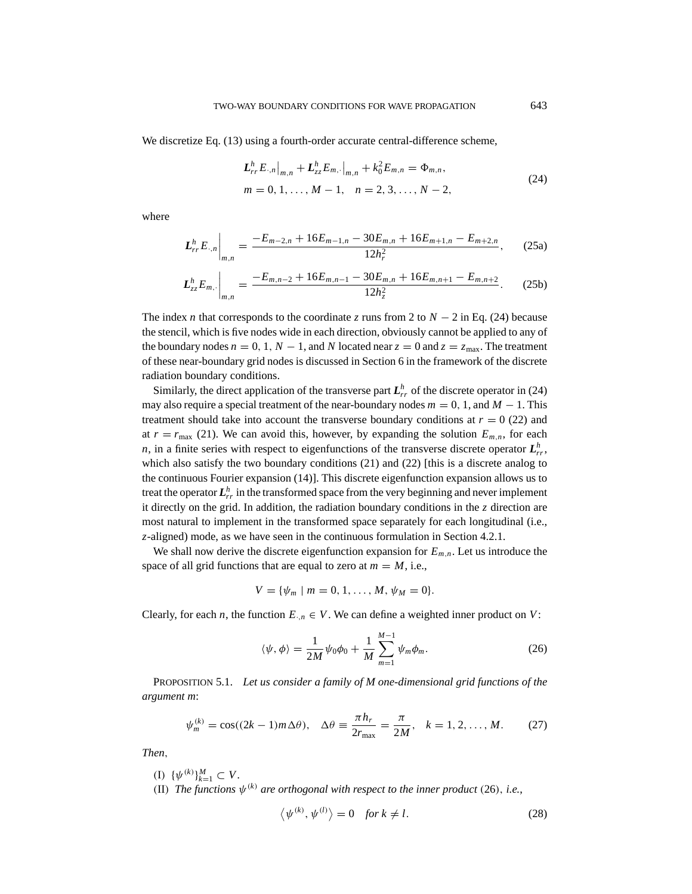We discretize Eq. (13) using a fourth-order accurate central-difference scheme,

$$
\begin{aligned}
&\boldsymbol{L}_{rr}^{h} E_{\cdot,n}\big|_{m,n} + \boldsymbol{L}_{zz}^{h} E_{m,\cdot}\big|_{m,n} + k_0^2 E_{m,n} = \Phi_{m,n}, \\
&m = 0, 1, \ldots, M-1, \quad n = 2, 3, \ldots, N-2,
\end{aligned}
\tag{24}
$$

where

$$
\boldsymbol{L}_{rr}^{h} E_{\cdot,n}\bigg|_{m,n} = \frac{-E_{m-2,n} + 16E_{m-1,n} - 30E_{m,n} + 16E_{m+1,n} - E_{m+2,n}}{12h_r^2}, \tag{25a}
$$

$$
\boldsymbol{L}_{zz}^{h} E_{m,\cdot}\bigg|_{m,n} = \frac{-E_{m,n-2} + 16E_{m,n-1} - 30E_{m,n} + 16E_{m,n+1} - E_{m,n+2}}{12h_z^2}. \tag{25b}
$$

The index $n$ that corresponds to the coordinate $z$ runs from 2 to $N-2$ in Eq. (24) because the stencil, which is five nodes wide in each direction, obviously cannot be applied to any of the boundary nodes $n = 0, 1, N-1$, and $N$ located near $z = 0$ and $z = z_{\max}$. The treatment of these near-boundary grid nodes is discussed in Section 6 in the framework of the discrete radiation boundary conditions.

Similarly, the direct application of the transverse part $\boldsymbol{L}_{rr}^{h}$ of the discrete operator in (24) may also require a special treatment of the near-boundary nodes $m = 0, 1$, and $M-1$. This treatment should take into account the transverse boundary conditions at $r = 0$ (22) and at $r = r_{\max}$ (21). We can avoid this, however, by expanding the solution $E_{m,n}$, for each $n$, in a finite series with respect to eigenfunctions of the transverse discrete operator $\boldsymbol{L}_{rr}^{h}$, which also satisfy the two boundary conditions (21) and (22) [this is a discrete analog to the continuous Fourier expansion (14)]. This discrete eigenfunction expansion allows us to treat the operator $\boldsymbol{L}_{rr}^{h}$ in the transformed space from the very beginning and never implement it directly on the grid. In addition, the radiation boundary conditions in the $z$ direction are most natural to implement in the transformed space separately for each longitudinal (i.e., $z$-aligned) mode, as we have seen in the continuous formulation in Section 4.2.1.

We shall now derive the discrete eigenfunction expansion for $E_{m,n}$. Let us introduce the space of all grid functions that are equal to zero at $m = M$, i.e.,

$$
V = \{\psi_m \mid m = 0, 1, \ldots, M, \psi_M = 0\}.
$$

Clearly, for each $n$, the function $E_{\cdot,n} \in V$. We can define a weighted inner product on $V$:

$$
\langle \psi, \phi \rangle = \frac{1}{2M}\psi_0\phi_0 + \frac{1}{M}\sum_{m=1}^{M-1}\psi_m\phi_m. \tag{26}
$$

PROPOSITION 5.1. *Let us consider a family of M one-dimensional grid functions of the argument m*:

$$
\psi_m^{(k)} = \cos((2k-1)m\Delta\theta), \quad \Delta\theta \equiv \frac{\pi h_r}{2r_{\max}} = \frac{\pi}{2M}, \quad k = 1, 2, \ldots, M. \tag{27}
$$

*Then*,

(I) $\{\psi^{(k)}\}_{k=1}^{M} \subset V$.

(II) *The functions $\psi^{(k)}$ are orthogonal with respect to the inner product* (26), *i.e.*,

$$
\left\langle \psi^{(k)}, \psi^{(l)} \right\rangle = 0 \quad \textit{for } k \neq l. \tag{28}
$$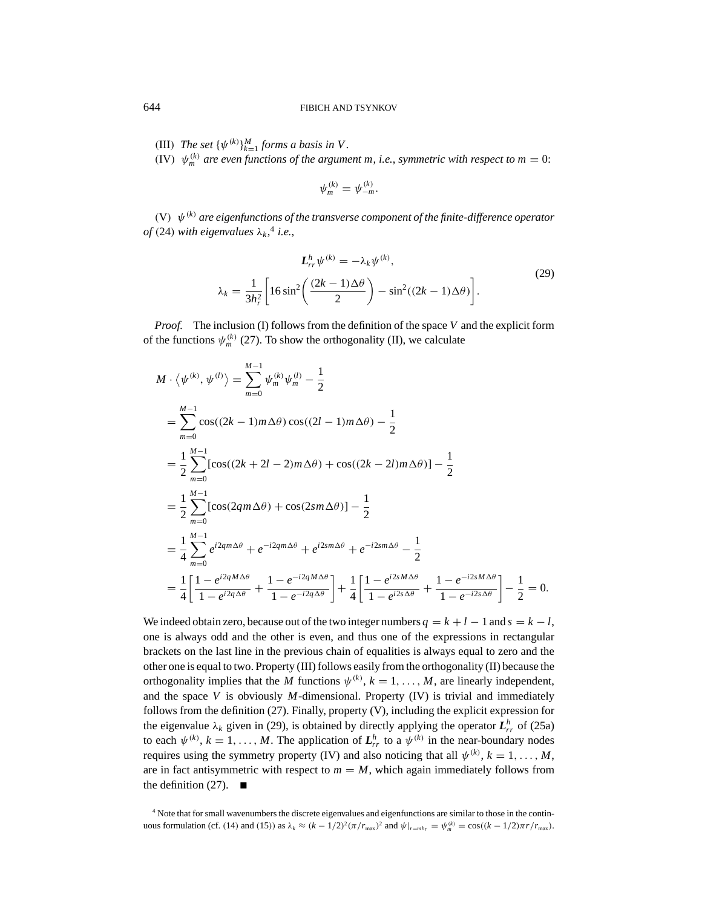(III) *The set* $\{\psi^{(k)}\}_{k=1}^{M}$ *forms a basis in* $V$.

(IV) $\psi_m^{(k)}$ *are even functions of the argument* $m$, *i.e., symmetric with respect to* $m = 0$:

$$\psi_m^{(k)} = \psi_{-m}^{(k)}.$$

(V) $\psi^{(k)}$ *are eigenfunctions of the transverse component of the finite-difference operator of* (24) *with eigenvalues* $\lambda_k$,[4] *i.e.,*

$$\begin{gathered}
\boldsymbol{L}_{rr}^{h}\psi^{(k)} = -\lambda_k \psi^{(k)}, \\
\lambda_k = \frac{1}{3h_r^2}\left[16\sin^2\left(\frac{(2k-1)\Delta\theta}{2}\right) - \sin^2((2k-1)\Delta\theta)\right].
\end{gathered} \tag{29}$$

*Proof.* The inclusion (I) follows from the definition of the space $V$ and the explicit form of the functions $\psi_m^{(k)}$ (27). To show the orthogonality (II), we calculate

$$\begin{aligned}
M \cdot \langle \psi^{(k)}, \psi^{(l)} \rangle &= \sum_{m=0}^{M-1} \psi_m^{(k)} \psi_m^{(l)} - \frac{1}{2} \\
&= \sum_{m=0}^{M-1} \cos((2k-1)m\Delta\theta)\cos((2l-1)m\Delta\theta) - \frac{1}{2} \\
&= \frac{1}{2}\sum_{m=0}^{M-1} [\cos((2k+2l-2)m\Delta\theta) + \cos((2k-2l)m\Delta\theta)] - \frac{1}{2} \\
&= \frac{1}{2}\sum_{m=0}^{M-1} [\cos(2qm\Delta\theta) + \cos(2sm\Delta\theta)] - \frac{1}{2} \\
&= \frac{1}{4}\sum_{m=0}^{M-1} e^{i2qm\Delta\theta} + e^{-i2qm\Delta\theta} + e^{i2sm\Delta\theta} + e^{-i2sm\Delta\theta} - \frac{1}{2} \\
&= \frac{1}{4}\left[\frac{1-e^{i2qM\Delta\theta}}{1-e^{i2q\Delta\theta}} + \frac{1-e^{-i2qM\Delta\theta}}{1-e^{-i2q\Delta\theta}}\right] + \frac{1}{4}\left[\frac{1-e^{i2sM\Delta\theta}}{1-e^{i2s\Delta\theta}} + \frac{1-e^{-i2sM\Delta\theta}}{1-e^{-i2s\Delta\theta}}\right] - \frac{1}{2} = 0.
\end{aligned}$$

We indeed obtain zero, because out of the two integer numbers $q = k + l - 1$ and $s = k - l$, one is always odd and the other is even, and thus one of the expressions in rectangular brackets on the last line in the previous chain of equalities is always equal to zero and the other one is equal to two. Property (III) follows easily from the orthogonality (II) because the orthogonality implies that the $M$ functions $\psi^{(k)}$, $k = 1, \ldots, M$, are linearly independent, and the space $V$ is obviously $M$-dimensional. Property (IV) is trivial and immediately follows from the definition (27). Finally, property (V), including the explicit expression for the eigenvalue $\lambda_k$ given in (29), is obtained by directly applying the operator $\boldsymbol{L}_{rr}^{h}$ of (25a) to each $\psi^{(k)}$, $k = 1, \ldots, M$. The application of $\boldsymbol{L}_{rr}^{h}$ to a $\psi^{(k)}$ in the near-boundary nodes requires using the symmetry property (IV) and also noticing that all $\psi^{(k)}$, $k = 1, \ldots, M$, are in fact antisymmetric with respect to $m = M$, which again immediately follows from the definition (27). ■

[4] Note that for small wavenumbers the discrete eigenvalues and eigenfunctions are similar to those in the continuous formulation (cf. (14) and (15)) as $\lambda_k \approx (k - 1/2)^2(\pi/r_{\max})^2$ and $\psi|_{r=mh_r} = \psi_m^{(k)} = \cos((k - 1/2)\pi r/r_{\max})$.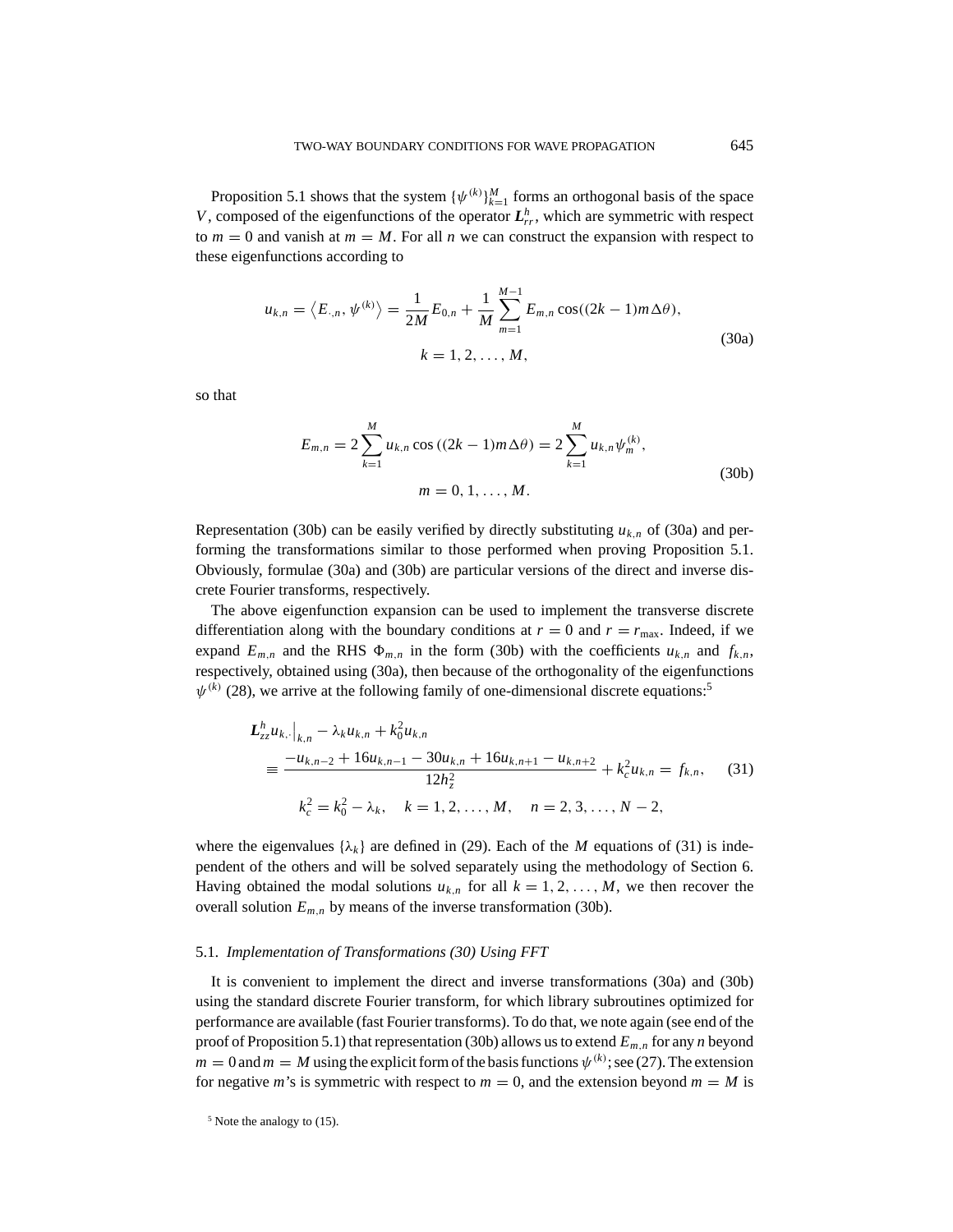Proposition 5.1 shows that the system $\{\psi^{(k)}\}_{k=1}^{M}$ forms an orthogonal basis of the space $V$, composed of the eigenfunctions of the operator $\boldsymbol{L}_{rr}^{h}$, which are symmetric with respect to $m = 0$ and vanish at $m = M$. For all $n$ we can construct the expansion with respect to these eigenfunctions according to

$$
u_{k,n} = \left\langle E_{\cdot,n}, \psi^{(k)} \right\rangle = \frac{1}{2M} E_{0,n} + \frac{1}{M} \sum_{m=1}^{M-1} E_{m,n} \cos((2k-1)m\Delta\theta), \qquad k = 1, 2, \ldots, M, \tag{30a}
$$

so that

$$
E_{m,n} = 2 \sum_{k=1}^{M} u_{k,n} \cos\left((2k-1)m\Delta\theta\right) = 2 \sum_{k=1}^{M} u_{k,n} \psi_m^{(k)}, \qquad m = 0, 1, \ldots, M. \tag{30b}
$$

Representation (30b) can be easily verified by directly substituting $u_{k,n}$ of (30a) and performing the transformations similar to those performed when proving Proposition 5.1. Obviously, formulae (30a) and (30b) are particular versions of the direct and inverse discrete Fourier transforms, respectively.

The above eigenfunction expansion can be used to implement the transverse discrete differentiation along with the boundary conditions at $r = 0$ and $r = r_{\max}$. Indeed, if we expand $E_{m,n}$ and the RHS $\Phi_{m,n}$ in the form (30b) with the coefficients $u_{k,n}$ and $f_{k,n}$, respectively, obtained using (30a), then because of the orthogonality of the eigenfunctions $\psi^{(k)}$ (28), we arrive at the following family of one-dimensional discrete equations:[5]

$$
\begin{aligned}
&\boldsymbol{L}_{zz}^{h} u_{k,\cdot}\big|_{k,n} - \lambda_k u_{k,n} + k_0^2 u_{k,n} \\
&\quad \equiv \frac{-u_{k,n-2} + 16u_{k,n-1} - 30u_{k,n} + 16u_{k,n+1} - u_{k,n+2}}{12h_z^2} + k_c^2 u_{k,n} = f_{k,n}, \\
&\qquad k_c^2 = k_0^2 - \lambda_k, \quad k = 1, 2, \ldots, M, \quad n = 2, 3, \ldots, N-2,
\end{aligned} \tag{31}
$$

where the eigenvalues $\{\lambda_k\}$ are defined in (29). Each of the $M$ equations of (31) is independent of the others and will be solved separately using the methodology of Section 6. Having obtained the modal solutions $u_{k,n}$ for all $k = 1, 2, \ldots, M$, we then recover the overall solution $E_{m,n}$ by means of the inverse transformation (30b).

### 5.1. *Implementation of Transformations (30) Using FFT*

It is convenient to implement the direct and inverse transformations (30a) and (30b) using the standard discrete Fourier transform, for which library subroutines optimized for performance are available (fast Fourier transforms). To do that, we note again (see end of the proof of Proposition 5.1) that representation (30b) allows us to extend $E_{m,n}$ for any $n$ beyond $m = 0$ and $m = M$ using the explicit form of the basis functions $\psi^{(k)}$; see (27). The extension for negative $m$'s is symmetric with respect to $m = 0$, and the extension beyond $m = M$ is

[5] Note the analogy to (15).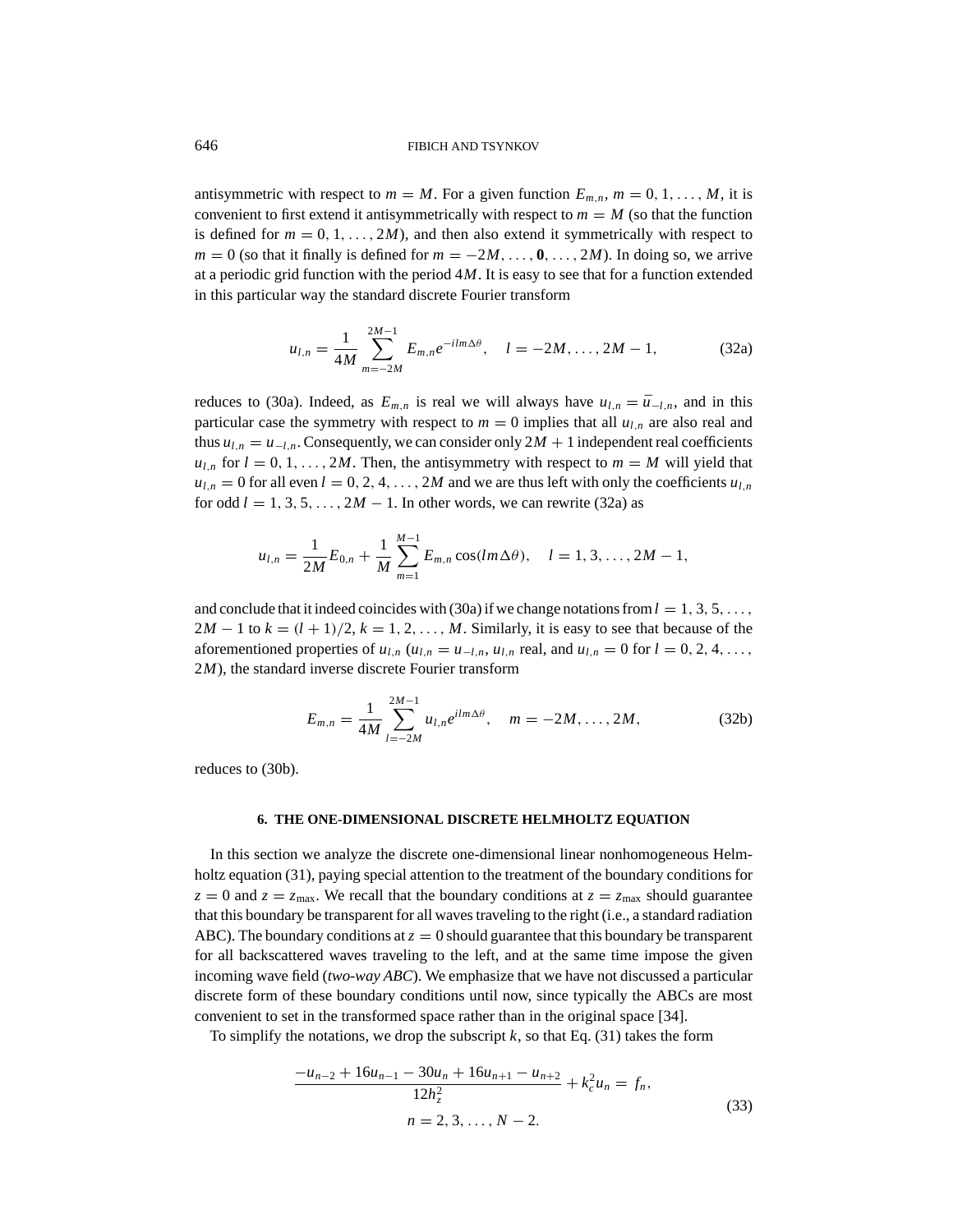antisymmetric with respect to $m = M$. For a given function $E_{m,n}$, $m = 0, 1, \ldots, M$, it is convenient to first extend it antisymmetrically with respect to $m = M$ (so that the function is defined for $m = 0, 1, \ldots, 2M$), and then also extend it symmetrically with respect to $m = 0$ (so that it finally is defined for $m = -2M, \ldots, \mathbf{0}, \ldots, 2M$). In doing so, we arrive at a periodic grid function with the period $4M$. It is easy to see that for a function extended in this particular way the standard discrete Fourier transform

$$u_{l,n} = \frac{1}{4M} \sum_{m=-2M}^{2M-1} E_{m,n} e^{-ilm\Delta\theta}, \quad l = -2M, \ldots, 2M-1, \tag{32a}$$

reduces to (30a). Indeed, as $E_{m,n}$ is real we will always have $u_{l,n} = \bar{u}_{-l,n}$, and in this particular case the symmetry with respect to $m = 0$ implies that all $u_{l,n}$ are also real and thus $u_{l,n} = u_{-l,n}$. Consequently, we can consider only $2M+1$ independent real coefficients $u_{l,n}$ for $l = 0, 1, \ldots, 2M$. Then, the antisymmetry with respect to $m = M$ will yield that $u_{l,n} = 0$ for all even $l = 0, 2, 4, \ldots, 2M$ and we are thus left with only the coefficients $u_{l,n}$ for odd $l = 1, 3, 5, \ldots, 2M-1$. In other words, we can rewrite (32a) as

$$u_{l,n} = \frac{1}{2M} E_{0,n} + \frac{1}{M} \sum_{m=1}^{M-1} E_{m,n} \cos(lm\Delta\theta), \quad l = 1, 3, \ldots, 2M-1,$$

and conclude that it indeed coincides with (30a) if we change notations from $l = 1, 3, 5, \ldots, 2M-1$ to $k = (l+1)/2$, $k = 1, 2, \ldots, M$. Similarly, it is easy to see that because of the aforementioned properties of $u_{l,n}$ ($u_{l,n} = u_{-l,n}$, $u_{l,n}$ real, and $u_{l,n} = 0$ for $l = 0, 2, 4, \ldots, 2M$), the standard inverse discrete Fourier transform

$$E_{m,n} = \frac{1}{4M} \sum_{l=-2M}^{2M-1} u_{l,n} e^{ilm\Delta\theta}, \quad m = -2M, \ldots, 2M, \tag{32b}$$

reduces to (30b).

## 6. THE ONE-DIMENSIONAL DISCRETE HELMHOLTZ EQUATION

In this section we analyze the discrete one-dimensional linear nonhomogeneous Helmholtz equation (31), paying special attention to the treatment of the boundary conditions for $z = 0$ and $z = z_{\max}$. We recall that the boundary conditions at $z = z_{\max}$ should guarantee that this boundary be transparent for all waves traveling to the right (i.e., a standard radiation ABC). The boundary conditions at $z = 0$ should guarantee that this boundary be transparent for all backscattered waves traveling to the left, and at the same time impose the given incoming wave field (*two-way ABC*). We emphasize that we have not discussed a particular discrete form of these boundary conditions until now, since typically the ABCs are most convenient to set in the transformed space rather than in the original space [34].

To simplify the notations, we drop the subscript $k$, so that Eq. (31) takes the form

$$\begin{gathered} \frac{-u_{n-2} + 16u_{n-1} - 30u_n + 16u_{n+1} - u_{n+2}}{12h_z^2} + k_c^2 u_n = f_n, \\ n = 2, 3, \ldots, N-2. \end{gathered} \tag{33}$$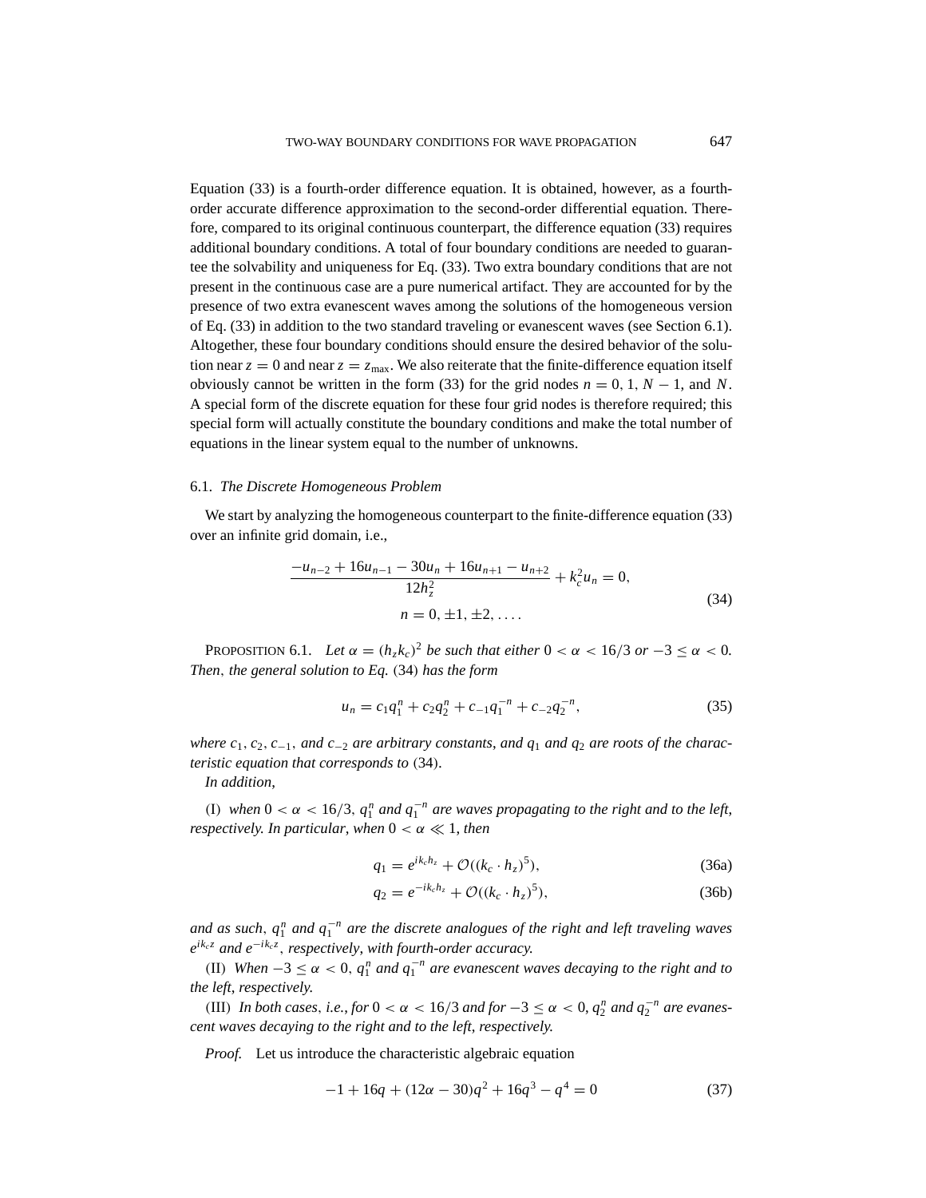Equation (33) is a fourth-order difference equation. It is obtained, however, as a fourth-order accurate difference approximation to the second-order differential equation. Therefore, compared to its original continuous counterpart, the difference equation (33) requires additional boundary conditions. A total of four boundary conditions are needed to guarantee the solvability and uniqueness for Eq. (33). Two extra boundary conditions that are not present in the continuous case are a pure numerical artifact. They are accounted for by the presence of two extra evanescent waves among the solutions of the homogeneous version of Eq. (33) in addition to the two standard traveling or evanescent waves (see Section 6.1). Altogether, these four boundary conditions should ensure the desired behavior of the solution near $z = 0$ and near $z = z_{\max}$. We also reiterate that the finite-difference equation itself obviously cannot be written in the form (33) for the grid nodes $n = 0, 1, N-1$, and $N$. A special form of the discrete equation for these four grid nodes is therefore required; this special form will actually constitute the boundary conditions and make the total number of equations in the linear system equal to the number of unknowns.

### 6.1. *The Discrete Homogeneous Problem*

We start by analyzing the homogeneous counterpart to the finite-difference equation (33) over an infinite grid domain, i.e.,

$$\frac{-u_{n-2} + 16u_{n-1} - 30u_n + 16u_{n+1} - u_{n+2}}{12h_z^2} + k_c^2 u_n = 0, \qquad n = 0, \pm 1, \pm 2, \ldots. \tag{34}$$

PROPOSITION 6.1. *Let $\alpha = (h_z k_c)^2$ be such that either $0 < \alpha < 16/3$ or $-3 \le \alpha < 0$. Then, the general solution to Eq.* (34) *has the form*

$$u_n = c_1 q_1^n + c_2 q_2^n + c_{-1} q_1^{-n} + c_{-2} q_2^{-n}, \tag{35}$$

*where $c_1$, $c_2$, $c_{-1}$, and $c_{-2}$ are arbitrary constants, and $q_1$ and $q_2$ are roots of the characteristic equation that corresponds to* (34).

*In addition,*

(I) *when $0 < \alpha < 16/3$, $q_1^n$ and $q_1^{-n}$ are waves propagating to the right and to the left, respectively. In particular, when $0 < \alpha \ll 1$, then*

$$q_1 = e^{ik_c h_z} + \mathcal{O}((k_c \cdot h_z)^5), \tag{36a}$$

$$q_2 = e^{-ik_c h_z} + \mathcal{O}((k_c \cdot h_z)^5), \tag{36b}$$

*and as such, $q_1^n$ and $q_1^{-n}$ are the discrete analogues of the right and left traveling waves $e^{ik_c z}$ and $e^{-ik_c z}$, respectively, with fourth-order accuracy.*

(II) *When $-3 \le \alpha < 0$, $q_1^n$ and $q_1^{-n}$ are evanescent waves decaying to the right and to the left, respectively.*

(III) *In both cases, i.e., for $0 < \alpha < 16/3$ and for $-3 \le \alpha < 0$, $q_2^n$ and $q_2^{-n}$ are evanescent waves decaying to the right and to the left, respectively.*

*Proof.* Let us introduce the characteristic algebraic equation

$$-1 + 16q + (12\alpha - 30)q^2 + 16q^3 - q^4 = 0 \tag{37}$$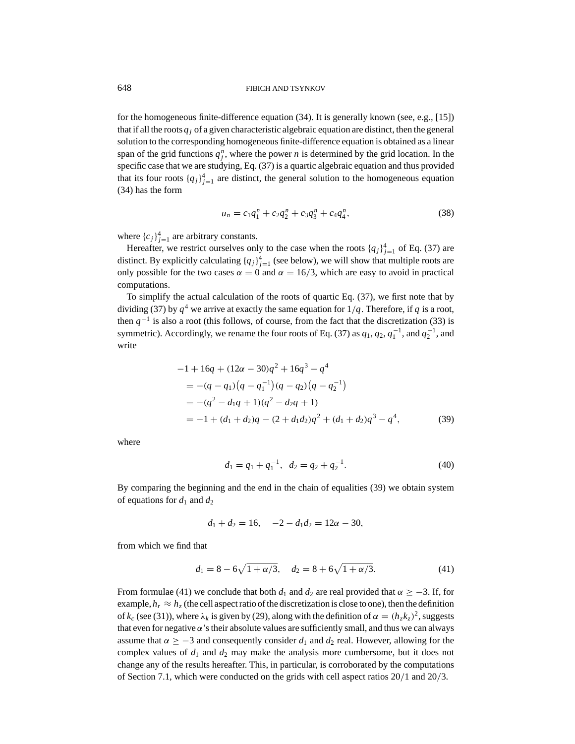for the homogeneous finite-difference equation (34). It is generally known (see, e.g., [15]) that if all the roots $q_j$ of a given characteristic algebraic equation are distinct, then the general solution to the corresponding homogeneous finite-difference equation is obtained as a linear span of the grid functions $q_j^n$, where the power $n$ is determined by the grid location. In the specific case that we are studying, Eq. (37) is a quartic algebraic equation and thus provided that its four roots $\{q_j\}_{j=1}^4$ are distinct, the general solution to the homogeneous equation (34) has the form

$$u_n = c_1 q_1^n + c_2 q_2^n + c_3 q_3^n + c_4 q_4^n, \tag{38}$$

where $\{c_j\}_{j=1}^4$ are arbitrary constants.

Hereafter, we restrict ourselves only to the case when the roots $\{q_j\}_{j=1}^4$ of Eq. (37) are distinct. By explicitly calculating $\{q_j\}_{j=1}^4$ (see below), we will show that multiple roots are only possible for the two cases $\alpha = 0$ and $\alpha = 16/3$, which are easy to avoid in practical computations.

To simplify the actual calculation of the roots of quartic Eq. (37), we first note that by dividing (37) by $q^4$ we arrive at exactly the same equation for $1/q$. Therefore, if $q$ is a root, then $q^{-1}$ is also a root (this follows, of course, from the fact that the discretization (33) is symmetric). Accordingly, we rename the four roots of Eq. (37) as $q_1$, $q_2$, $q_1^{-1}$, and $q_2^{-1}$, and write

$$\begin{aligned}
&-1 + 16q + (12\alpha - 30)q^2 + 16q^3 - q^4 \\
&\quad = -(q - q_1)\left(q - q_1^{-1}\right)(q - q_2)\left(q - q_2^{-1}\right) \\
&\quad = -(q^2 - d_1 q + 1)(q^2 - d_2 q + 1) \\
&\quad = -1 + (d_1 + d_2)q - (2 + d_1 d_2)q^2 + (d_1 + d_2)q^3 - q^4,
\end{aligned} \tag{39}$$

where

$$d_1 = q_1 + q_1^{-1}, \quad d_2 = q_2 + q_2^{-1}. \tag{40}$$

By comparing the beginning and the end in the chain of equalities (39) we obtain system of equations for $d_1$ and $d_2$

$$d_1 + d_2 = 16, \quad -2 - d_1 d_2 = 12\alpha - 30,$$

from which we find that

$$d_1 = 8 - 6\sqrt{1 + \alpha/3}, \quad d_2 = 8 + 6\sqrt{1 + \alpha/3}. \tag{41}$$

From formulae (41) we conclude that both $d_1$ and $d_2$ are real provided that $\alpha \geq -3$. If, for example, $h_r \approx h_z$ (the cell aspect ratio of the discretization is close to one), then the definition of $k_c$ (see (31)), where $\lambda_k$ is given by (29), along with the definition of $\alpha = (h_z k_z)^2$, suggests that even for negative $\alpha$'s their absolute values are sufficiently small, and thus we can always assume that $\alpha \geq -3$ and consequently consider $d_1$ and $d_2$ real. However, allowing for the complex values of $d_1$ and $d_2$ may make the analysis more cumbersome, but it does not change any of the results hereafter. This, in particular, is corroborated by the computations of Section 7.1, which were conducted on the grids with cell aspect ratios $20/1$ and $20/3$.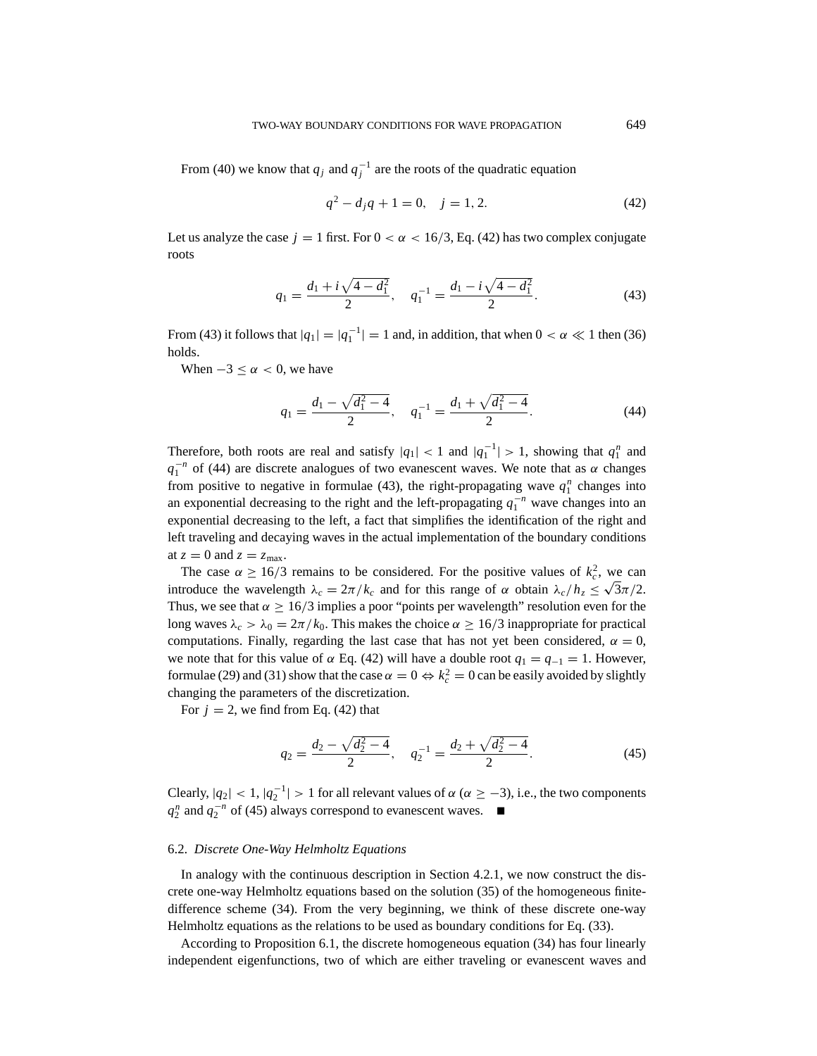From (40) we know that $q_j$ and $q_j^{-1}$ are the roots of the quadratic equation

$$q^2 - d_j q + 1 = 0, \quad j = 1, 2. \tag{42}$$

Let us analyze the case $j = 1$ first. For $0 < \alpha < 16/3$, Eq. (42) has two complex conjugate roots

$$q_1 = \frac{d_1 + i\sqrt{4 - d_1^2}}{2}, \quad q_1^{-1} = \frac{d_1 - i\sqrt{4 - d_1^2}}{2}. \tag{43}$$

From (43) it follows that $|q_1| = |q_1^{-1}| = 1$ and, in addition, that when $0 < \alpha \ll 1$ then (36) holds.

When $-3 \leq \alpha < 0$, we have

$$q_1 = \frac{d_1 - \sqrt{d_1^2 - 4}}{2}, \quad q_1^{-1} = \frac{d_1 + \sqrt{d_1^2 - 4}}{2}. \tag{44}$$

Therefore, both roots are real and satisfy $|q_1| < 1$ and $|q_1^{-1}| > 1$, showing that $q_1^n$ and $q_1^{-n}$ of (44) are discrete analogues of two evanescent waves. We note that as $\alpha$ changes from positive to negative in formulae (43), the right-propagating wave $q_1^n$ changes into an exponential decreasing to the right and the left-propagating $q_1^{-n}$ wave changes into an exponential decreasing to the left, a fact that simplifies the identification of the right and left traveling and decaying waves in the actual implementation of the boundary conditions at $z = 0$ and $z = z_{\max}$.

The case $\alpha \geq 16/3$ remains to be considered. For the positive values of $k_c^2$, we can introduce the wavelength $\lambda_c = 2\pi/k_c$ and for this range of $\alpha$ obtain $\lambda_c/h_z \leq \sqrt{3}\pi/2$. Thus, we see that $\alpha \geq 16/3$ implies a poor "points per wavelength" resolution even for the long waves $\lambda_c > \lambda_0 = 2\pi/k_0$. This makes the choice $\alpha \geq 16/3$ inappropriate for practical computations. Finally, regarding the last case that has not yet been considered, $\alpha = 0$, we note that for this value of $\alpha$ Eq. (42) will have a double root $q_1 = q_{-1} = 1$. However, formulae (29) and (31) show that the case $\alpha = 0 \Leftrightarrow k_c^2 = 0$ can be easily avoided by slightly changing the parameters of the discretization.

For $j = 2$, we find from Eq. (42) that

$$q_2 = \frac{d_2 - \sqrt{d_2^2 - 4}}{2}, \quad q_2^{-1} = \frac{d_2 + \sqrt{d_2^2 - 4}}{2}. \tag{45}$$

Clearly, $|q_2| < 1$, $|q_2^{-1}| > 1$ for all relevant values of $\alpha$ ($\alpha \geq -3$), i.e., the two components $q_2^n$ and $q_2^{-n}$ of (45) always correspond to evanescent waves. ■

### 6.2. *Discrete One-Way Helmholtz Equations*

In analogy with the continuous description in Section 4.2.1, we now construct the discrete one-way Helmholtz equations based on the solution (35) of the homogeneous finite-difference scheme (34). From the very beginning, we think of these discrete one-way Helmholtz equations as the relations to be used as boundary conditions for Eq. (33).

According to Proposition 6.1, the discrete homogeneous equation (34) has four linearly independent eigenfunctions, two of which are either traveling or evanescent waves and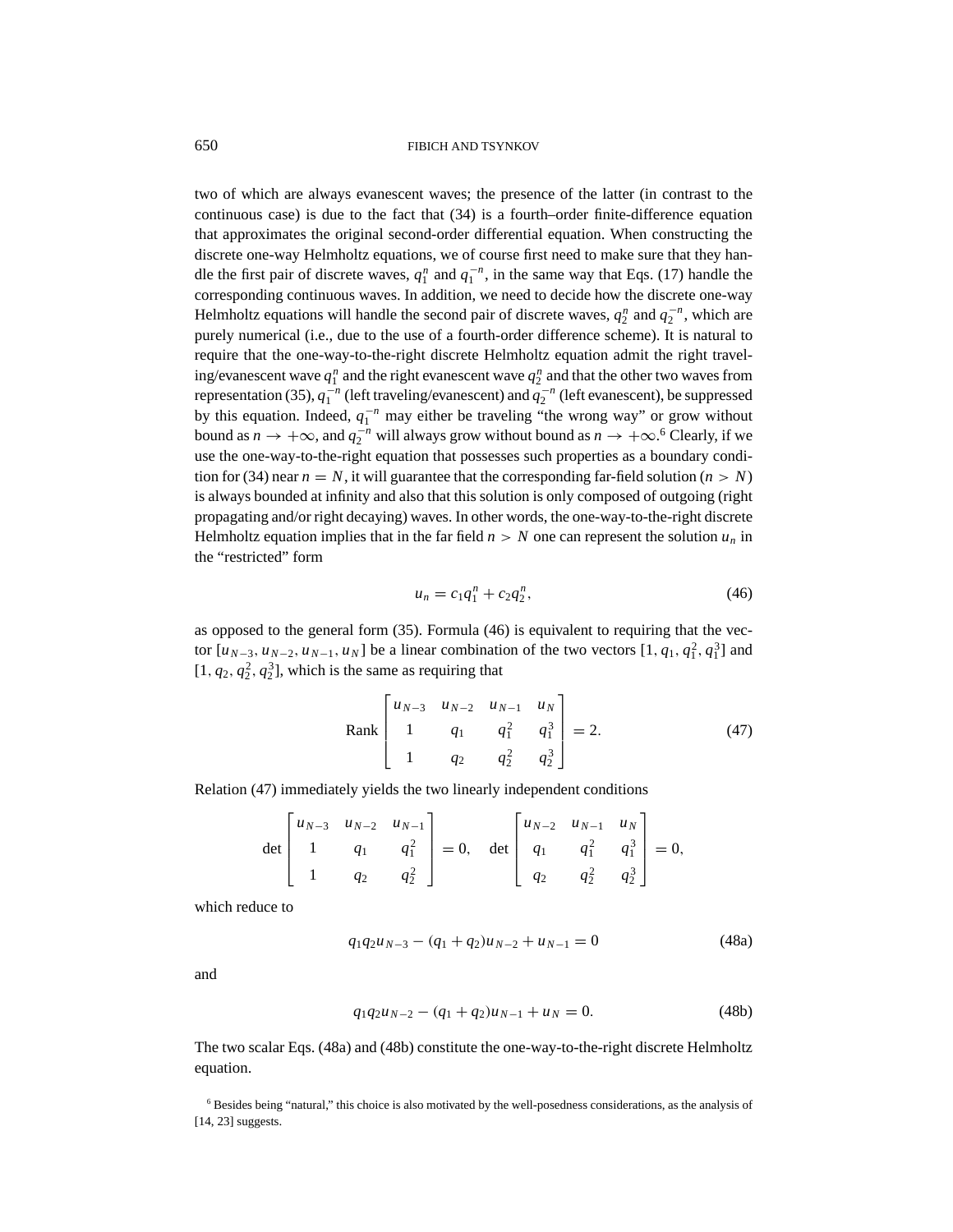two of which are always evanescent waves; the presence of the latter (in contrast to the continuous case) is due to the fact that (34) is a fourth–order finite-difference equation that approximates the original second-order differential equation. When constructing the discrete one-way Helmholtz equations, we of course first need to make sure that they handle the first pair of discrete waves, $q_1^n$ and $q_1^{-n}$, in the same way that Eqs. (17) handle the corresponding continuous waves. In addition, we need to decide how the discrete one-way Helmholtz equations will handle the second pair of discrete waves, $q_2^n$ and $q_2^{-n}$, which are purely numerical (i.e., due to the use of a fourth-order difference scheme). It is natural to require that the one-way-to-the-right discrete Helmholtz equation admit the right traveling/evanescent wave $q_1^n$ and the right evanescent wave $q_2^n$ and that the other two waves from representation (35), $q_1^{-n}$ (left traveling/evanescent) and $q_2^{-n}$ (left evanescent), be suppressed by this equation. Indeed, $q_1^{-n}$ may either be traveling "the wrong way" or grow without bound as $n \to +\infty$, and $q_2^{-n}$ will always grow without bound as $n \to +\infty$.[6] Clearly, if we use the one-way-to-the-right equation that possesses such properties as a boundary condition for (34) near $n = N$, it will guarantee that the corresponding far-field solution ($n > N$) is always bounded at infinity and also that this solution is only composed of outgoing (right propagating and/or right decaying) waves. In other words, the one-way-to-the-right discrete Helmholtz equation implies that in the far field $n > N$ one can represent the solution $u_n$ in the "restricted" form

$$u_n = c_1 q_1^n + c_2 q_2^n, \tag{46}$$

as opposed to the general form (35). Formula (46) is equivalent to requiring that the vector $[u_{N-3}, u_{N-2}, u_{N-1}, u_N]$ be a linear combination of the two vectors $[1, q_1, q_1^2, q_1^3]$ and $[1, q_2, q_2^2, q_2^3]$, which is the same as requiring that

$$\text{Rank} \begin{bmatrix} u_{N-3} & u_{N-2} & u_{N-1} & u_N \\ 1 & q_1 & q_1^2 & q_1^3 \\ 1 & q_2 & q_2^2 & q_2^3 \end{bmatrix} = 2. \tag{47}$$

Relation (47) immediately yields the two linearly independent conditions

$$\det \begin{bmatrix} u_{N-3} & u_{N-2} & u_{N-1} \\ 1 & q_1 & q_1^2 \\ 1 & q_2 & q_2^2 \end{bmatrix} = 0, \quad \det \begin{bmatrix} u_{N-2} & u_{N-1} & u_N \\ q_1 & q_1^2 & q_1^3 \\ q_2 & q_2^2 & q_2^3 \end{bmatrix} = 0,$$

which reduce to

$$q_1 q_2 u_{N-3} - (q_1 + q_2) u_{N-2} + u_{N-1} = 0 \tag{48a}$$

and

$$q_1 q_2 u_{N-2} - (q_1 + q_2) u_{N-1} + u_N = 0. \tag{48b}$$

The two scalar Eqs. (48a) and (48b) constitute the one-way-to-the-right discrete Helmholtz equation.

[6] Besides being "natural," this choice is also motivated by the well-posedness considerations, as the analysis of [14, 23] suggests.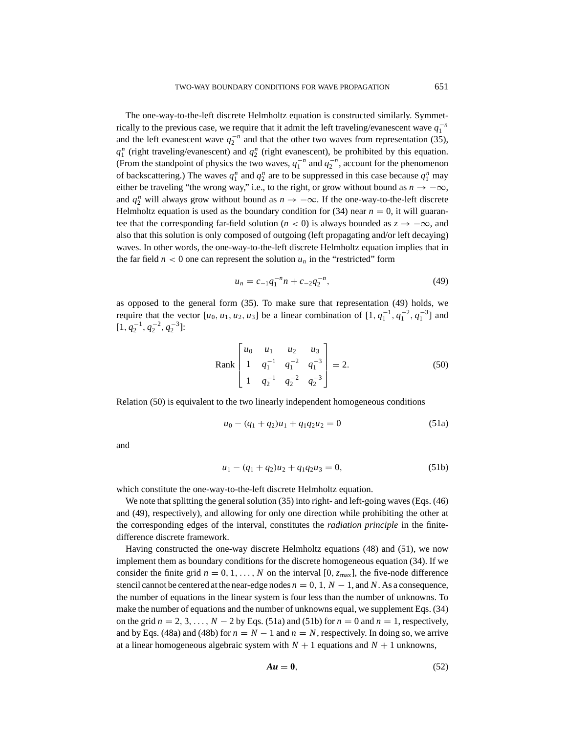The one-way-to-the-left discrete Helmholtz equation is constructed similarly. Symmetrically to the previous case, we require that it admit the left traveling/evanescent wave $q_1^{-n}$ and the left evanescent wave $q_2^{-n}$ and that the other two waves from representation (35), $q_1^n$ (right traveling/evanescent) and $q_2^n$ (right evanescent), be prohibited by this equation. (From the standpoint of physics the two waves, $q_1^{-n}$ and $q_2^{-n}$, account for the phenomenon of backscattering.) The waves $q_1^n$ and $q_2^n$ are to be suppressed in this case because $q_1^n$ may either be traveling "the wrong way," i.e., to the right, or grow without bound as $n \to -\infty$, and $q_2^n$ will always grow without bound as $n \to -\infty$. If the one-way-to-the-left discrete Helmholtz equation is used as the boundary condition for (34) near $n = 0$, it will guarantee that the corresponding far-field solution ($n < 0$) is always bounded as $z \to -\infty$, and also that this solution is only composed of outgoing (left propagating and/or left decaying) waves. In other words, the one-way-to-the-left discrete Helmholtz equation implies that in the far field $n < 0$ one can represent the solution $u_n$ in the "restricted" form

$$u_n = c_{-1} q_1^{-n} n + c_{-2} q_2^{-n}, \tag{49}$$

as opposed to the general form (35). To make sure that representation (49) holds, we require that the vector $[u_0, u_1, u_2, u_3]$ be a linear combination of $[1, q_1^{-1}, q_1^{-2}, q_1^{-3}]$ and $[1, q_2^{-1}, q_2^{-2}, q_2^{-3}]$:

$$\text{Rank} \begin{bmatrix} u_0 & u_1 & u_2 & u_3 \\ 1 & q_1^{-1} & q_1^{-2} & q_1^{-3} \\ 1 & q_2^{-1} & q_2^{-2} & q_2^{-3} \end{bmatrix} = 2. \tag{50}$$

Relation (50) is equivalent to the two linearly independent homogeneous conditions

$$u_0 - (q_1 + q_2)u_1 + q_1 q_2 u_2 = 0 \tag{51a}$$

and

$$u_1 - (q_1 + q_2)u_2 + q_1 q_2 u_3 = 0, \tag{51b}$$

which constitute the one-way-to-the-left discrete Helmholtz equation.

We note that splitting the general solution (35) into right- and left-going waves (Eqs. (46) and (49), respectively), and allowing for only one direction while prohibiting the other at the corresponding edges of the interval, constitutes the *radiation principle* in the finite-difference discrete framework.

Having constructed the one-way discrete Helmholtz equations (48) and (51), we now implement them as boundary conditions for the discrete homogeneous equation (34). If we consider the finite grid $n = 0, 1, \ldots, N$ on the interval $[0, z_{\max}]$, the five-node difference stencil cannot be centered at the near-edge nodes $n = 0, 1, N - 1$, and $N$. As a consequence, the number of equations in the linear system is four less than the number of unknowns. To make the number of equations and the number of unknowns equal, we supplement Eqs. (34) on the grid $n = 2, 3, \ldots, N - 2$ by Eqs. (51a) and (51b) for $n = 0$ and $n = 1$, respectively, and by Eqs. (48a) and (48b) for $n = N - 1$ and $n = N$, respectively. In doing so, we arrive at a linear homogeneous algebraic system with $N + 1$ equations and $N + 1$ unknowns,

$$\boldsymbol{A}\boldsymbol{u} = \boldsymbol{0}, \tag{52}$$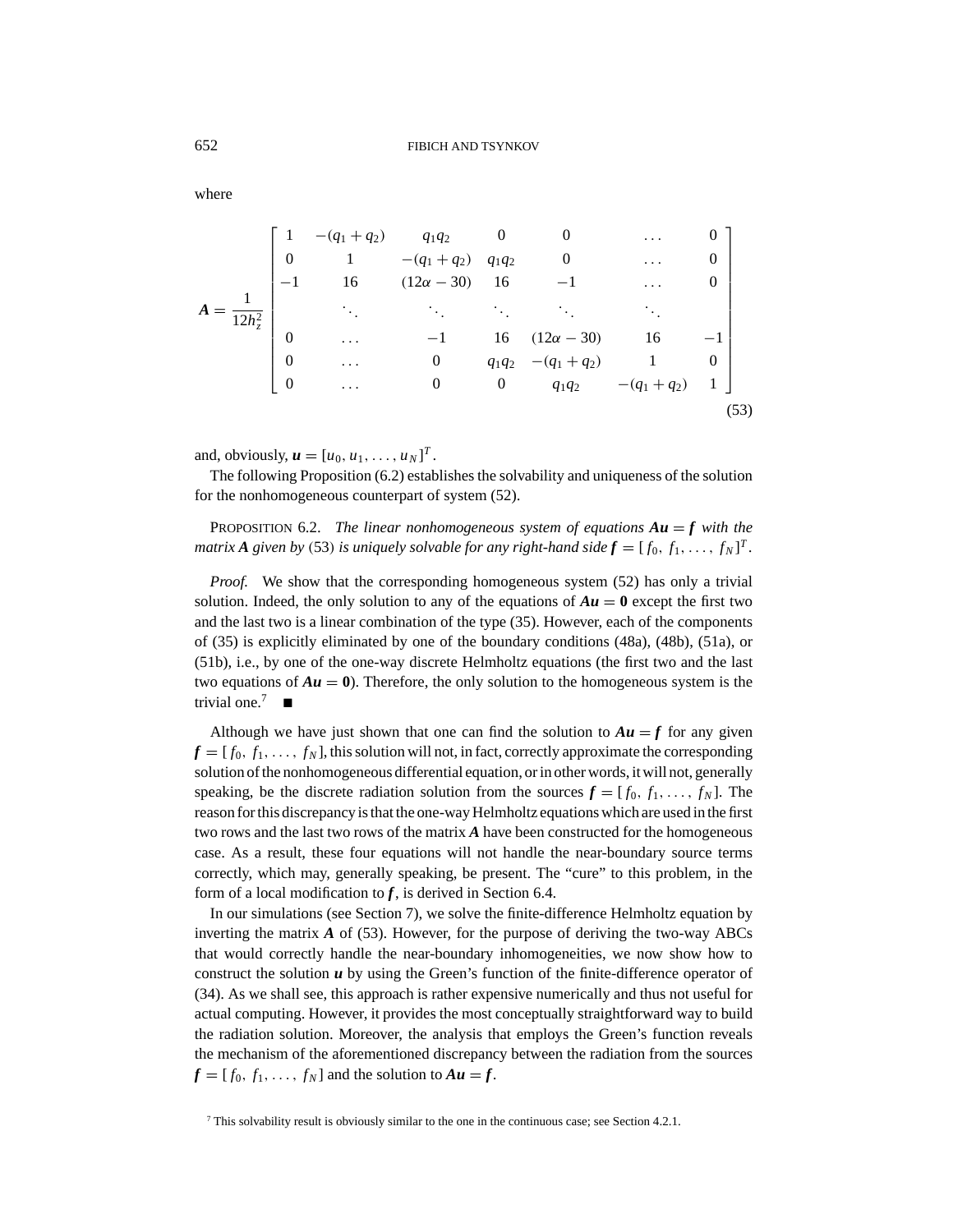where

$$
\boldsymbol{A} = \frac{1}{12h_z^2} \begin{bmatrix} 1 & -(q_1+q_2) & q_1q_2 & 0 & 0 & \dots & 0 \\ 0 & 1 & -(q_1+q_2) & q_1q_2 & 0 & \dots & 0 \\ -1 & 16 & (12\alpha - 30) & 16 & -1 & \dots & 0 \\ & \ddots & \ddots & \ddots & \ddots & \ddots & \\ 0 & \dots & -1 & 16 & (12\alpha - 30) & 16 & -1 \\ 0 & \dots & 0 & q_1q_2 & -(q_1+q_2) & 1 & 0 \\ 0 & \dots & 0 & 0 & q_1q_2 & -(q_1+q_2) & 1 \end{bmatrix} \tag{53}
$$

and, obviously, $\boldsymbol{u} = [u_0, u_1, \dots, u_N]^T$.

The following Proposition (6.2) establishes the solvability and uniqueness of the solution for the nonhomogeneous counterpart of system (52).

PROPOSITION 6.2. *The linear nonhomogeneous system of equations $\boldsymbol{A}\boldsymbol{u} = \boldsymbol{f}$ with the matrix $\boldsymbol{A}$ given by* (53) *is uniquely solvable for any right-hand side $\boldsymbol{f} = [f_0, f_1, \dots, f_N]^T$.*

*Proof.* We show that the corresponding homogeneous system (52) has only a trivial solution. Indeed, the only solution to any of the equations of $\boldsymbol{A}\boldsymbol{u} = \boldsymbol{0}$ except the first two and the last two is a linear combination of the type (35). However, each of the components of (35) is explicitly eliminated by one of the boundary conditions (48a), (48b), (51a), or (51b), i.e., by one of the one-way discrete Helmholtz equations (the first two and the last two equations of $\boldsymbol{A}\boldsymbol{u} = \boldsymbol{0}$). Therefore, the only solution to the homogeneous system is the trivial one.[7] ■

Although we have just shown that one can find the solution to $\boldsymbol{A}\boldsymbol{u} = \boldsymbol{f}$ for any given $\boldsymbol{f} = [f_0, f_1, \dots, f_N]$, this solution will not, in fact, correctly approximate the corresponding solution of the nonhomogeneous differential equation, or in other words, it will not, generally speaking, be the discrete radiation solution from the sources $\boldsymbol{f} = [f_0, f_1, \dots, f_N]$. The reason for this discrepancy is that the one-way Helmholtz equations which are used in the first two rows and the last two rows of the matrix $\boldsymbol{A}$ have been constructed for the homogeneous case. As a result, these four equations will not handle the near-boundary source terms correctly, which may, generally speaking, be present. The "cure" to this problem, in the form of a local modification to $\boldsymbol{f}$, is derived in Section 6.4.

In our simulations (see Section 7), we solve the finite-difference Helmholtz equation by inverting the matrix $\boldsymbol{A}$ of (53). However, for the purpose of deriving the two-way ABCs that would correctly handle the near-boundary inhomogeneities, we now show how to construct the solution $\boldsymbol{u}$ by using the Green's function of the finite-difference operator of (34). As we shall see, this approach is rather expensive numerically and thus not useful for actual computing. However, it provides the most conceptually straightforward way to build the radiation solution. Moreover, the analysis that employs the Green's function reveals the mechanism of the aforementioned discrepancy between the radiation from the sources $\boldsymbol{f} = [f_0, f_1, \dots, f_N]$ and the solution to $\boldsymbol{A}\boldsymbol{u} = \boldsymbol{f}$.

[7] This solvability result is obviously similar to the one in the continuous case; see Section 4.2.1.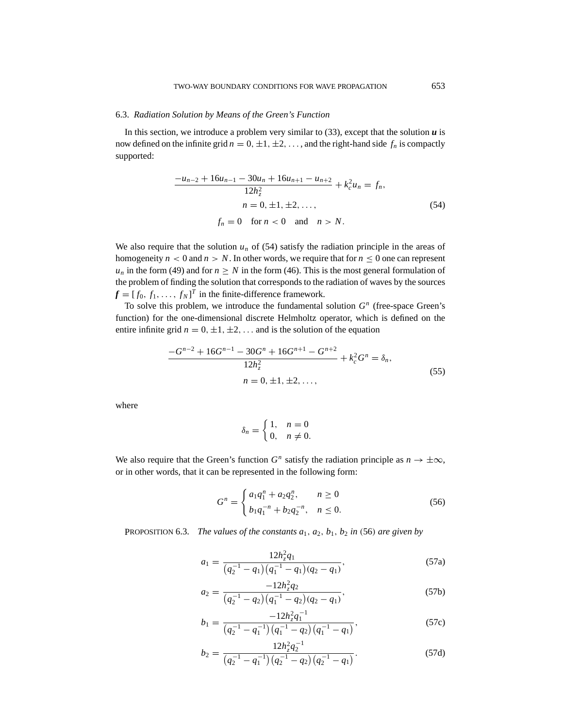### 6.3. *Radiation Solution by Means of the Green's Function*

In this section, we introduce a problem very similar to (33), except that the solution $\boldsymbol{u}$ is now defined on the infinite grid $n = 0, \pm 1, \pm 2, \ldots$, and the right-hand side $f_n$ is compactly supported:

$$
\begin{gathered}
\frac{-u_{n-2} + 16u_{n-1} - 30u_n + 16u_{n+1} - u_{n+2}}{12h_z^2} + k_c^2 u_n = f_n, \\
n = 0, \pm 1, \pm 2, \ldots, \\
f_n = 0 \quad \text{for } n < 0 \quad \text{and} \quad n > N.
\end{gathered}
\tag{54}
$$

We also require that the solution $u_n$ of (54) satisfy the radiation principle in the areas of homogeneity $n < 0$ and $n > N$. In other words, we require that for $n \leq 0$ one can represent $u_n$ in the form (49) and for $n \geq N$ in the form (46). This is the most general formulation of the problem of finding the solution that corresponds to the radiation of waves by the sources $\boldsymbol{f} = [f_0, f_1, \ldots, f_N]^T$ in the finite-difference framework.

To solve this problem, we introduce the fundamental solution $G^n$ (free-space Green's function) for the one-dimensional discrete Helmholtz operator, which is defined on the entire infinite grid $n = 0, \pm 1, \pm 2, \ldots$ and is the solution of the equation

$$
\begin{gathered}
\frac{-G^{n-2} + 16G^{n-1} - 30G^n + 16G^{n+1} - G^{n+2}}{12h_z^2} + k_c^2 G^n = \delta_n, \\
n = 0, \pm 1, \pm 2, \ldots,
\end{gathered}
\tag{55}
$$

where

$$
\delta_n = \begin{cases} 1, & n = 0 \\ 0, & n \neq 0. \end{cases}
$$

We also require that the Green's function $G^n$ satisfy the radiation principle as $n \to \pm\infty$, or in other words, that it can be represented in the following form:

$$
G^n = \begin{cases} a_1 q_1^n + a_2 q_2^n, & n \geq 0 \\ b_1 q_1^{-n} + b_2 q_2^{-n}, & n \leq 0. \end{cases}
\tag{56}
$$

PROPOSITION 6.3. *The values of the constants $a_1$, $a_2$, $b_1$, $b_2$ in* (56) *are given by*

$$
a_1 = \frac{12h_z^2 q_1}{\left(q_2^{-1} - q_1\right)\left(q_1^{-1} - q_1\right)(q_2 - q_1)},
\tag{57a}
$$

$$
a_2 = \frac{-12h_z^2 q_2}{\left(q_2^{-1} - q_2\right)\left(q_1^{-1} - q_2\right)(q_2 - q_1)},
\tag{57b}
$$

$$
b_1 = \frac{-12h_z^2 q_1^{-1}}{\left(q_2^{-1} - q_1^{-1}\right)\left(q_1^{-1} - q_2\right)\left(q_1^{-1} - q_1\right)},
\tag{57c}
$$

$$
b_2 = \frac{12h_z^2 q_2^{-1}}{\left(q_2^{-1} - q_1^{-1}\right)\left(q_2^{-1} - q_2\right)\left(q_2^{-1} - q_1\right)}.
\tag{57d}
$$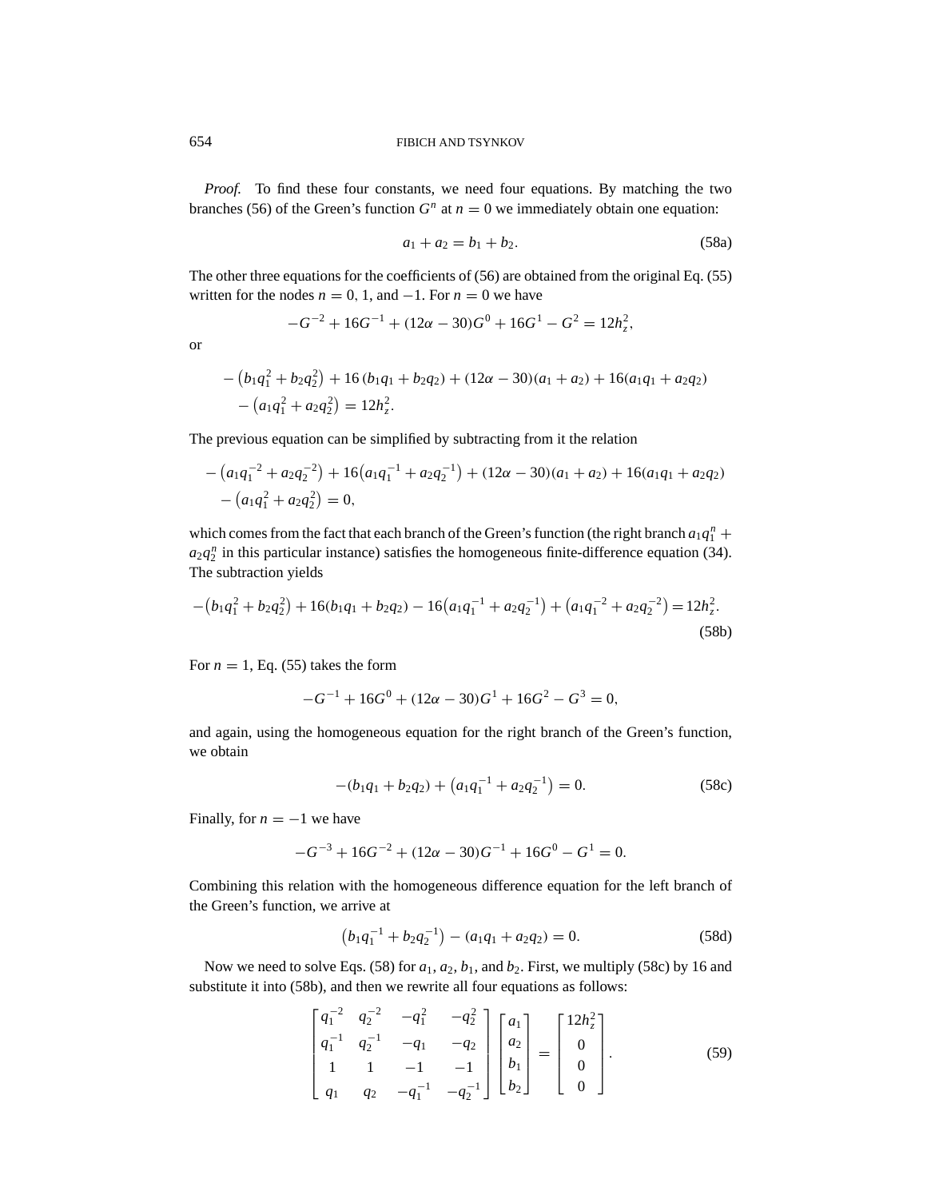*Proof.* To find these four constants, we need four equations. By matching the two branches (56) of the Green's function $G^n$ at $n = 0$ we immediately obtain one equation:

$$a_1 + a_2 = b_1 + b_2. \tag{58a}$$

The other three equations for the coefficients of (56) are obtained from the original Eq. (55) written for the nodes $n = 0$, 1, and $-1$. For $n = 0$ we have

$$-G^{-2} + 16G^{-1} + (12\alpha - 30)G^0 + 16G^1 - G^2 = 12h_z^2,$$

or

$$\begin{aligned}
&-\left(b_1 q_1^2 + b_2 q_2^2\right) + 16\left(b_1 q_1 + b_2 q_2\right) + (12\alpha - 30)(a_1 + a_2) + 16(a_1 q_1 + a_2 q_2) \\
&\quad - \left(a_1 q_1^2 + a_2 q_2^2\right) = 12h_z^2.
\end{aligned}$$

The previous equation can be simplified by subtracting from it the relation

$$\begin{aligned}
&-\left(a_1 q_1^{-2} + a_2 q_2^{-2}\right) + 16\left(a_1 q_1^{-1} + a_2 q_2^{-1}\right) + (12\alpha - 30)(a_1 + a_2) + 16(a_1 q_1 + a_2 q_2) \\
&\quad - \left(a_1 q_1^2 + a_2 q_2^2\right) = 0,
\end{aligned}$$

which comes from the fact that each branch of the Green's function (the right branch $a_1 q_1^n + a_2 q_2^n$ in this particular instance) satisfies the homogeneous finite-difference equation (34). The subtraction yields

$$-\left(b_1 q_1^2 + b_2 q_2^2\right) + 16(b_1 q_1 + b_2 q_2) - 16\left(a_1 q_1^{-1} + a_2 q_2^{-1}\right) + \left(a_1 q_1^{-2} + a_2 q_2^{-2}\right) = 12h_z^2. \tag{58b}$$

For $n = 1$, Eq. (55) takes the form

$$-G^{-1} + 16G^0 + (12\alpha - 30)G^1 + 16G^2 - G^3 = 0,$$

and again, using the homogeneous equation for the right branch of the Green's function, we obtain

$$-(b_1 q_1 + b_2 q_2) + \left(a_1 q_1^{-1} + a_2 q_2^{-1}\right) = 0. \tag{58c}$$

Finally, for $n = -1$ we have

$$-G^{-3} + 16G^{-2} + (12\alpha - 30)G^{-1} + 16G^0 - G^1 = 0.$$

Combining this relation with the homogeneous difference equation for the left branch of the Green's function, we arrive at

$$\left(b_1 q_1^{-1} + b_2 q_2^{-1}\right) - (a_1 q_1 + a_2 q_2) = 0. \tag{58d}$$

Now we need to solve Eqs. (58) for $a_1$, $a_2$, $b_1$, and $b_2$. First, we multiply (58c) by 16 and substitute it into (58b), and then we rewrite all four equations as follows:

$$\begin{bmatrix} q_1^{-2} & q_2^{-2} & -q_1^2 & -q_2^2 \\ q_1^{-1} & q_2^{-1} & -q_1 & -q_2 \\ 1 & 1 & -1 & -1 \\ q_1 & q_2 & -q_1^{-1} & -q_2^{-1} \end{bmatrix} \begin{bmatrix} a_1 \\ a_2 \\ b_1 \\ b_2 \end{bmatrix} = \begin{bmatrix} 12h_z^2 \\ 0 \\ 0 \\ 0 \end{bmatrix}. \tag{59}$$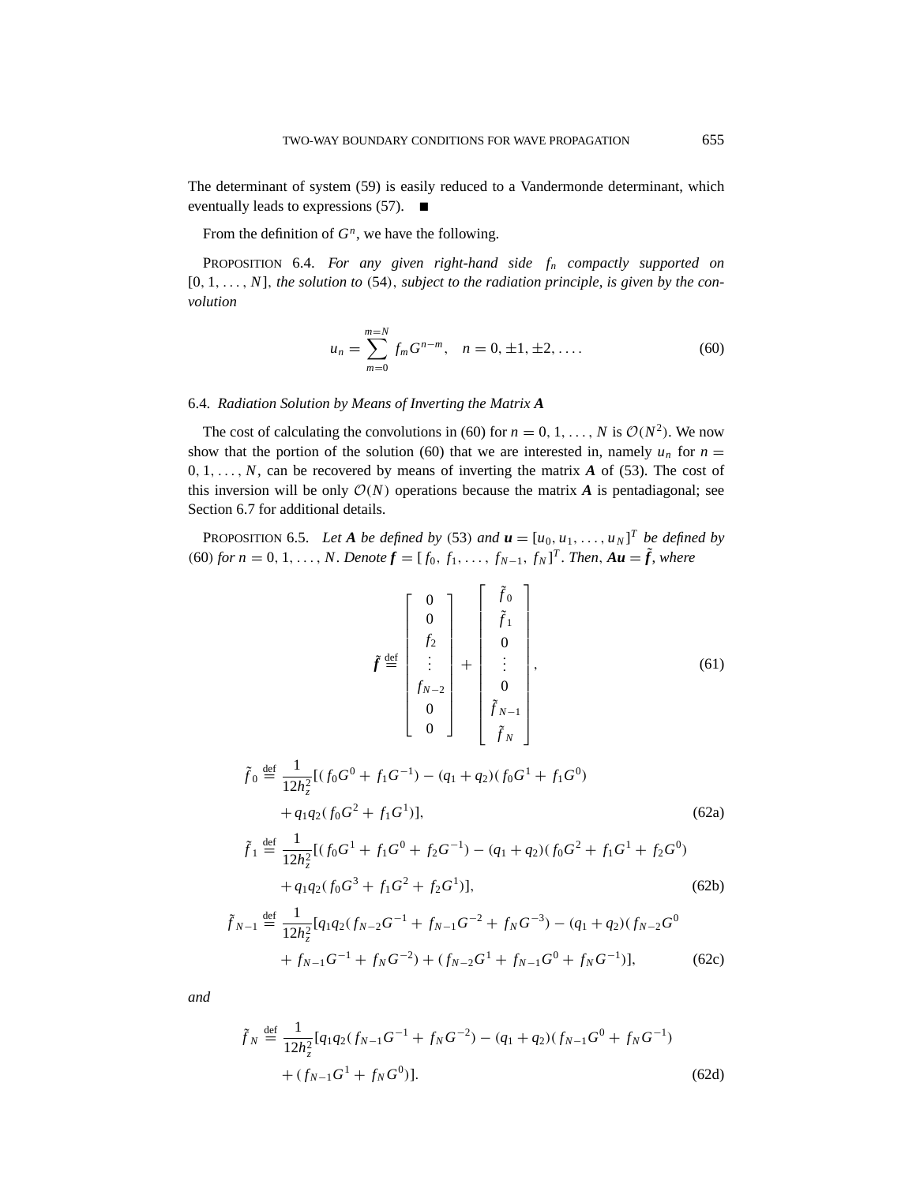The determinant of system (59) is easily reduced to a Vandermonde determinant, which eventually leads to expressions (57). ■

From the definition of $G^n$, we have the following.

PROPOSITION 6.4. *For any given right-hand side $f_n$ compactly supported on $[0, 1, \ldots, N]$, the solution to* (54), *subject to the radiation principle, is given by the convolution*

$$u_n = \sum_{m=0}^{m=N} f_m G^{n-m}, \quad n = 0, \pm 1, \pm 2, \ldots. \tag{60}$$

### 6.4. *Radiation Solution by Means of Inverting the Matrix $\boldsymbol{A}$*

The cost of calculating the convolutions in (60) for $n = 0, 1, \ldots, N$ is $\mathcal{O}(N^2)$. We now show that the portion of the solution (60) that we are interested in, namely $u_n$ for $n = 0, 1, \ldots, N$, can be recovered by means of inverting the matrix $\boldsymbol{A}$ of (53). The cost of this inversion will be only $\mathcal{O}(N)$ operations because the matrix $\boldsymbol{A}$ is pentadiagonal; see Section 6.7 for additional details.

PROPOSITION 6.5. *Let $\boldsymbol{A}$ be defined by* (53) *and $\boldsymbol{u} = [u_0, u_1, \ldots, u_N]^T$ be defined by* (60) *for $n = 0, 1, \ldots, N$. Denote $\boldsymbol{f} = [f_0, f_1, \ldots, f_{N-1}, f_N]^T$. Then, $\boldsymbol{A}\boldsymbol{u} = \tilde{\boldsymbol{f}}$, where*

$$\tilde{\boldsymbol{f}} \stackrel{\text{def}}{=} \begin{bmatrix} 0 \\ 0 \\ f_2 \\ \vdots \\ f_{N-2} \\ 0 \\ 0 \end{bmatrix} + \begin{bmatrix} \tilde{f}_0 \\ \tilde{f}_1 \\ 0 \\ \vdots \\ 0 \\ \tilde{f}_{N-1} \\ \tilde{f}_N \end{bmatrix}, \tag{61}$$

$$\tilde{f}_0 \stackrel{\text{def}}{=} \frac{1}{12h_z^2}[(f_0G^0 + f_1G^{-1}) - (q_1 + q_2)(f_0G^1 + f_1G^0) + q_1q_2(f_0G^2 + f_1G^1)], \tag{62a}$$

$$\tilde{f}_1 \stackrel{\text{def}}{=} \frac{1}{12h_z^2}[(f_0G^1 + f_1G^0 + f_2G^{-1}) - (q_1 + q_2)(f_0G^2 + f_1G^1 + f_2G^0) + q_1q_2(f_0G^3 + f_1G^2 + f_2G^1)], \tag{62b}$$

$$\tilde{f}_{N-1} \stackrel{\text{def}}{=} \frac{1}{12h_z^2}[q_1q_2(f_{N-2}G^{-1} + f_{N-1}G^{-2} + f_NG^{-3}) - (q_1 + q_2)(f_{N-2}G^0 + f_{N-1}G^{-1} + f_NG^{-2}) + (f_{N-2}G^1 + f_{N-1}G^0 + f_NG^{-1})], \tag{62c}$$

*and*

$$\tilde{f}_N \stackrel{\text{def}}{=} \frac{1}{12h_z^2}[q_1q_2(f_{N-1}G^{-1} + f_NG^{-2}) - (q_1 + q_2)(f_{N-1}G^0 + f_NG^{-1}) + (f_{N-1}G^1 + f_NG^0)]. \tag{62d}$$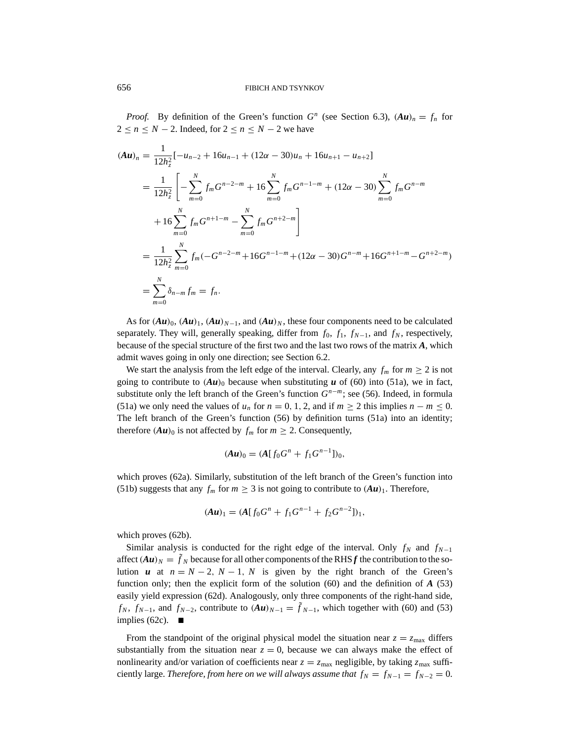*Proof.* By definition of the Green's function $G^n$ (see Section 6.3), $(\boldsymbol{A}\boldsymbol{u})_n = f_n$ for $2 \le n \le N-2$. Indeed, for $2 \le n \le N-2$ we have

$$
\begin{aligned}
(\boldsymbol{A}\boldsymbol{u})_n &= \frac{1}{12h_z^2}[-u_{n-2} + 16u_{n-1} + (12\alpha - 30)u_n + 16u_{n+1} - u_{n+2}] \\
&= \frac{1}{12h_z^2}\left[-\sum_{m=0}^{N} f_m G^{n-2-m} + 16\sum_{m=0}^{N} f_m G^{n-1-m} + (12\alpha - 30)\sum_{m=0}^{N} f_m G^{n-m} \right. \\
&\quad \left. + 16\sum_{m=0}^{N} f_m G^{n+1-m} - \sum_{m=0}^{N} f_m G^{n+2-m}\right] \\
&= \frac{1}{12h_z^2}\sum_{m=0}^{N} f_m(-G^{n-2-m} + 16G^{n-1-m} + (12\alpha - 30)G^{n-m} + 16G^{n+1-m} - G^{n+2-m}) \\
&= \sum_{m=0}^{N} \delta_{n-m} f_m = f_n.
\end{aligned}
$$

As for $(\boldsymbol{A}\boldsymbol{u})_0$, $(\boldsymbol{A}\boldsymbol{u})_1$, $(\boldsymbol{A}\boldsymbol{u})_{N-1}$, and $(\boldsymbol{A}\boldsymbol{u})_N$, these four components need to be calculated separately. They will, generally speaking, differ from $f_0$, $f_1$, $f_{N-1}$, and $f_N$, respectively, because of the special structure of the first two and the last two rows of the matrix $\boldsymbol{A}$, which admit waves going in only one direction; see Section 6.2.

We start the analysis from the left edge of the interval. Clearly, any $f_m$ for $m \ge 2$ is not going to contribute to $(\boldsymbol{A}\boldsymbol{u})_0$ because when substituting $\boldsymbol{u}$ of (60) into (51a), we in fact, substitute only the left branch of the Green's function $G^{n-m}$; see (56). Indeed, in formula (51a) we only need the values of $u_n$ for $n = 0, 1, 2$, and if $m \ge 2$ this implies $n - m \le 0$. The left branch of the Green's function (56) by definition turns (51a) into an identity; therefore $(\boldsymbol{A}\boldsymbol{u})_0$ is not affected by $f_m$ for $m \ge 2$. Consequently,

$$
(\boldsymbol{A}\boldsymbol{u})_0 = (\boldsymbol{A}[f_0 G^n + f_1 G^{n-1}])_0,
$$

which proves (62a). Similarly, substitution of the left branch of the Green's function into (51b) suggests that any $f_m$ for $m \ge 3$ is not going to contribute to $(\boldsymbol{A}\boldsymbol{u})_1$. Therefore,

$$
(\boldsymbol{A}\boldsymbol{u})_1 = (\boldsymbol{A}[f_0 G^n + f_1 G^{n-1} + f_2 G^{n-2}])_1,
$$

which proves (62b).

Similar analysis is conducted for the right edge of the interval. Only $f_N$ and $f_{N-1}$ affect $(\boldsymbol{A}\boldsymbol{u})_N = \tilde{f}_N$ because for all other components of the RHS $\boldsymbol{f}$ the contribution to the solution $\boldsymbol{u}$ at $n = N-2,\ N-1,\ N$ is given by the right branch of the Green's function only; then the explicit form of the solution (60) and the definition of $\boldsymbol{A}$ (53) easily yield expression (62d). Analogously, only three components of the right-hand side, $f_N$, $f_{N-1}$, and $f_{N-2}$, contribute to $(\boldsymbol{A}\boldsymbol{u})_{N-1} = \tilde{f}_{N-1}$, which together with (60) and (53) implies (62c). ∎

From the standpoint of the original physical model the situation near $z = z_{\max}$ differs substantially from the situation near $z = 0$, because we can always make the effect of nonlinearity and/or variation of coefficients near $z = z_{\max}$ negligible, by taking $z_{\max}$ sufficiently large. *Therefore, from here on we will always assume that* $f_N = f_{N-1} = f_{N-2} = 0$.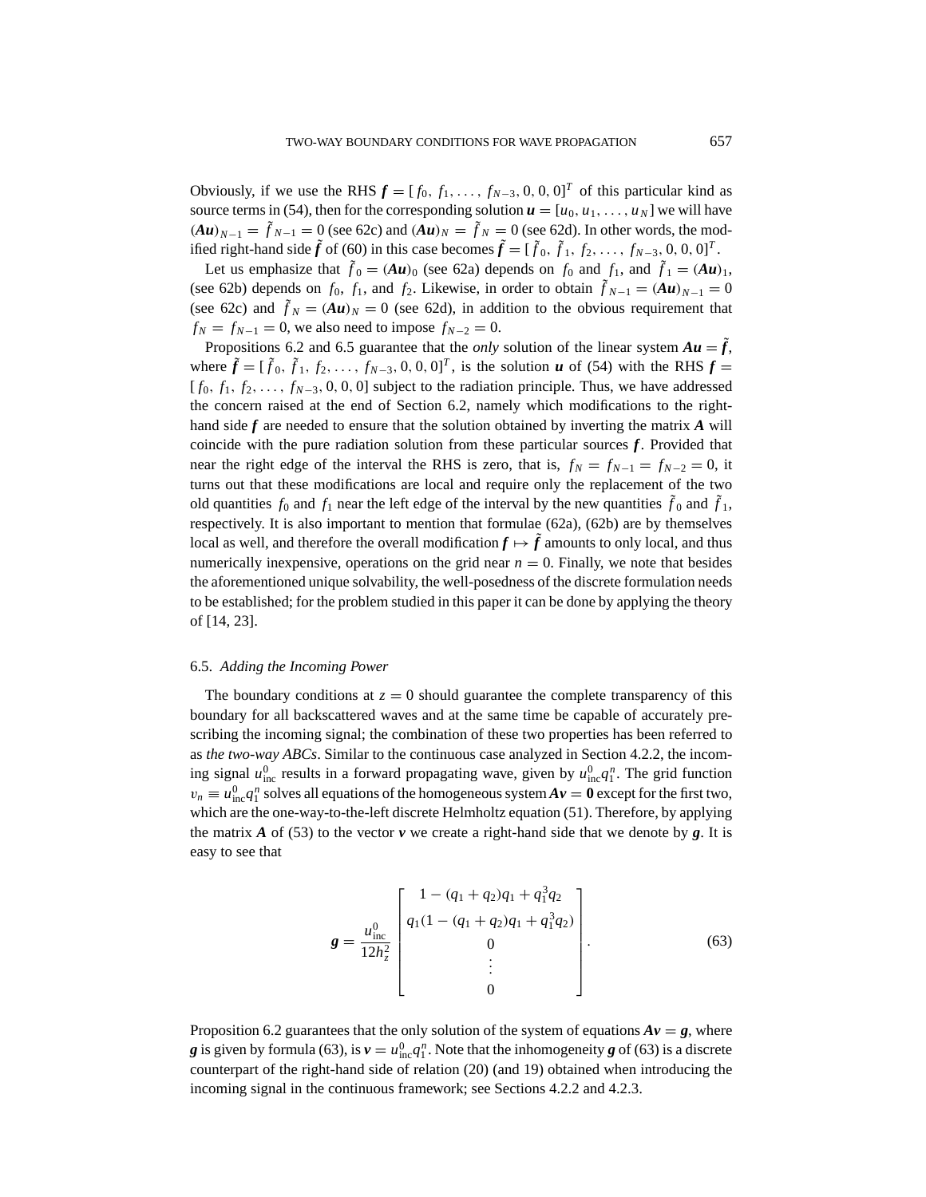Obviously, if we use the RHS $\boldsymbol{f} = [f_0, f_1, \ldots, f_{N-3}, 0, 0, 0]^T$ of this particular kind as source terms in (54), then for the corresponding solution $\boldsymbol{u} = [u_0, u_1, \ldots, u_N]$ we will have $(\boldsymbol{Au})_{N-1} = \tilde{f}_{N-1} = 0$ (see 62c) and $(\boldsymbol{Au})_N = \tilde{f}_N = 0$ (see 62d). In other words, the modified right-hand side $\tilde{\boldsymbol{f}}$ of (60) in this case becomes $\tilde{\boldsymbol{f}} = [\tilde{f}_0, \tilde{f}_1, f_2, \ldots, f_{N-3}, 0, 0, 0]^T$.

Let us emphasize that $\tilde{f}_0 = (\boldsymbol{Au})_0$ (see 62a) depends on $f_0$ and $f_1$, and $\tilde{f}_1 = (\boldsymbol{Au})_1$, (see 62b) depends on $f_0$, $f_1$, and $f_2$. Likewise, in order to obtain $\tilde{f}_{N-1} = (\boldsymbol{Au})_{N-1} = 0$ (see 62c) and $\tilde{f}_N = (\boldsymbol{Au})_N = 0$ (see 62d), in addition to the obvious requirement that $f_N = f_{N-1} = 0$, we also need to impose $f_{N-2} = 0$.

Propositions 6.2 and 6.5 guarantee that the *only* solution of the linear system $\boldsymbol{Au} = \tilde{\boldsymbol{f}}$, where $\tilde{\boldsymbol{f}} = [\tilde{f}_0, \tilde{f}_1, f_2, \ldots, f_{N-3}, 0, 0, 0]^T$, is the solution $\boldsymbol{u}$ of (54) with the RHS $\boldsymbol{f} = [f_0, f_1, f_2, \ldots, f_{N-3}, 0, 0, 0]$ subject to the radiation principle. Thus, we have addressed the concern raised at the end of Section 6.2, namely which modifications to the right-hand side $\boldsymbol{f}$ are needed to ensure that the solution obtained by inverting the matrix $\boldsymbol{A}$ will coincide with the pure radiation solution from these particular sources $\boldsymbol{f}$. Provided that near the right edge of the interval the RHS is zero, that is, $f_N = f_{N-1} = f_{N-2} = 0$, it turns out that these modifications are local and require only the replacement of the two old quantities $f_0$ and $f_1$ near the left edge of the interval by the new quantities $\tilde{f}_0$ and $\tilde{f}_1$, respectively. It is also important to mention that formulae (62a), (62b) are by themselves local as well, and therefore the overall modification $\boldsymbol{f} \mapsto \tilde{\boldsymbol{f}}$ amounts to only local, and thus numerically inexpensive, operations on the grid near $n = 0$. Finally, we note that besides the aforementioned unique solvability, the well-posedness of the discrete formulation needs to be established; for the problem studied in this paper it can be done by applying the theory of [14, 23].

### 6.5. *Adding the Incoming Power*

The boundary conditions at $z = 0$ should guarantee the complete transparency of this boundary for all backscattered waves and at the same time be capable of accurately prescribing the incoming signal; the combination of these two properties has been referred to as *the two-way ABCs*. Similar to the continuous case analyzed in Section 4.2.2, the incoming signal $u^0_{\text{inc}}$ results in a forward propagating wave, given by $u^0_{\text{inc}} q_1^n$. The grid function $v_n \equiv u^0_{\text{inc}} q_1^n$ solves all equations of the homogeneous system $\boldsymbol{Av} = \boldsymbol{0}$ except for the first two, which are the one-way-to-the-left discrete Helmholtz equation (51). Therefore, by applying the matrix $\boldsymbol{A}$ of (53) to the vector $\boldsymbol{v}$ we create a right-hand side that we denote by $\boldsymbol{g}$. It is easy to see that

$$
\boldsymbol{g} = \frac{u^0_{\text{inc}}}{12h_z^2} \begin{bmatrix} 1 - (q_1 + q_2)q_1 + q_1^3 q_2 \\ q_1(1 - (q_1 + q_2)q_1 + q_1^3 q_2) \\ 0 \\ \vdots \\ 0 \end{bmatrix}. \tag{63}
$$

Proposition 6.2 guarantees that the only solution of the system of equations $\boldsymbol{Av} = \boldsymbol{g}$, where $\boldsymbol{g}$ is given by formula (63), is $\boldsymbol{v} = u^0_{\text{inc}} q_1^n$. Note that the inhomogeneity $\boldsymbol{g}$ of (63) is a discrete counterpart of the right-hand side of relation (20) (and 19) obtained when introducing the incoming signal in the continuous framework; see Sections 4.2.2 and 4.2.3.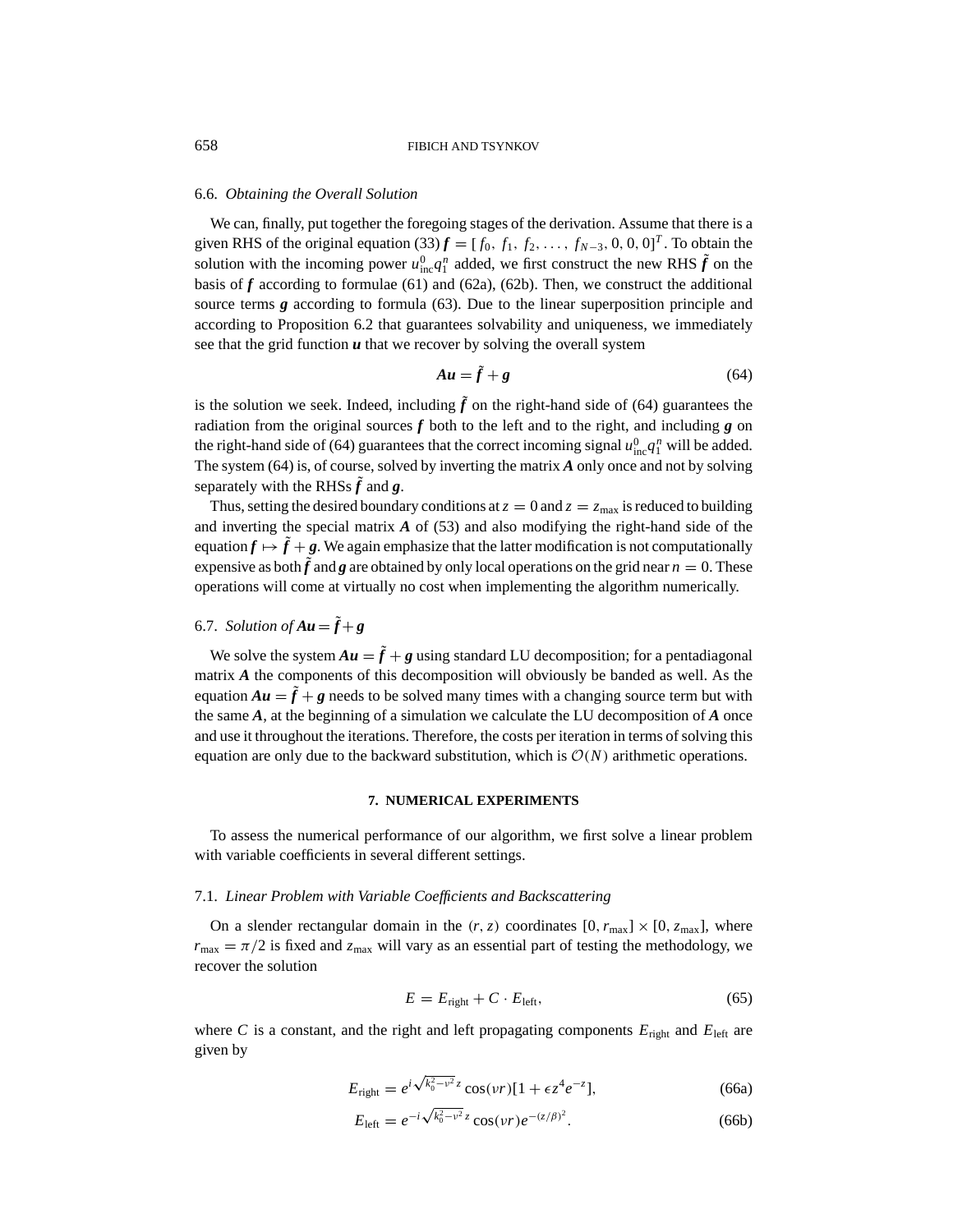### 6.6. *Obtaining the Overall Solution*

We can, finally, put together the foregoing stages of the derivation. Assume that there is a given RHS of the original equation (33) $\boldsymbol{f} = [f_0, f_1, f_2, \ldots, f_{N-3}, 0, 0, 0]^T$. To obtain the solution with the incoming power $u_{\text{inc}}^0 q_1^n$ added, we first construct the new RHS $\tilde{\boldsymbol{f}}$ on the basis of $\boldsymbol{f}$ according to formulae (61) and (62a), (62b). Then, we construct the additional source terms $\boldsymbol{g}$ according to formula (63). Due to the linear superposition principle and according to Proposition 6.2 that guarantees solvability and uniqueness, we immediately see that the grid function $\boldsymbol{u}$ that we recover by solving the overall system

$$\boldsymbol{A}\boldsymbol{u} = \tilde{\boldsymbol{f}} + \boldsymbol{g} \tag{64}$$

is the solution we seek. Indeed, including $\tilde{\boldsymbol{f}}$ on the right-hand side of (64) guarantees the radiation from the original sources $\boldsymbol{f}$ both to the left and to the right, and including $\boldsymbol{g}$ on the right-hand side of (64) guarantees that the correct incoming signal $u_{\text{inc}}^0 q_1^n$ will be added. The system (64) is, of course, solved by inverting the matrix $\boldsymbol{A}$ only once and not by solving separately with the RHSs $\tilde{\boldsymbol{f}}$ and $\boldsymbol{g}$.

Thus, setting the desired boundary conditions at $z = 0$ and $z = z_{\max}$ is reduced to building and inverting the special matrix $\boldsymbol{A}$ of (53) and also modifying the right-hand side of the equation $\boldsymbol{f} \mapsto \tilde{\boldsymbol{f}} + \boldsymbol{g}$. We again emphasize that the latter modification is not computationally expensive as both $\tilde{\boldsymbol{f}}$ and $\boldsymbol{g}$ are obtained by only local operations on the grid near $n = 0$. These operations will come at virtually no cost when implementing the algorithm numerically.

### 6.7. *Solution of* $\boldsymbol{A}\boldsymbol{u} = \tilde{\boldsymbol{f}} + \boldsymbol{g}$

We solve the system $\boldsymbol{A}\boldsymbol{u} = \tilde{\boldsymbol{f}} + \boldsymbol{g}$ using standard LU decomposition; for a pentadiagonal matrix $\boldsymbol{A}$ the components of this decomposition will obviously be banded as well. As the equation $\boldsymbol{A}\boldsymbol{u} = \tilde{\boldsymbol{f}} + \boldsymbol{g}$ needs to be solved many times with a changing source term but with the same $\boldsymbol{A}$, at the beginning of a simulation we calculate the LU decomposition of $\boldsymbol{A}$ once and use it throughout the iterations. Therefore, the costs per iteration in terms of solving this equation are only due to the backward substitution, which is $\mathcal{O}(N)$ arithmetic operations.

## 7. NUMERICAL EXPERIMENTS

To assess the numerical performance of our algorithm, we first solve a linear problem with variable coefficients in several different settings.

### 7.1. *Linear Problem with Variable Coefficients and Backscattering*

On a slender rectangular domain in the $(r, z)$ coordinates $[0, r_{\max}] \times [0, z_{\max}]$, where $r_{\max} = \pi/2$ is fixed and $z_{\max}$ will vary as an essential part of testing the methodology, we recover the solution

$$E = E_{\text{right}} + C \cdot E_{\text{left}}, \tag{65}$$

where $C$ is a constant, and the right and left propagating components $E_{\text{right}}$ and $E_{\text{left}}$ are given by

$$E_{\text{right}} = e^{i\sqrt{k_0^2 - \nu^2}\, z} \cos(\nu r)[1 + \epsilon z^4 e^{-z}], \tag{66a}$$

$$E_{\text{left}} = e^{-i\sqrt{k_0^2 - \nu^2}\, z} \cos(\nu r) e^{-(z/\beta)^2}. \tag{66b}$$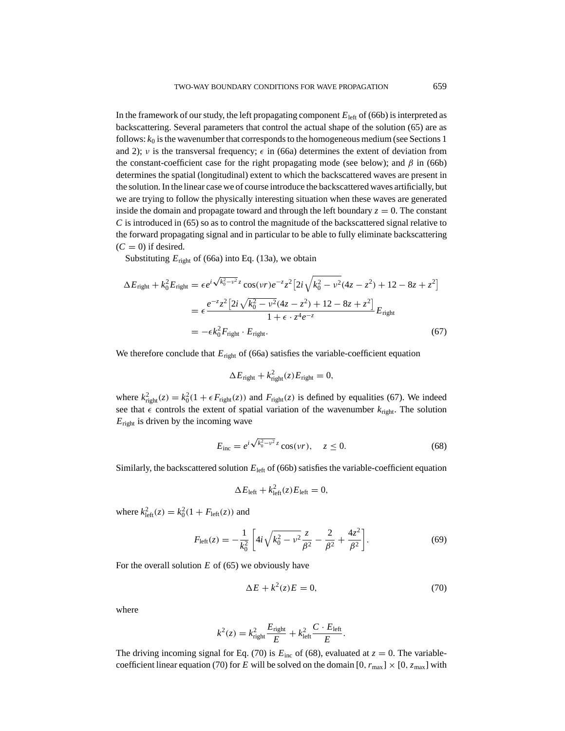In the framework of our study, the left propagating component $E_{\text{left}}$ of (66b) is interpreted as backscattering. Several parameters that control the actual shape of the solution (65) are as follows: $k_0$ is the wavenumber that corresponds to the homogeneous medium (see Sections 1 and 2); $\nu$ is the transversal frequency; $\epsilon$ in (66a) determines the extent of deviation from the constant-coefficient case for the right propagating mode (see below); and $\beta$ in (66b) determines the spatial (longitudinal) extent to which the backscattered waves are present in the solution. In the linear case we of course introduce the backscattered waves artificially, but we are trying to follow the physically interesting situation when these waves are generated inside the domain and propagate toward and through the left boundary $z = 0$. The constant $C$ is introduced in (65) so as to control the magnitude of the backscattered signal relative to the forward propagating signal and in particular to be able to fully eliminate backscattering ($C = 0$) if desired.

Substituting $E_{\text{right}}$ of (66a) into Eq. (13a), we obtain

$$
\begin{aligned}
\Delta E_{\text{right}} + k_0^2 E_{\text{right}} &= \epsilon e^{i\sqrt{k_0^2-\nu^2}\,z}\cos(\nu r)e^{-z}z^2\left[2i\sqrt{k_0^2-\nu^2}(4z-z^2)+12-8z+z^2\right] \\
&= \epsilon\frac{e^{-z}z^2\left[2i\sqrt{k_0^2-\nu^2}(4z-z^2)+12-8z+z^2\right]}{1+\epsilon\cdot z^4e^{-z}}E_{\text{right}} \\
&= -\epsilon k_0^2 F_{\text{right}}\cdot E_{\text{right}}.
\end{aligned}
\tag{67}
$$

We therefore conclude that $E_{\text{right}}$ of (66a) satisfies the variable-coefficient equation

$$
\Delta E_{\text{right}} + k_{\text{right}}^2(z)E_{\text{right}} = 0,
$$

where $k_{\text{right}}^2(z) = k_0^2(1+\epsilon F_{\text{right}}(z))$ and $F_{\text{right}}(z)$ is defined by equalities (67). We indeed see that $\epsilon$ controls the extent of spatial variation of the wavenumber $k_{\text{right}}$. The solution $E_{\text{right}}$ is driven by the incoming wave

$$
E_{\text{inc}} = e^{i\sqrt{k_0^2-\nu^2}\,z}\cos(\nu r), \quad z \le 0. \tag{68}
$$

Similarly, the backscattered solution $E_{\text{left}}$ of (66b) satisfies the variable-coefficient equation

$$
\Delta E_{\text{left}} + k_{\text{left}}^2(z)E_{\text{left}} = 0,
$$

where $k_{\text{left}}^2(z) = k_0^2(1+F_{\text{left}}(z))$ and

$$
F_{\text{left}}(z) = -\frac{1}{k_0^2}\left[4i\sqrt{k_0^2-\nu^2}\frac{z}{\beta^2} - \frac{2}{\beta^2} + \frac{4z^2}{\beta^2}\right]. \tag{69}
$$

For the overall solution $E$ of (65) we obviously have

$$
\Delta E + k^2(z)E = 0, \tag{70}
$$

where

$$
k^2(z) = k_{\text{right}}^2\frac{E_{\text{right}}}{E} + k_{\text{left}}^2\frac{C\cdot E_{\text{left}}}{E}.
$$

The driving incoming signal for Eq. (70) is $E_{\text{inc}}$ of (68), evaluated at $z = 0$. The variable-coefficient linear equation (70) for $E$ will be solved on the domain $[0, r_{\max}] \times [0, z_{\max}]$ with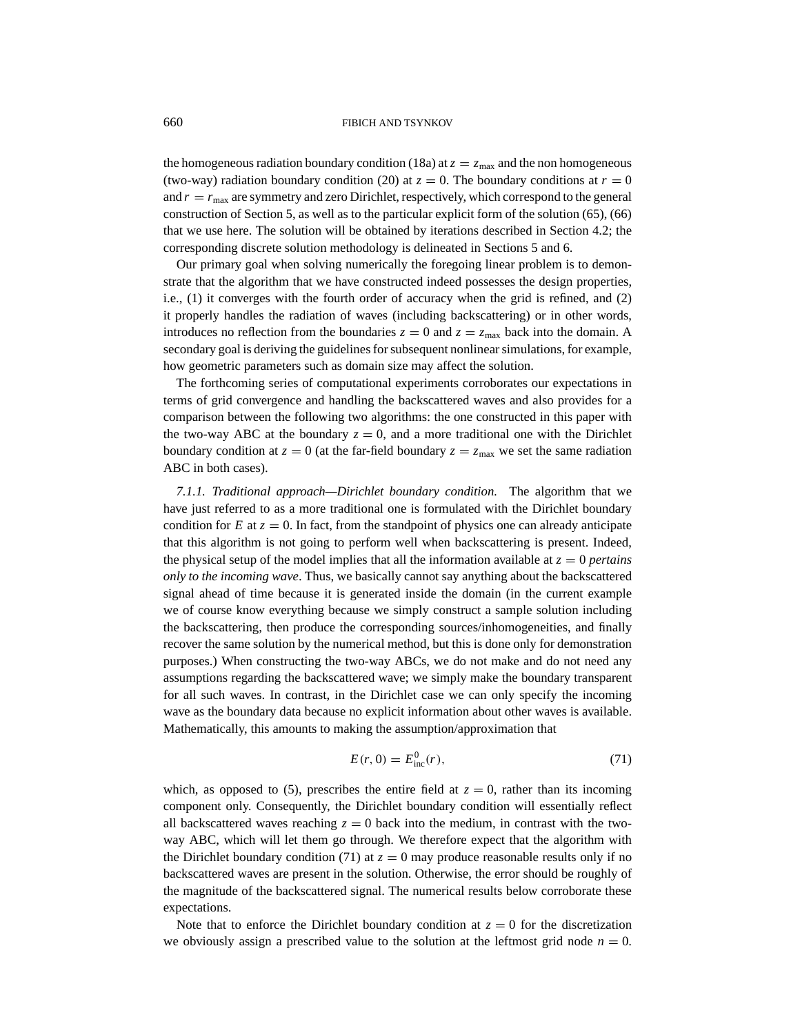the homogeneous radiation boundary condition (18a) at $z = z_{\max}$ and the non homogeneous (two-way) radiation boundary condition (20) at $z = 0$. The boundary conditions at $r = 0$ and $r = r_{\max}$ are symmetry and zero Dirichlet, respectively, which correspond to the general construction of Section 5, as well as to the particular explicit form of the solution (65), (66) that we use here. The solution will be obtained by iterations described in Section 4.2; the corresponding discrete solution methodology is delineated in Sections 5 and 6.

Our primary goal when solving numerically the foregoing linear problem is to demonstrate that the algorithm that we have constructed indeed possesses the design properties, i.e., (1) it converges with the fourth order of accuracy when the grid is refined, and (2) it properly handles the radiation of waves (including backscattering) or in other words, introduces no reflection from the boundaries $z = 0$ and $z = z_{\max}$ back into the domain. A secondary goal is deriving the guidelines for subsequent nonlinear simulations, for example, how geometric parameters such as domain size may affect the solution.

The forthcoming series of computational experiments corroborates our expectations in terms of grid convergence and handling the backscattered waves and also provides for a comparison between the following two algorithms: the one constructed in this paper with the two-way ABC at the boundary $z = 0$, and a more traditional one with the Dirichlet boundary condition at $z = 0$ (at the far-field boundary $z = z_{\max}$ we set the same radiation ABC in both cases).

*7.1.1. Traditional approach—Dirichlet boundary condition.* The algorithm that we have just referred to as a more traditional one is formulated with the Dirichlet boundary condition for $E$ at $z = 0$. In fact, from the standpoint of physics one can already anticipate that this algorithm is not going to perform well when backscattering is present. Indeed, the physical setup of the model implies that all the information available at $z = 0$ *pertains only to the incoming wave*. Thus, we basically cannot say anything about the backscattered signal ahead of time because it is generated inside the domain (in the current example we of course know everything because we simply construct a sample solution including the backscattering, then produce the corresponding sources/inhomogeneities, and finally recover the same solution by the numerical method, but this is done only for demonstration purposes.) When constructing the two-way ABCs, we do not make and do not need any assumptions regarding the backscattered wave; we simply make the boundary transparent for all such waves. In contrast, in the Dirichlet case we can only specify the incoming wave as the boundary data because no explicit information about other waves is available. Mathematically, this amounts to making the assumption/approximation that

$$E(r, 0) = E^0_{\text{inc}}(r), \tag{71}$$

which, as opposed to (5), prescribes the entire field at $z = 0$, rather than its incoming component only. Consequently, the Dirichlet boundary condition will essentially reflect all backscattered waves reaching $z = 0$ back into the medium, in contrast with the two-way ABC, which will let them go through. We therefore expect that the algorithm with the Dirichlet boundary condition (71) at $z = 0$ may produce reasonable results only if no backscattered waves are present in the solution. Otherwise, the error should be roughly of the magnitude of the backscattered signal. The numerical results below corroborate these expectations.

Note that to enforce the Dirichlet boundary condition at $z = 0$ for the discretization we obviously assign a prescribed value to the solution at the leftmost grid node $n = 0$.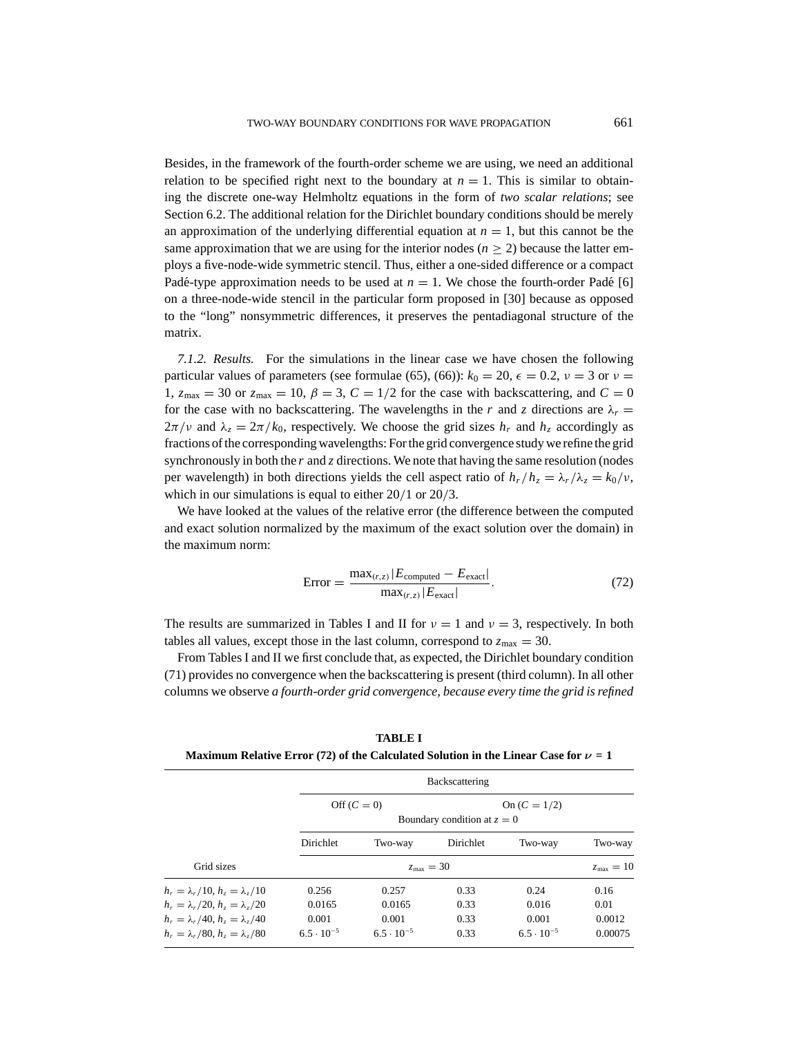Besides, in the framework of the fourth-order scheme we are using, we need an additional relation to be specified right next to the boundary at $n = 1$. This is similar to obtaining the discrete one-way Helmholtz equations in the form of *two scalar relations*; see Section 6.2. The additional relation for the Dirichlet boundary conditions should be merely an approximation of the underlying differential equation at $n = 1$, but this cannot be the same approximation that we are using for the interior nodes ($n \geq 2$) because the latter employs a five-node-wide symmetric stencil. Thus, either a one-sided difference or a compact Padé-type approximation needs to be used at $n = 1$. We chose the fourth-order Padé [6] on a three-node-wide stencil in the particular form proposed in [30] because as opposed to the "long" nonsymmetric differences, it preserves the pentadiagonal structure of the matrix.

*7.1.2. Results.* For the simulations in the linear case we have chosen the following particular values of parameters (see formulae (65), (66)): $k_0 = 20$, $\epsilon = 0.2$, $\nu = 3$ or $\nu = 1$, $z_{\max} = 30$ or $z_{\max} = 10$, $\beta = 3$, $C = 1/2$ for the case with backscattering, and $C = 0$ for the case with no backscattering. The wavelengths in the $r$ and $z$ directions are $\lambda_r = 2\pi/\nu$ and $\lambda_z = 2\pi/k_0$, respectively. We choose the grid sizes $h_r$ and $h_z$ accordingly as fractions of the corresponding wavelengths: For the grid convergence study we refine the grid synchronously in both the $r$ and $z$ directions. We note that having the same resolution (nodes per wavelength) in both directions yields the cell aspect ratio of $h_r/h_z = \lambda_r/\lambda_z = k_0/\nu$, which in our simulations is equal to either 20/1 or 20/3.

We have looked at the values of the relative error (the difference between the computed and exact solution normalized by the maximum of the exact solution over the domain) in the maximum norm:

$$\text{Error} = \frac{\max_{(r,z)} |E_{\text{computed}} - E_{\text{exact}}|}{\max_{(r,z)} |E_{\text{exact}}|}. \tag{72}$$

The results are summarized in Tables I and II for $\nu = 1$ and $\nu = 3$, respectively. In both tables all values, except those in the last column, correspond to $z_{\max} = 30$.

From Tables I and II we first conclude that, as expected, the Dirichlet boundary condition (71) provides no convergence when the backscattering is present (third column). In all other columns we observe *a fourth-order grid convergence, because every time the grid is refined*

**TABLE I**
**Maximum Relative Error (72) of the Calculated Solution in the Linear Case for $\nu$ = 1**

| | Backscattering | | | | |
|---|---|---|---|---|---|
| | Off ($C = 0$) | | On ($C = 1/2$) | | |
| | Boundary condition at $z = 0$ | | | | |
| | Dirichlet | Two-way | Dirichlet | Two-way | Two-way |
| Grid sizes | $z_{\max} = 30$ | | | | $z_{\max} = 10$ |
| $h_r = \lambda_r/10$, $h_z = \lambda_z/10$ | 0.256 | 0.257 | 0.33 | 0.24 | 0.16 |
| $h_r = \lambda_r/20$, $h_z = \lambda_z/20$ | 0.0165 | 0.0165 | 0.33 | 0.016 | 0.01 |
| $h_r = \lambda_r/40$, $h_z = \lambda_z/40$ | 0.001 | 0.001 | 0.33 | 0.001 | 0.0012 |
| $h_r = \lambda_r/80$, $h_z = \lambda_z/80$ | $6.5 \cdot 10^{-5}$ | $6.5 \cdot 10^{-5}$ | 0.33 | $6.5 \cdot 10^{-5}$ | 0.00075 |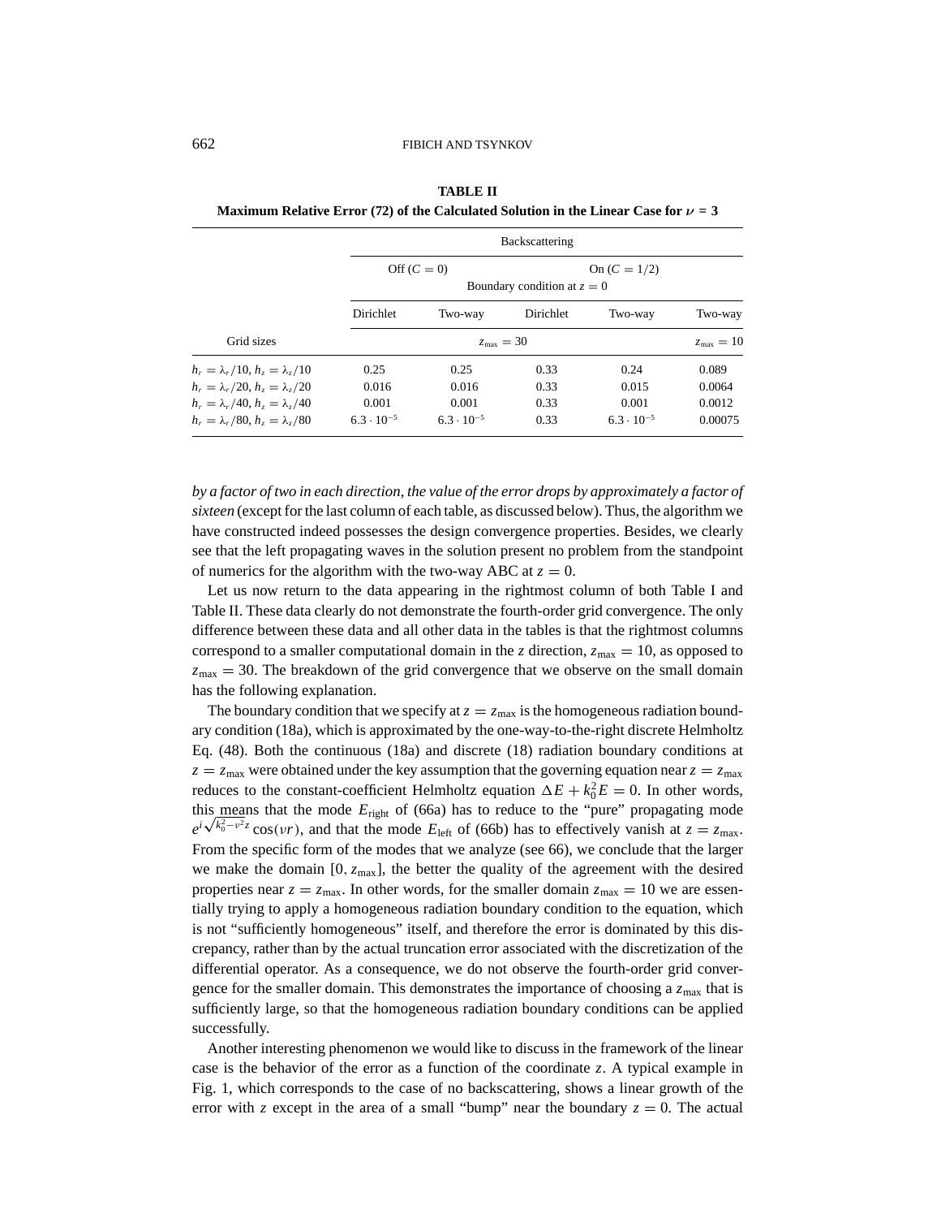**TABLE II**
**Maximum Relative Error (72) of the Calculated Solution in the Linear Case for $\nu = 3$**

| | Backscattering | | | | |
|---|---|---|---|---|---|
| | Off ($C = 0$) | | On ($C = 1/2$) | | |
| | Boundary condition at $z = 0$ | | | | |
| | Dirichlet | Two-way | Dirichlet | Two-way | Two-way |
| Grid sizes | $z_{\max} = 30$ | | | | $z_{\max} = 10$ |
| $h_r = \lambda_r/10$, $h_z = \lambda_z/10$ | 0.25 | 0.25 | 0.33 | 0.24 | 0.089 |
| $h_r = \lambda_r/20$, $h_z = \lambda_z/20$ | 0.016 | 0.016 | 0.33 | 0.015 | 0.0064 |
| $h_r = \lambda_r/40$, $h_z = \lambda_z/40$ | 0.001 | 0.001 | 0.33 | 0.001 | 0.0012 |
| $h_r = \lambda_r/80$, $h_z = \lambda_z/80$ | $6.3 \cdot 10^{-5}$ | $6.3 \cdot 10^{-5}$ | 0.33 | $6.3 \cdot 10^{-5}$ | 0.00075 |

*by a factor of two in each direction, the value of the error drops by approximately a factor of sixteen* (except for the last column of each table, as discussed below). Thus, the algorithm we have constructed indeed possesses the design convergence properties. Besides, we clearly see that the left propagating waves in the solution present no problem from the standpoint of numerics for the algorithm with the two-way ABC at $z = 0$.

Let us now return to the data appearing in the rightmost column of both Table I and Table II. These data clearly do not demonstrate the fourth-order grid convergence. The only difference between these data and all other data in the tables is that the rightmost columns correspond to a smaller computational domain in the $z$ direction, $z_{\max} = 10$, as opposed to $z_{\max} = 30$. The breakdown of the grid convergence that we observe on the small domain has the following explanation.

The boundary condition that we specify at $z = z_{\max}$ is the homogeneous radiation boundary condition (18a), which is approximated by the one-way-to-the-right discrete Helmholtz Eq. (48). Both the continuous (18a) and discrete (18) radiation boundary conditions at $z = z_{\max}$ were obtained under the key assumption that the governing equation near $z = z_{\max}$ reduces to the constant-coefficient Helmholtz equation $\Delta E + k_0^2 E = 0$. In other words, this means that the mode $E_{\text{right}}$ of (66a) has to reduce to the "pure" propagating mode $e^{i\sqrt{k_0^2 - \nu^2} z} \cos(\nu r)$, and that the mode $E_{\text{left}}$ of (66b) has to effectively vanish at $z = z_{\max}$. From the specific form of the modes that we analyze (see 66), we conclude that the larger we make the domain $[0, z_{\max}]$, the better the quality of the agreement with the desired properties near $z = z_{\max}$. In other words, for the smaller domain $z_{\max} = 10$ we are essentially trying to apply a homogeneous radiation boundary condition to the equation, which is not "sufficiently homogeneous" itself, and therefore the error is dominated by this discrepancy, rather than by the actual truncation error associated with the discretization of the differential operator. As a consequence, we do not observe the fourth-order grid convergence for the smaller domain. This demonstrates the importance of choosing a $z_{\max}$ that is sufficiently large, so that the homogeneous radiation boundary conditions can be applied successfully.

Another interesting phenomenon we would like to discuss in the framework of the linear case is the behavior of the error as a function of the coordinate $z$. A typical example in Fig. 1, which corresponds to the case of no backscattering, shows a linear growth of the error with $z$ except in the area of a small "bump" near the boundary $z = 0$. The actual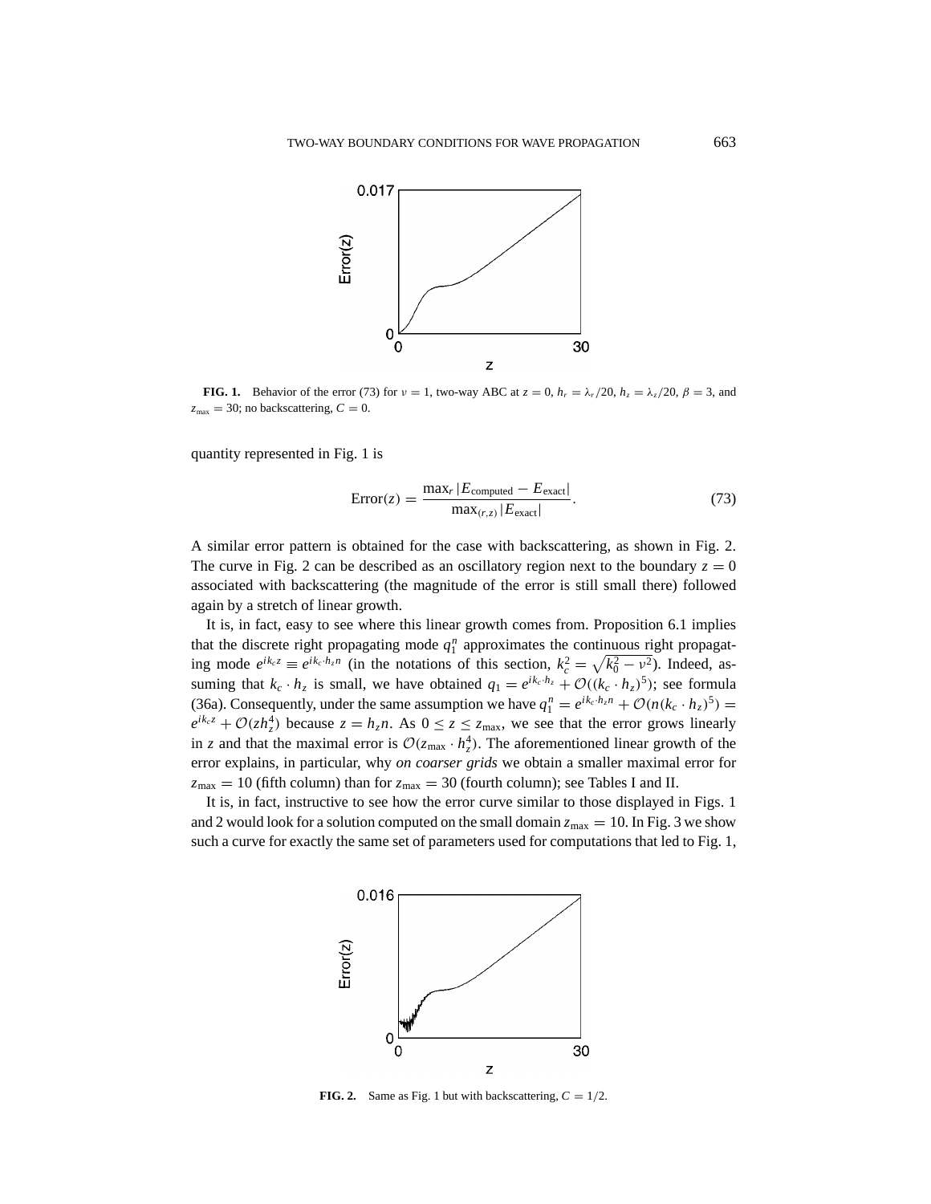**FIG. 1.** Behavior of the error (73) for $\nu = 1$, two-way ABC at $z = 0$, $h_r = \lambda_r/20$, $h_z = \lambda_z/20$, $\beta = 3$, and $z_{\max} = 30$; no backscattering, $C = 0$.

quantity represented in Fig. 1 is

$$\text{Error}(z) = \frac{\max_r |E_{\text{computed}} - E_{\text{exact}}|}{\max_{(r,z)} |E_{\text{exact}}|}. \tag{73}$$

A similar error pattern is obtained for the case with backscattering, as shown in Fig. 2. The curve in Fig. 2 can be described as an oscillatory region next to the boundary $z = 0$ associated with backscattering (the magnitude of the error is still small there) followed again by a stretch of linear growth.

It is, in fact, easy to see where this linear growth comes from. Proposition 6.1 implies that the discrete right propagating mode $q_1^n$ approximates the continuous right propagating mode $e^{ik_c z} \equiv e^{ik_c \cdot h_z n}$ (in the notations of this section, $k_c^2 = \sqrt{k_0^2 - \nu^2}$). Indeed, assuming that $k_c \cdot h_z$ is small, we have obtained $q_1 = e^{ik_c \cdot h_z} + \mathcal{O}((k_c \cdot h_z)^5)$; see formula (36a). Consequently, under the same assumption we have $q_1^n = e^{ik_c \cdot h_z n} + \mathcal{O}(n(k_c \cdot h_z)^5) = e^{ik_c z} + \mathcal{O}(z h_z^4)$ because $z = h_z n$. As $0 \le z \le z_{\max}$, we see that the error grows linearly in $z$ and that the maximal error is $\mathcal{O}(z_{\max} \cdot h_z^4)$. The aforementioned linear growth of the error explains, in particular, why *on coarser grids* we obtain a smaller maximal error for $z_{\max} = 10$ (fifth column) than for $z_{\max} = 30$ (fourth column); see Tables I and II.

It is, in fact, instructive to see how the error curve similar to those displayed in Figs. 1 and 2 would look for a solution computed on the small domain $z_{\max} = 10$. In Fig. 3 we show such a curve for exactly the same set of parameters used for computations that led to Fig. 1,

**FIG. 2.** Same as Fig. 1 but with backscattering, $C = 1/2$.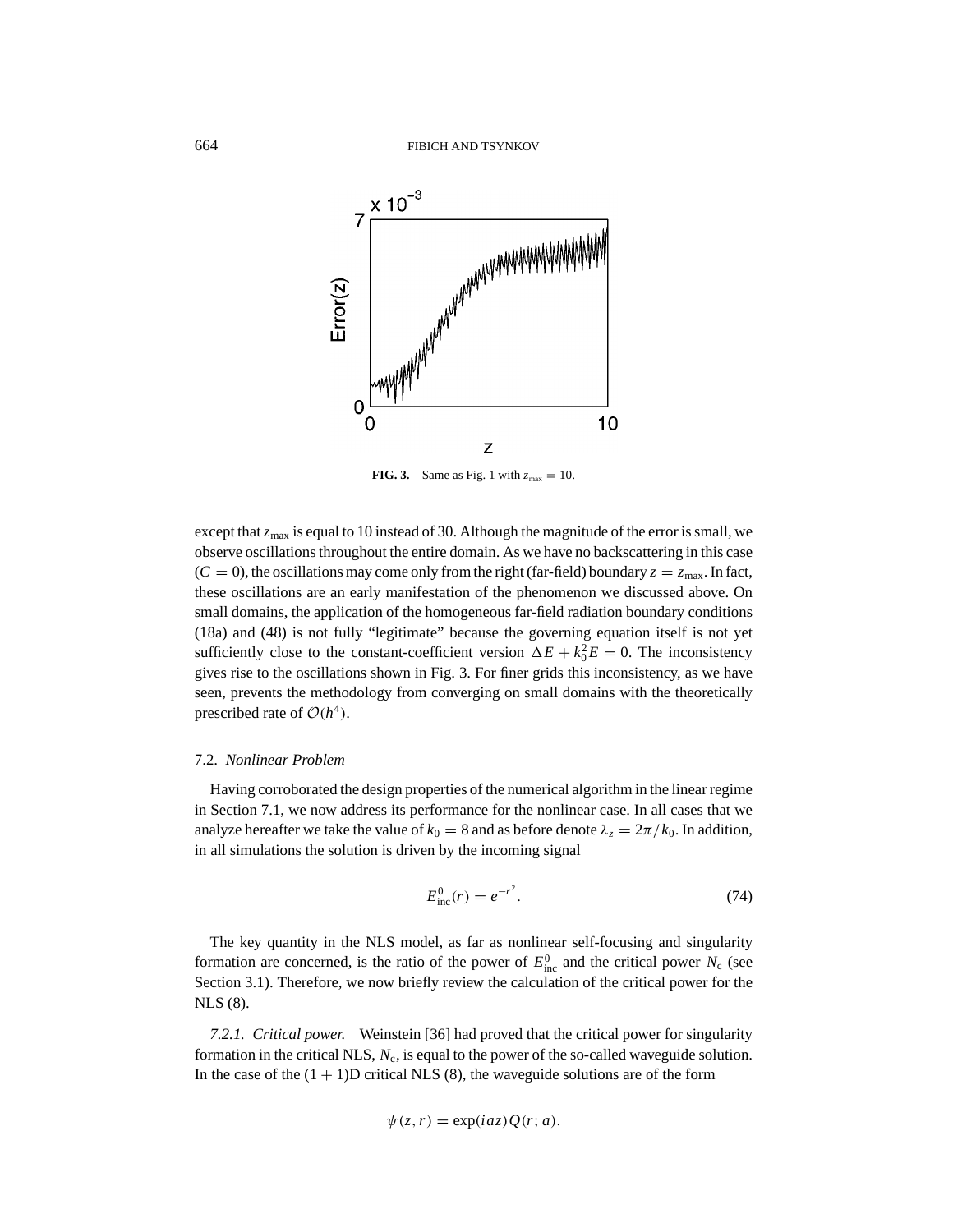**FIG. 3.** Same as Fig. 1 with $z_{\text{max}} = 10$.

except that $z_{\text{max}}$ is equal to 10 instead of 30. Although the magnitude of the error is small, we observe oscillations throughout the entire domain. As we have no backscattering in this case ($C = 0$), the oscillations may come only from the right (far-field) boundary $z = z_{\text{max}}$. In fact, these oscillations are an early manifestation of the phenomenon we discussed above. On small domains, the application of the homogeneous far-field radiation boundary conditions (18a) and (48) is not fully "legitimate" because the governing equation itself is not yet sufficiently close to the constant-coefficient version $\Delta E + k_0^2 E = 0$. The inconsistency gives rise to the oscillations shown in Fig. 3. For finer grids this inconsistency, as we have seen, prevents the methodology from converging on small domains with the theoretically prescribed rate of $\mathcal{O}(h^4)$.

### 7.2. *Nonlinear Problem*

Having corroborated the design properties of the numerical algorithm in the linear regime in Section 7.1, we now address its performance for the nonlinear case. In all cases that we analyze hereafter we take the value of $k_0 = 8$ and as before denote $\lambda_z = 2\pi/k_0$. In addition, in all simulations the solution is driven by the incoming signal

$$E_{\text{inc}}^0(r) = e^{-r^2}. \tag{74}$$

The key quantity in the NLS model, as far as nonlinear self-focusing and singularity formation are concerned, is the ratio of the power of $E_{\text{inc}}^0$ and the critical power $N_{\text{c}}$ (see Section 3.1). Therefore, we now briefly review the calculation of the critical power for the NLS (8).

*7.2.1. Critical power.* Weinstein [36] had proved that the critical power for singularity formation in the critical NLS, $N_{\text{c}}$, is equal to the power of the so-called waveguide solution. In the case of the $(1 + 1)$D critical NLS (8), the waveguide solutions are of the form

$$\psi(z, r) = \exp(iaz)Q(r; a).$$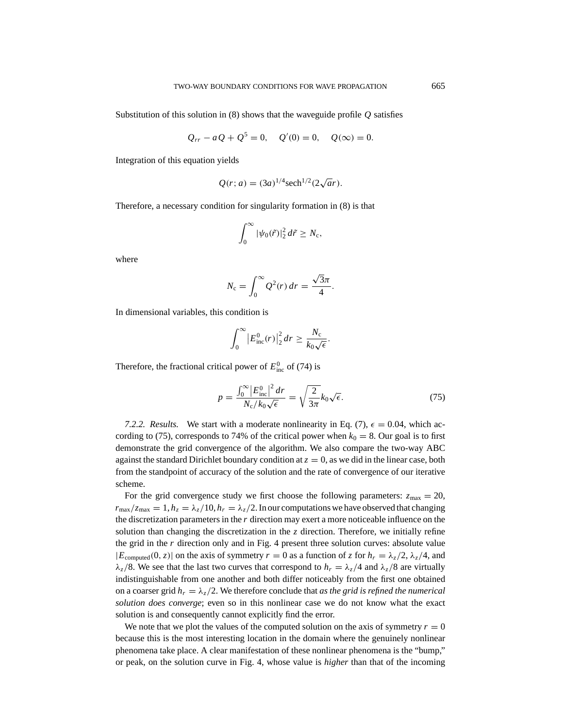Substitution of this solution in (8) shows that the waveguide profile $Q$ satisfies

$$Q_{rr} - aQ + Q^5 = 0, \quad Q'(0) = 0, \quad Q(\infty) = 0.$$

Integration of this equation yields

$$Q(r; a) = (3a)^{1/4}\operatorname{sech}^{1/2}(2\sqrt{a}r).$$

Therefore, a necessary condition for singularity formation in (8) is that

$$\int_0^\infty |\psi_0(\tilde{r})|_2^2 \, d\tilde{r} \geq N_c,$$

where

$$N_c = \int_0^\infty Q^2(r)\, dr = \frac{\sqrt{3}\pi}{4}.$$

In dimensional variables, this condition is

$$\int_0^\infty \left|E_{\text{inc}}^0(r)\right|_2^2 dr \geq \frac{N_c}{k_0\sqrt{\epsilon}}.$$

Therefore, the fractional critical power of $E_{\text{inc}}^0$ of (74) is

$$p = \frac{\int_0^\infty \left|E_{\text{inc}}^0\right|^2 dr}{N_c/k_0\sqrt{\epsilon}} = \sqrt{\frac{2}{3\pi}} k_0\sqrt{\epsilon}. \tag{75}$$

*7.2.2. Results.* We start with a moderate nonlinearity in Eq. (7), $\epsilon = 0.04$, which according to (75), corresponds to 74% of the critical power when $k_0 = 8$. Our goal is to first demonstrate the grid convergence of the algorithm. We also compare the two-way ABC against the standard Dirichlet boundary condition at $z = 0$, as we did in the linear case, both from the standpoint of accuracy of the solution and the rate of convergence of our iterative scheme.

For the grid convergence study we first choose the following parameters: $z_{\max} = 20$, $r_{\max}/z_{\max} = 1, h_z = \lambda_z/10, h_r = \lambda_z/2$. In our computations we have observed that changing the discretization parameters in the $r$ direction may exert a more noticeable influence on the solution than changing the discretization in the $z$ direction. Therefore, we initially refine the grid in the $r$ direction only and in Fig. 4 present three solution curves: absolute value $|E_{\text{computed}}(0, z)|$ on the axis of symmetry $r = 0$ as a function of $z$ for $h_r = \lambda_z/2$, $\lambda_z/4$, and $\lambda_z/8$. We see that the last two curves that correspond to $h_r = \lambda_z/4$ and $\lambda_z/8$ are virtually indistinguishable from one another and both differ noticeably from the first one obtained on a coarser grid $h_r = \lambda_z/2$. We therefore conclude that *as the grid is refined the numerical solution does converge*; even so in this nonlinear case we do not know what the exact solution is and consequently cannot explicitly find the error.

We note that we plot the values of the computed solution on the axis of symmetry $r = 0$ because this is the most interesting location in the domain where the genuinely nonlinear phenomena take place. A clear manifestation of these nonlinear phenomena is the "bump," or peak, on the solution curve in Fig. 4, whose value is *higher* than that of the incoming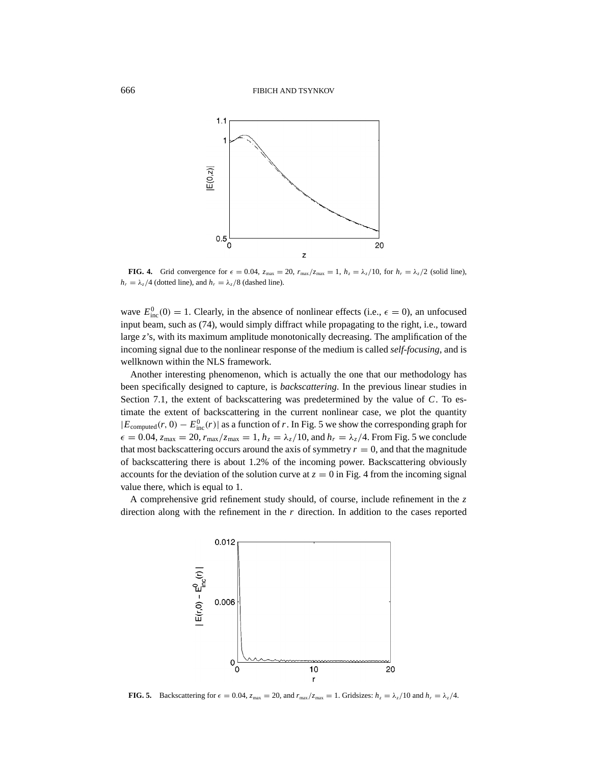**FIG. 4.** Grid convergence for $\epsilon = 0.04$, $z_{\max} = 20$, $r_{\max}/z_{\max} = 1$, $h_z = \lambda_z/10$, for $h_r = \lambda_z/2$ (solid line), $h_r = \lambda_z/4$ (dotted line), and $h_r = \lambda_z/8$ (dashed line).

wave $E^0_{\rm inc}(0) = 1$. Clearly, in the absence of nonlinear effects (i.e., $\epsilon = 0$), an unfocused input beam, such as (74), would simply diffract while propagating to the right, i.e., toward large $z$'s, with its maximum amplitude monotonically decreasing. The amplification of the incoming signal due to the nonlinear response of the medium is called *self-focusing*, and is wellknown within the NLS framework.

Another interesting phenomenon, which is actually the one that our methodology has been specifically designed to capture, is *backscattering*. In the previous linear studies in Section 7.1, the extent of backscattering was predetermined by the value of $C$. To estimate the extent of backscattering in the current nonlinear case, we plot the quantity $|E_{\rm computed}(r, 0) - E^0_{\rm inc}(r)|$ as a function of $r$. In Fig. 5 we show the corresponding graph for $\epsilon = 0.04$, $z_{\max} = 20$, $r_{\max}/z_{\max} = 1$, $h_z = \lambda_z/10$, and $h_r = \lambda_z/4$. From Fig. 5 we conclude that most backscattering occurs around the axis of symmetry $r = 0$, and that the magnitude of backscattering there is about 1.2% of the incoming power. Backscattering obviously accounts for the deviation of the solution curve at $z = 0$ in Fig. 4 from the incoming signal value there, which is equal to 1.

A comprehensive grid refinement study should, of course, include refinement in the $z$ direction along with the refinement in the $r$ direction. In addition to the cases reported

**FIG. 5.** Backscattering for $\epsilon = 0.04$, $z_{\max} = 20$, and $r_{\max}/z_{\max} = 1$. Gridsizes: $h_z = \lambda_z/10$ and $h_r = \lambda_z/4$.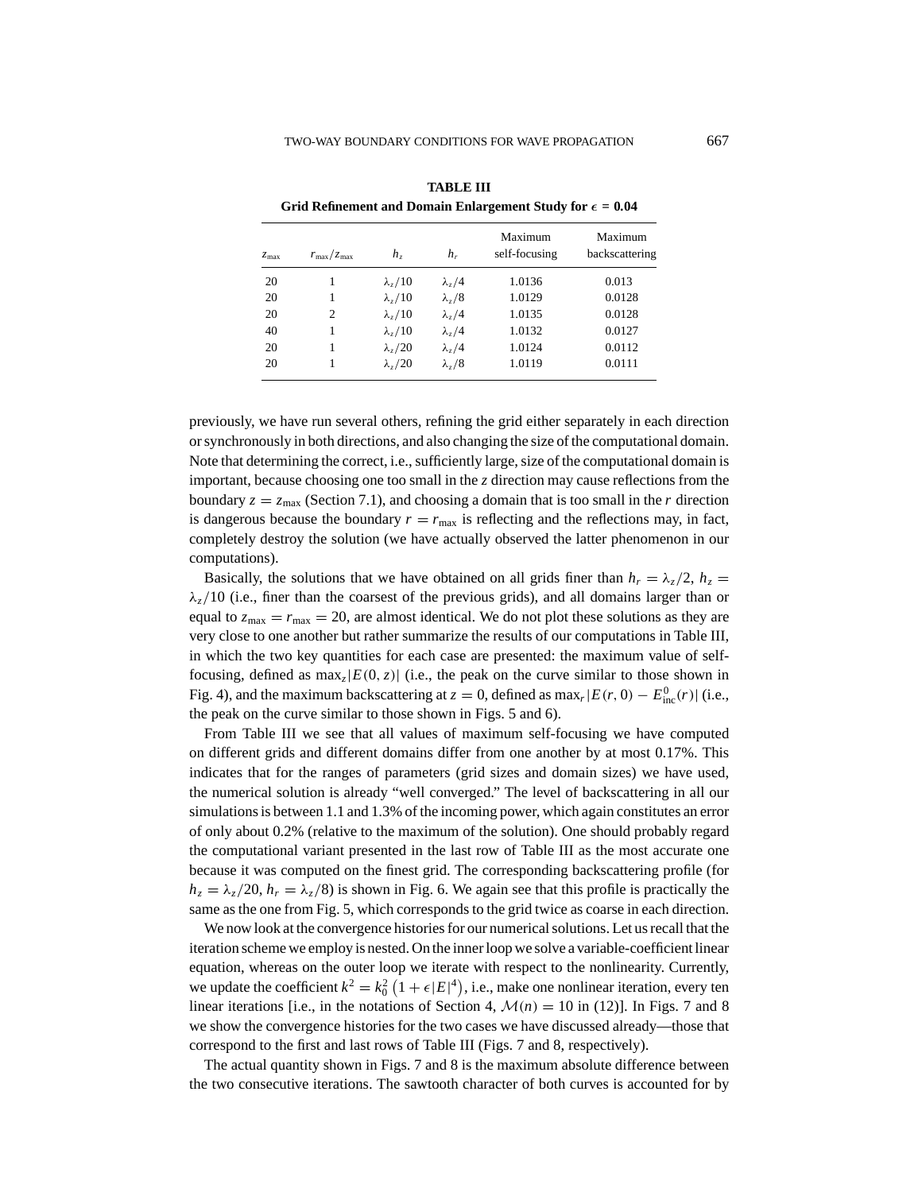**TABLE III**
**Grid Refinement and Domain Enlargement Study for $\epsilon = 0.04$**

| $z_{\max}$ | $r_{\max}/z_{\max}$ | $h_z$ | $h_r$ | Maximum self-focusing | Maximum backscattering |
|---|---|---|---|---|---|
| 20 | 1 | $\lambda_z/10$ | $\lambda_z/4$ | 1.0136 | 0.013 |
| 20 | 1 | $\lambda_z/10$ | $\lambda_z/8$ | 1.0129 | 0.0128 |
| 20 | 2 | $\lambda_z/10$ | $\lambda_z/4$ | 1.0135 | 0.0128 |
| 40 | 1 | $\lambda_z/10$ | $\lambda_z/4$ | 1.0132 | 0.0127 |
| 20 | 1 | $\lambda_z/20$ | $\lambda_z/4$ | 1.0124 | 0.0112 |
| 20 | 1 | $\lambda_z/20$ | $\lambda_z/8$ | 1.0119 | 0.0111 |

previously, we have run several others, refining the grid either separately in each direction or synchronously in both directions, and also changing the size of the computational domain. Note that determining the correct, i.e., sufficiently large, size of the computational domain is important, because choosing one too small in the $z$ direction may cause reflections from the boundary $z = z_{\max}$ (Section 7.1), and choosing a domain that is too small in the $r$ direction is dangerous because the boundary $r = r_{\max}$ is reflecting and the reflections may, in fact, completely destroy the solution (we have actually observed the latter phenomenon in our computations).

Basically, the solutions that we have obtained on all grids finer than $h_r = \lambda_z/2$, $h_z = \lambda_z/10$ (i.e., finer than the coarsest of the previous grids), and all domains larger than or equal to $z_{\max} = r_{\max} = 20$, are almost identical. We do not plot these solutions as they are very close to one another but rather summarize the results of our computations in Table III, in which the two key quantities for each case are presented: the maximum value of self-focusing, defined as $\max_z |E(0, z)|$ (i.e., the peak on the curve similar to those shown in Fig. 4), and the maximum backscattering at $z = 0$, defined as $\max_r |E(r, 0) - E^0_{\text{inc}}(r)|$ (i.e., the peak on the curve similar to those shown in Figs. 5 and 6).

From Table III we see that all values of maximum self-focusing we have computed on different grids and different domains differ from one another by at most 0.17%. This indicates that for the ranges of parameters (grid sizes and domain sizes) we have used, the numerical solution is already "well converged." The level of backscattering in all our simulations is between 1.1 and 1.3% of the incoming power, which again constitutes an error of only about 0.2% (relative to the maximum of the solution). One should probably regard the computational variant presented in the last row of Table III as the most accurate one because it was computed on the finest grid. The corresponding backscattering profile (for $h_z = \lambda_z/20$, $h_r = \lambda_z/8$) is shown in Fig. 6. We again see that this profile is practically the same as the one from Fig. 5, which corresponds to the grid twice as coarse in each direction.

We now look at the convergence histories for our numerical solutions. Let us recall that the iteration scheme we employ is nested. On the inner loop we solve a variable-coefficient linear equation, whereas on the outer loop we iterate with respect to the nonlinearity. Currently, we update the coefficient $k^2 = k_0^2 \left(1 + \epsilon |E|^4\right)$, i.e., make one nonlinear iteration, every ten linear iterations [i.e., in the notations of Section 4, $\mathcal{M}(n) = 10$ in (12)]. In Figs. 7 and 8 we show the convergence histories for the two cases we have discussed already—those that correspond to the first and last rows of Table III (Figs. 7 and 8, respectively).

The actual quantity shown in Figs. 7 and 8 is the maximum absolute difference between the two consecutive iterations. The sawtooth character of both curves is accounted for by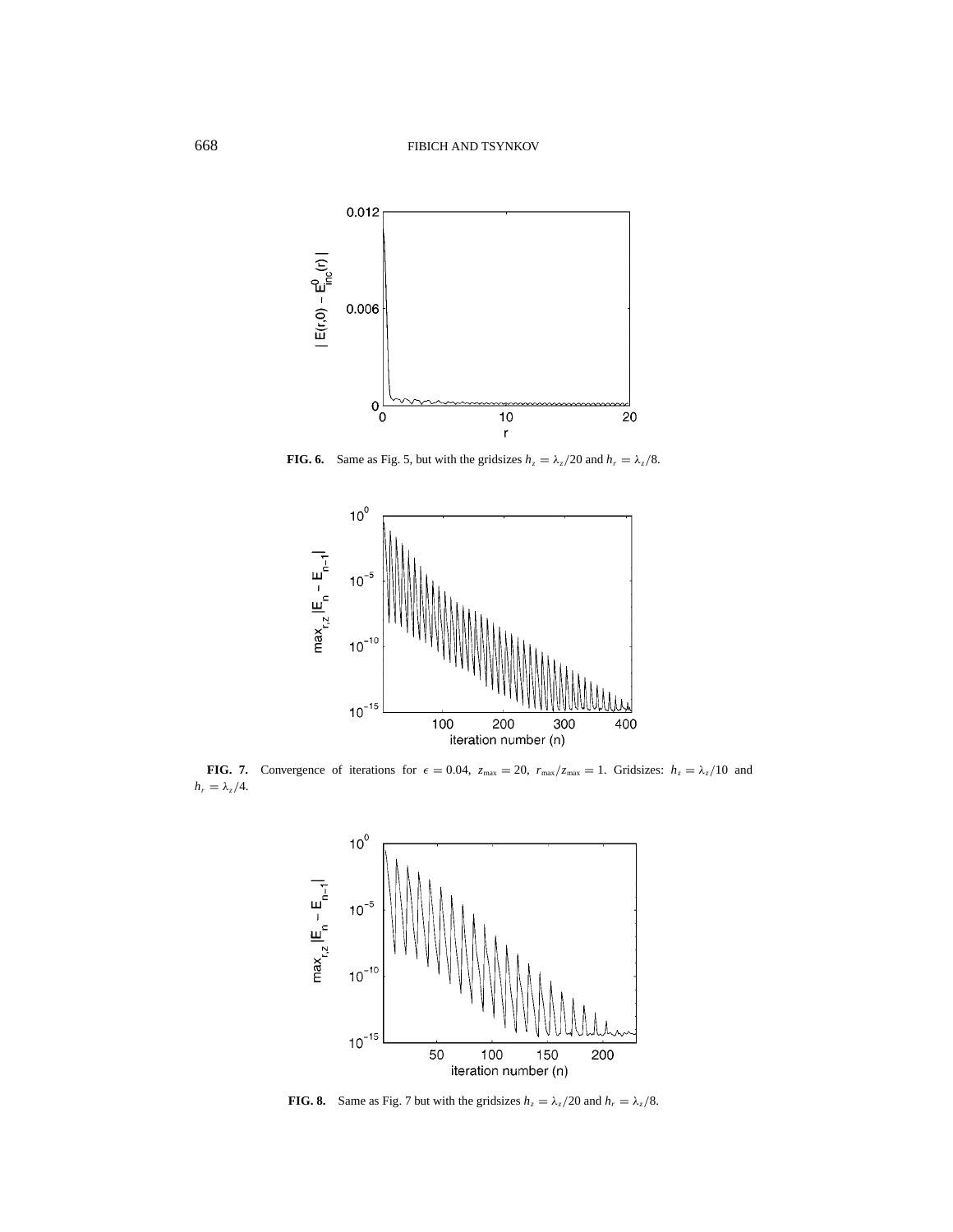**FIG. 6.** Same as Fig. 5, but with the gridsizes $h_z = \lambda_z/20$ and $h_r = \lambda_z/8$.

**FIG. 7.** Convergence of iterations for $\epsilon = 0.04$, $z_{\max} = 20$, $r_{\max}/z_{\max} = 1$. Gridsizes: $h_z = \lambda_z/10$ and $h_r = \lambda_z/4$.

**FIG. 8.** Same as Fig. 7 but with the gridsizes $h_z = \lambda_z/20$ and $h_r = \lambda_z/8$.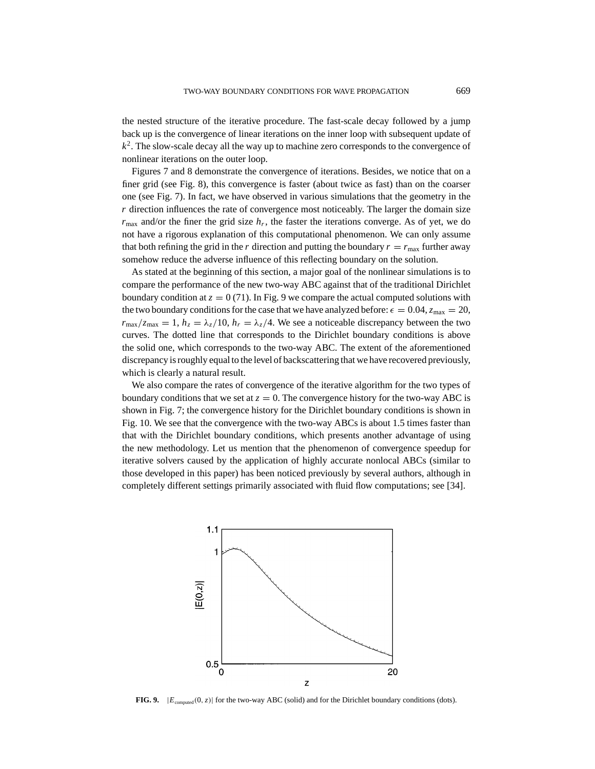the nested structure of the iterative procedure. The fast-scale decay followed by a jump back up is the convergence of linear iterations on the inner loop with subsequent update of $k^2$. The slow-scale decay all the way up to machine zero corresponds to the convergence of nonlinear iterations on the outer loop.

Figures 7 and 8 demonstrate the convergence of iterations. Besides, we notice that on a finer grid (see Fig. 8), this convergence is faster (about twice as fast) than on the coarser one (see Fig. 7). In fact, we have observed in various simulations that the geometry in the $r$ direction influences the rate of convergence most noticeably. The larger the domain size $r_{\max}$ and/or the finer the grid size $h_r$, the faster the iterations converge. As of yet, we do not have a rigorous explanation of this computational phenomenon. We can only assume that both refining the grid in the $r$ direction and putting the boundary $r = r_{\max}$ further away somehow reduce the adverse influence of this reflecting boundary on the solution.

As stated at the beginning of this section, a major goal of the nonlinear simulations is to compare the performance of the new two-way ABC against that of the traditional Dirichlet boundary condition at $z = 0$ (71). In Fig. 9 we compare the actual computed solutions with the two boundary conditions for the case that we have analyzed before: $\epsilon = 0.04$, $z_{\max} = 20$, $r_{\max}/z_{\max} = 1$, $h_z = \lambda_z/10$, $h_r = \lambda_z/4$. We see a noticeable discrepancy between the two curves. The dotted line that corresponds to the Dirichlet boundary conditions is above the solid one, which corresponds to the two-way ABC. The extent of the aforementioned discrepancy is roughly equal to the level of backscattering that we have recovered previously, which is clearly a natural result.

We also compare the rates of convergence of the iterative algorithm for the two types of boundary conditions that we set at $z = 0$. The convergence history for the two-way ABC is shown in Fig. 7; the convergence history for the Dirichlet boundary conditions is shown in Fig. 10. We see that the convergence with the two-way ABCs is about 1.5 times faster than that with the Dirichlet boundary conditions, which presents another advantage of using the new methodology. Let us mention that the phenomenon of convergence speedup for iterative solvers caused by the application of highly accurate nonlocal ABCs (similar to those developed in this paper) has been noticed previously by several authors, although in completely different settings primarily associated with fluid flow computations; see [34].

**FIG. 9.** $|E_{\text{computed}}(0, z)|$ for the two-way ABC (solid) and for the Dirichlet boundary conditions (dots).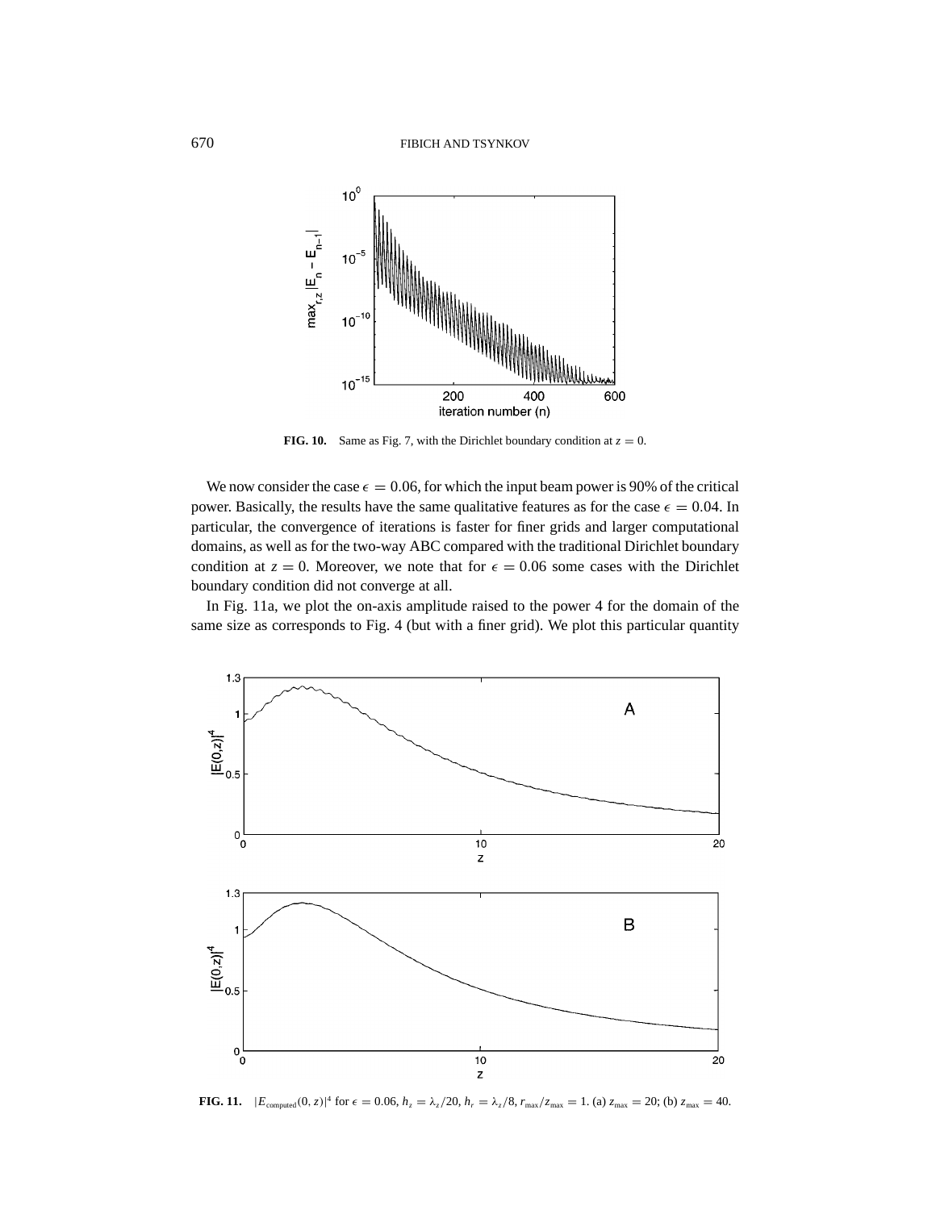**FIG. 10.** Same as Fig. 7, with the Dirichlet boundary condition at $z = 0$.

We now consider the case $\epsilon = 0.06$, for which the input beam power is 90% of the critical power. Basically, the results have the same qualitative features as for the case $\epsilon = 0.04$. In particular, the convergence of iterations is faster for finer grids and larger computational domains, as well as for the two-way ABC compared with the traditional Dirichlet boundary condition at $z = 0$. Moreover, we note that for $\epsilon = 0.06$ some cases with the Dirichlet boundary condition did not converge at all.

In Fig. 11a, we plot the on-axis amplitude raised to the power 4 for the domain of the same size as corresponds to Fig. 4 (but with a finer grid). We plot this particular quantity

**FIG. 11.** $|E_{\text{computed}}(0, z)|^4$ for $\epsilon = 0.06$, $h_z = \lambda_z/20$, $h_r = \lambda_z/8$, $r_{\max}/z_{\max} = 1$. (a) $z_{\max} = 20$; (b) $z_{\max} = 40$.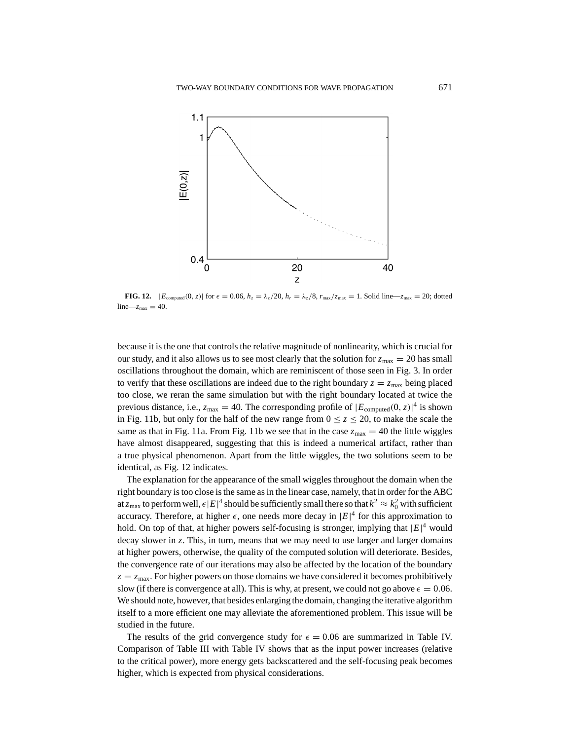**FIG. 12.** $|E_{\text{computed}}(0, z)|$ for $\epsilon = 0.06$, $h_z = \lambda_z/20$, $h_r = \lambda_z/8$, $r_{\max}/z_{\max} = 1$. Solid line—$z_{\max} = 20$; dotted line—$z_{\max} = 40$.

because it is the one that controls the relative magnitude of nonlinearity, which is crucial for our study, and it also allows us to see most clearly that the solution for $z_{\max} = 20$ has small oscillations throughout the domain, which are reminiscent of those seen in Fig. 3. In order to verify that these oscillations are indeed due to the right boundary $z = z_{\max}$ being placed too close, we reran the same simulation but with the right boundary located at twice the previous distance, i.e., $z_{\max} = 40$. The corresponding profile of $|E_{\text{computed}}(0, z)|^4$ is shown in Fig. 11b, but only for the half of the new range from $0 \le z \le 20$, to make the scale the same as that in Fig. 11a. From Fig. 11b we see that in the case $z_{\max} = 40$ the little wiggles have almost disappeared, suggesting that this is indeed a numerical artifact, rather than a true physical phenomenon. Apart from the little wiggles, the two solutions seem to be identical, as Fig. 12 indicates.

The explanation for the appearance of the small wiggles throughout the domain when the right boundary is too close is the same as in the linear case, namely, that in order for the ABC at $z_{\max}$ to perform well, $\epsilon|E|^4$ should be sufficiently small there so that $k^2 \approx k_0^2$ with sufficient accuracy. Therefore, at higher $\epsilon$, one needs more decay in $|E|^4$ for this approximation to hold. On top of that, at higher powers self-focusing is stronger, implying that $|E|^4$ would decay slower in $z$. This, in turn, means that we may need to use larger and larger domains at higher powers, otherwise, the quality of the computed solution will deteriorate. Besides, the convergence rate of our iterations may also be affected by the location of the boundary $z = z_{\max}$. For higher powers on those domains we have considered it becomes prohibitively slow (if there is convergence at all). This is why, at present, we could not go above $\epsilon = 0.06$. We should note, however, that besides enlarging the domain, changing the iterative algorithm itself to a more efficient one may alleviate the aforementioned problem. This issue will be studied in the future.

The results of the grid convergence study for $\epsilon = 0.06$ are summarized in Table IV. Comparison of Table III with Table IV shows that as the input power increases (relative to the critical power), more energy gets backscattered and the self-focusing peak becomes higher, which is expected from physical considerations.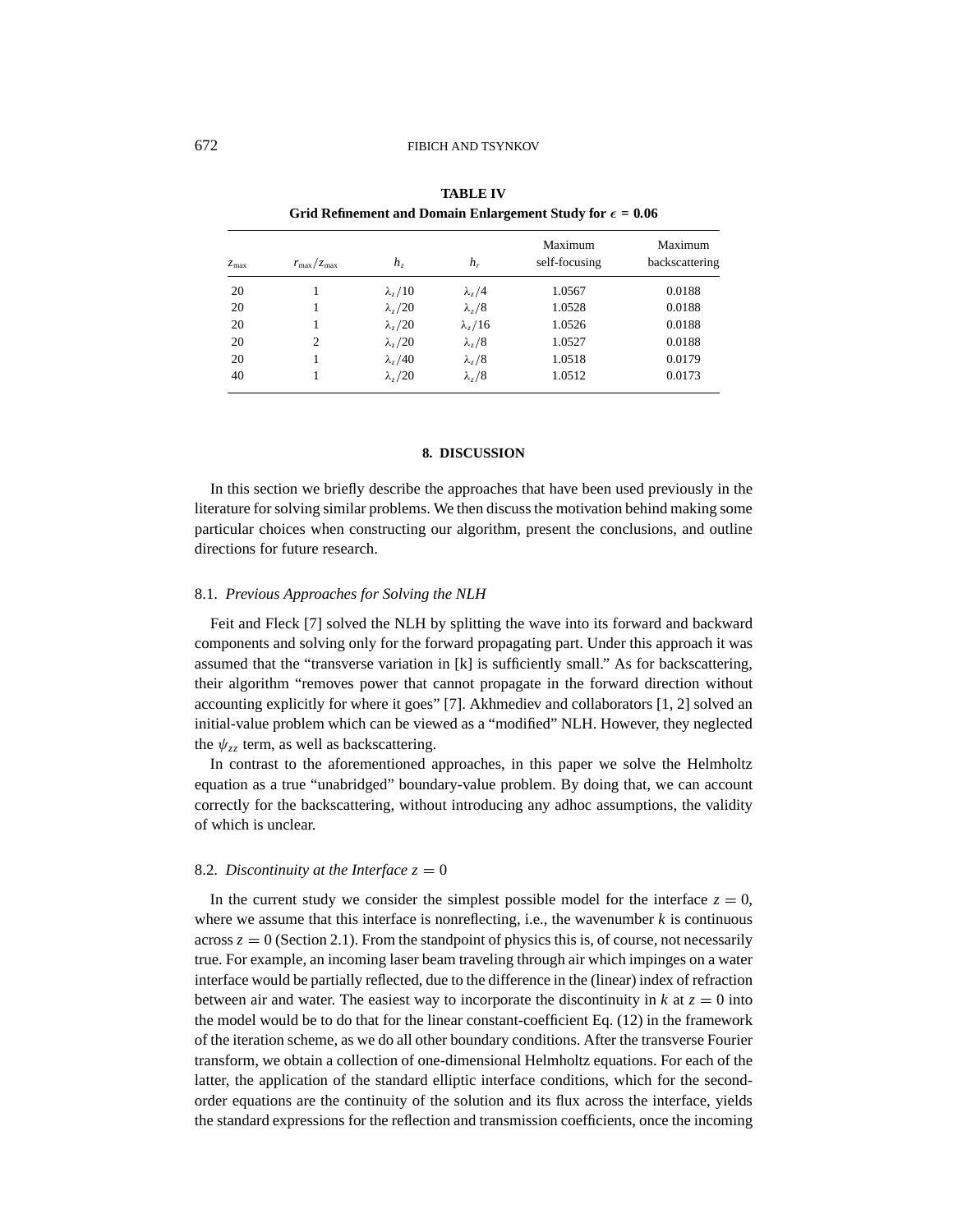**TABLE IV**
**Grid Refinement and Domain Enlargement Study for $\epsilon = 0.06$**

| $z_{\max}$ | $r_{\max}/z_{\max}$ | $h_z$ | $h_r$ | Maximum self-focusing | Maximum backscattering |
|---|---|---|---|---|---|
| 20 | 1 | $\lambda_z/10$ | $\lambda_z/4$ | 1.0567 | 0.0188 |
| 20 | 1 | $\lambda_z/20$ | $\lambda_z/8$ | 1.0528 | 0.0188 |
| 20 | 1 | $\lambda_z/20$ | $\lambda_z/16$ | 1.0526 | 0.0188 |
| 20 | 2 | $\lambda_z/20$ | $\lambda_z/8$ | 1.0527 | 0.0188 |
| 20 | 1 | $\lambda_z/40$ | $\lambda_z/8$ | 1.0518 | 0.0179 |
| 40 | 1 | $\lambda_z/20$ | $\lambda_z/8$ | 1.0512 | 0.0173 |

## 8. DISCUSSION

In this section we briefly describe the approaches that have been used previously in the literature for solving similar problems. We then discuss the motivation behind making some particular choices when constructing our algorithm, present the conclusions, and outline directions for future research.

### 8.1. *Previous Approaches for Solving the NLH*

Feit and Fleck [7] solved the NLH by splitting the wave into its forward and backward components and solving only for the forward propagating part. Under this approach it was assumed that the "transverse variation in [k] is sufficiently small." As for backscattering, their algorithm "removes power that cannot propagate in the forward direction without accounting explicitly for where it goes" [7]. Akhmediev and collaborators [1, 2] solved an initial-value problem which can be viewed as a "modified" NLH. However, they neglected the $\psi_{zz}$ term, as well as backscattering.

In contrast to the aforementioned approaches, in this paper we solve the Helmholtz equation as a true "unabridged" boundary-value problem. By doing that, we can account correctly for the backscattering, without introducing any adhoc assumptions, the validity of which is unclear.

### 8.2. *Discontinuity at the Interface $z = 0$*

In the current study we consider the simplest possible model for the interface $z = 0$, where we assume that this interface is nonreflecting, i.e., the wavenumber $k$ is continuous across $z = 0$ (Section 2.1). From the standpoint of physics this is, of course, not necessarily true. For example, an incoming laser beam traveling through air which impinges on a water interface would be partially reflected, due to the difference in the (linear) index of refraction between air and water. The easiest way to incorporate the discontinuity in $k$ at $z = 0$ into the model would be to do that for the linear constant-coefficient Eq. (12) in the framework of the iteration scheme, as we do all other boundary conditions. After the transverse Fourier transform, we obtain a collection of one-dimensional Helmholtz equations. For each of the latter, the application of the standard elliptic interface conditions, which for the second-order equations are the continuity of the solution and its flux across the interface, yields the standard expressions for the reflection and transmission coefficients, once the incoming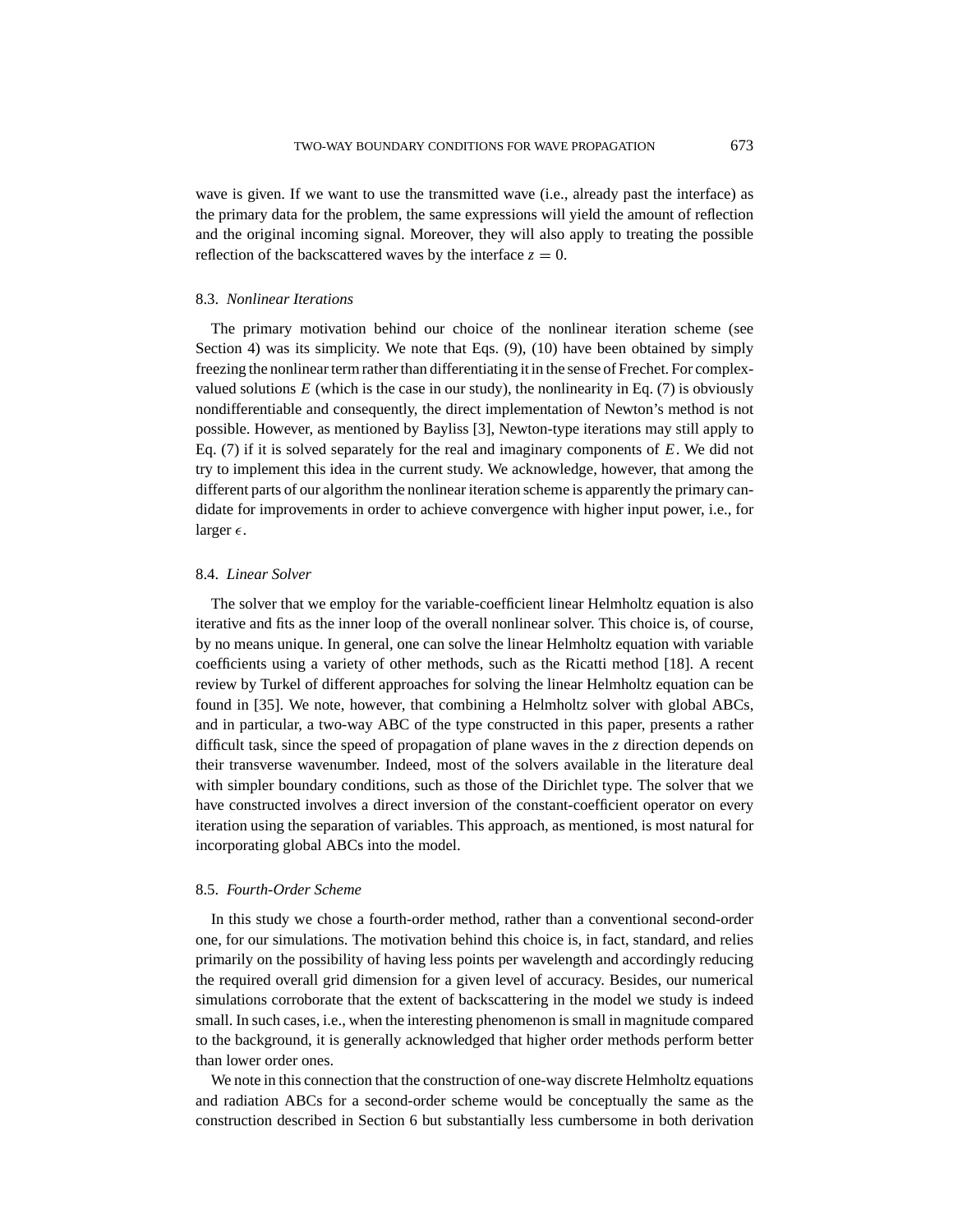wave is given. If we want to use the transmitted wave (i.e., already past the interface) as the primary data for the problem, the same expressions will yield the amount of reflection and the original incoming signal. Moreover, they will also apply to treating the possible reflection of the backscattered waves by the interface $z = 0$.

### 8.3. *Nonlinear Iterations*

The primary motivation behind our choice of the nonlinear iteration scheme (see Section 4) was its simplicity. We note that Eqs. (9), (10) have been obtained by simply freezing the nonlinear term rather than differentiating it in the sense of Frechet. For complex-valued solutions $E$ (which is the case in our study), the nonlinearity in Eq. (7) is obviously nondifferentiable and consequently, the direct implementation of Newton's method is not possible. However, as mentioned by Bayliss [3], Newton-type iterations may still apply to Eq. (7) if it is solved separately for the real and imaginary components of $E$. We did not try to implement this idea in the current study. We acknowledge, however, that among the different parts of our algorithm the nonlinear iteration scheme is apparently the primary candidate for improvements in order to achieve convergence with higher input power, i.e., for larger $\epsilon$.

### 8.4. *Linear Solver*

The solver that we employ for the variable-coefficient linear Helmholtz equation is also iterative and fits as the inner loop of the overall nonlinear solver. This choice is, of course, by no means unique. In general, one can solve the linear Helmholtz equation with variable coefficients using a variety of other methods, such as the Ricatti method [18]. A recent review by Turkel of different approaches for solving the linear Helmholtz equation can be found in [35]. We note, however, that combining a Helmholtz solver with global ABCs, and in particular, a two-way ABC of the type constructed in this paper, presents a rather difficult task, since the speed of propagation of plane waves in the $z$ direction depends on their transverse wavenumber. Indeed, most of the solvers available in the literature deal with simpler boundary conditions, such as those of the Dirichlet type. The solver that we have constructed involves a direct inversion of the constant-coefficient operator on every iteration using the separation of variables. This approach, as mentioned, is most natural for incorporating global ABCs into the model.

### 8.5. *Fourth-Order Scheme*

In this study we chose a fourth-order method, rather than a conventional second-order one, for our simulations. The motivation behind this choice is, in fact, standard, and relies primarily on the possibility of having less points per wavelength and accordingly reducing the required overall grid dimension for a given level of accuracy. Besides, our numerical simulations corroborate that the extent of backscattering in the model we study is indeed small. In such cases, i.e., when the interesting phenomenon is small in magnitude compared to the background, it is generally acknowledged that higher order methods perform better than lower order ones.

We note in this connection that the construction of one-way discrete Helmholtz equations and radiation ABCs for a second-order scheme would be conceptually the same as the construction described in Section 6 but substantially less cumbersome in both derivation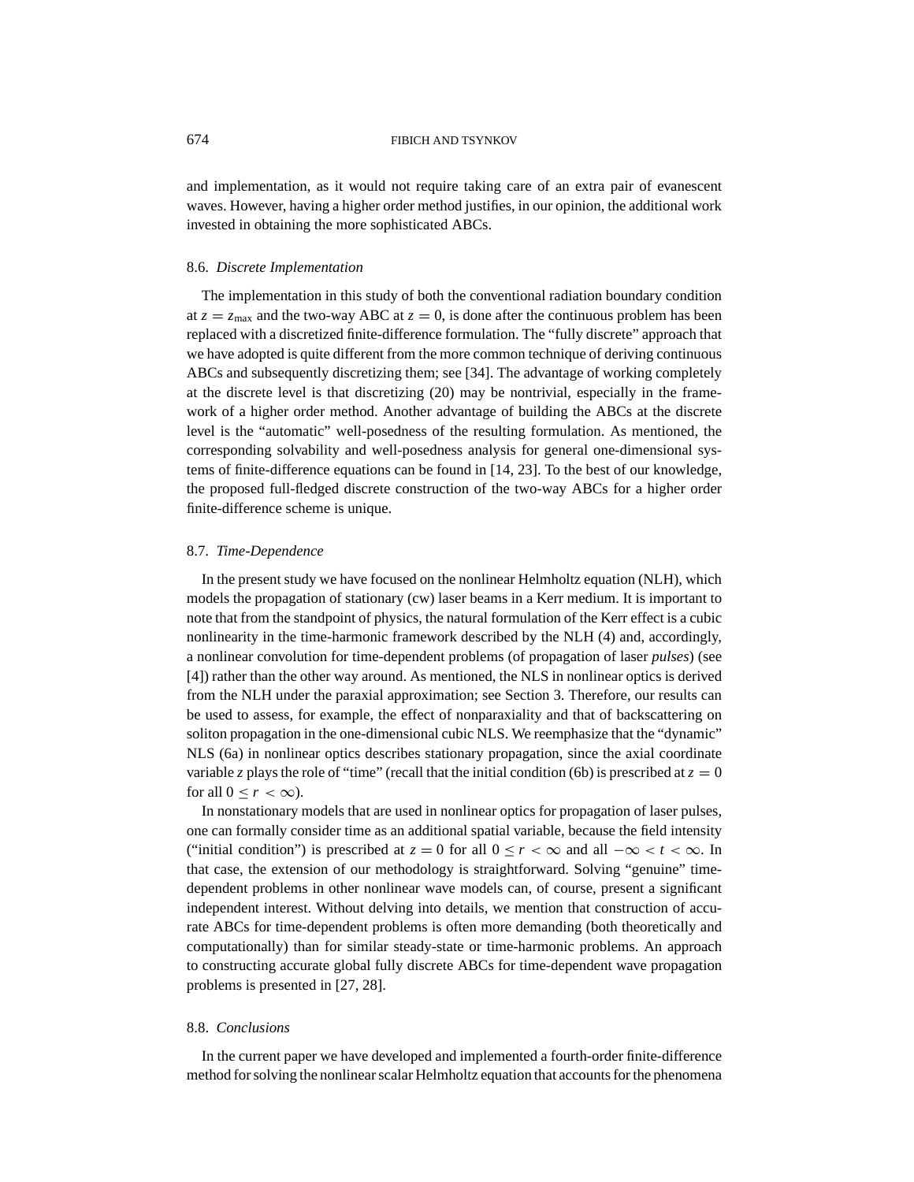and implementation, as it would not require taking care of an extra pair of evanescent waves. However, having a higher order method justifies, in our opinion, the additional work invested in obtaining the more sophisticated ABCs.

### 8.6. *Discrete Implementation*

The implementation in this study of both the conventional radiation boundary condition at $z = z_{\max}$ and the two-way ABC at $z = 0$, is done after the continuous problem has been replaced with a discretized finite-difference formulation. The "fully discrete" approach that we have adopted is quite different from the more common technique of deriving continuous ABCs and subsequently discretizing them; see [34]. The advantage of working completely at the discrete level is that discretizing (20) may be nontrivial, especially in the framework of a higher order method. Another advantage of building the ABCs at the discrete level is the "automatic" well-posedness of the resulting formulation. As mentioned, the corresponding solvability and well-posedness analysis for general one-dimensional systems of finite-difference equations can be found in [14, 23]. To the best of our knowledge, the proposed full-fledged discrete construction of the two-way ABCs for a higher order finite-difference scheme is unique.

### 8.7. *Time-Dependence*

In the present study we have focused on the nonlinear Helmholtz equation (NLH), which models the propagation of stationary (cw) laser beams in a Kerr medium. It is important to note that from the standpoint of physics, the natural formulation of the Kerr effect is a cubic nonlinearity in the time-harmonic framework described by the NLH (4) and, accordingly, a nonlinear convolution for time-dependent problems (of propagation of laser *pulses*) (see [4]) rather than the other way around. As mentioned, the NLS in nonlinear optics is derived from the NLH under the paraxial approximation; see Section 3. Therefore, our results can be used to assess, for example, the effect of nonparaxiality and that of backscattering on soliton propagation in the one-dimensional cubic NLS. We reemphasize that the "dynamic" NLS (6a) in nonlinear optics describes stationary propagation, since the axial coordinate variable $z$ plays the role of "time" (recall that the initial condition (6b) is prescribed at $z = 0$ for all $0 \leq r < \infty$).

In nonstationary models that are used in nonlinear optics for propagation of laser pulses, one can formally consider time as an additional spatial variable, because the field intensity ("initial condition") is prescribed at $z = 0$ for all $0 \leq r < \infty$ and all $-\infty < t < \infty$. In that case, the extension of our methodology is straightforward. Solving "genuine" time-dependent problems in other nonlinear wave models can, of course, present a significant independent interest. Without delving into details, we mention that construction of accurate ABCs for time-dependent problems is often more demanding (both theoretically and computationally) than for similar steady-state or time-harmonic problems. An approach to constructing accurate global fully discrete ABCs for time-dependent wave propagation problems is presented in [27, 28].

### 8.8. *Conclusions*

In the current paper we have developed and implemented a fourth-order finite-difference method for solving the nonlinear scalar Helmholtz equation that accounts for the phenomena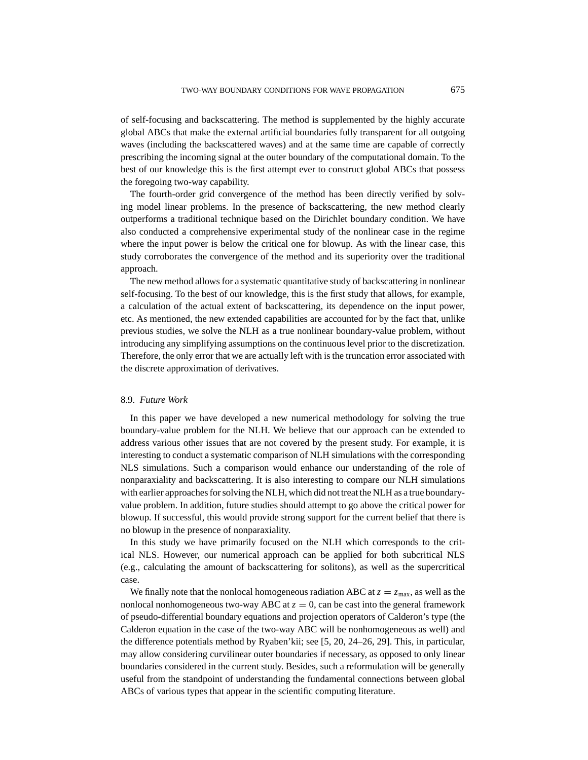of self-focusing and backscattering. The method is supplemented by the highly accurate global ABCs that make the external artificial boundaries fully transparent for all outgoing waves (including the backscattered waves) and at the same time are capable of correctly prescribing the incoming signal at the outer boundary of the computational domain. To the best of our knowledge this is the first attempt ever to construct global ABCs that possess the foregoing two-way capability.

The fourth-order grid convergence of the method has been directly verified by solving model linear problems. In the presence of backscattering, the new method clearly outperforms a traditional technique based on the Dirichlet boundary condition. We have also conducted a comprehensive experimental study of the nonlinear case in the regime where the input power is below the critical one for blowup. As with the linear case, this study corroborates the convergence of the method and its superiority over the traditional approach.

The new method allows for a systematic quantitative study of backscattering in nonlinear self-focusing. To the best of our knowledge, this is the first study that allows, for example, a calculation of the actual extent of backscattering, its dependence on the input power, etc. As mentioned, the new extended capabilities are accounted for by the fact that, unlike previous studies, we solve the NLH as a true nonlinear boundary-value problem, without introducing any simplifying assumptions on the continuous level prior to the discretization. Therefore, the only error that we are actually left with is the truncation error associated with the discrete approximation of derivatives.

### 8.9. *Future Work*

In this paper we have developed a new numerical methodology for solving the true boundary-value problem for the NLH. We believe that our approach can be extended to address various other issues that are not covered by the present study. For example, it is interesting to conduct a systematic comparison of NLH simulations with the corresponding NLS simulations. Such a comparison would enhance our understanding of the role of nonparaxiality and backscattering. It is also interesting to compare our NLH simulations with earlier approaches for solving the NLH, which did not treat the NLH as a true boundary-value problem. In addition, future studies should attempt to go above the critical power for blowup. If successful, this would provide strong support for the current belief that there is no blowup in the presence of nonparaxiality.

In this study we have primarily focused on the NLH which corresponds to the critical NLS. However, our numerical approach can be applied for both subcritical NLS (e.g., calculating the amount of backscattering for solitons), as well as the supercritical case.

We finally note that the nonlocal homogeneous radiation ABC at $z = z_{\max}$, as well as the nonlocal nonhomogeneous two-way ABC at $z = 0$, can be cast into the general framework of pseudo-differential boundary equations and projection operators of Calderon's type (the Calderon equation in the case of the two-way ABC will be nonhomogeneous as well) and the difference potentials method by Ryaben'kii; see [5, 20, 24–26, 29]. This, in particular, may allow considering curvilinear outer boundaries if necessary, as opposed to only linear boundaries considered in the current study. Besides, such a reformulation will be generally useful from the standpoint of understanding the fundamental connections between global ABCs of various types that appear in the scientific computing literature.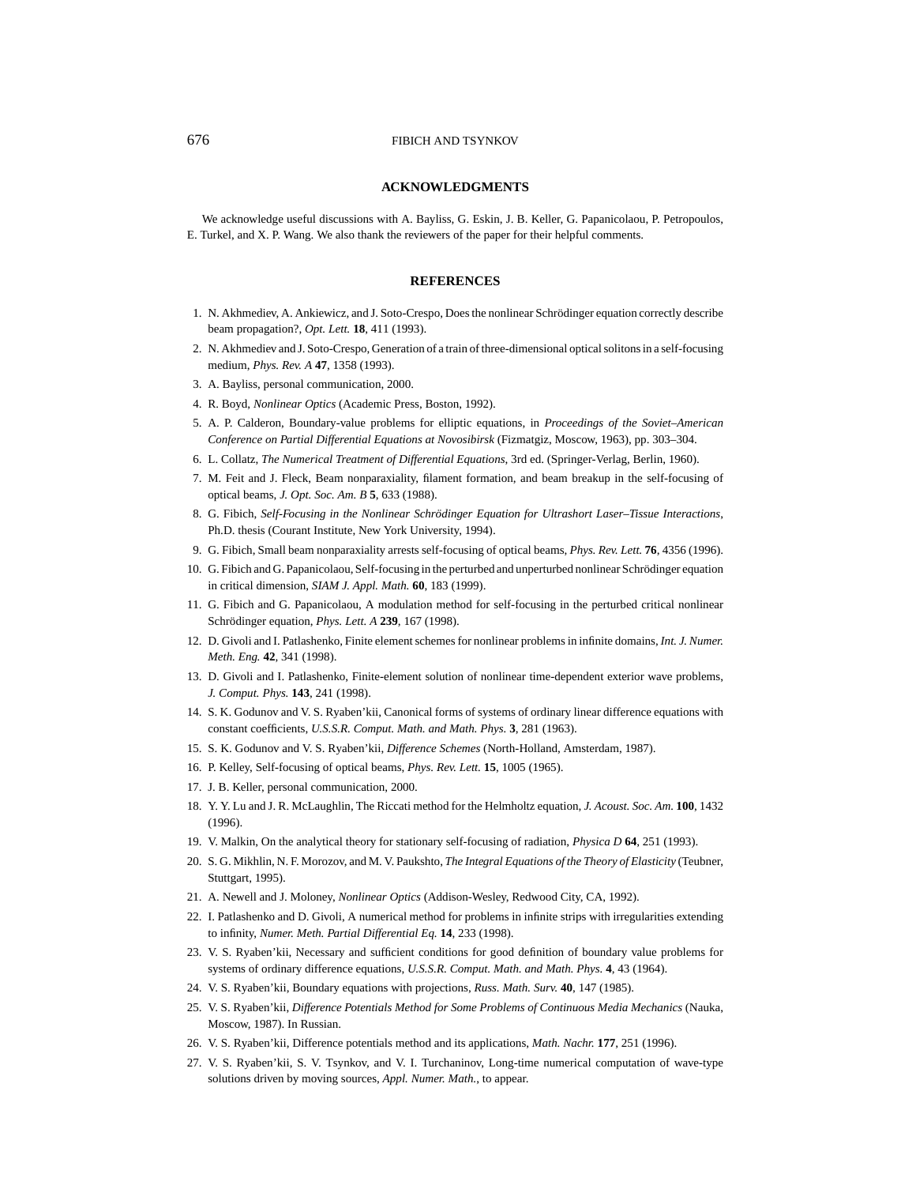## ACKNOWLEDGMENTS

We acknowledge useful discussions with A. Bayliss, G. Eskin, J. B. Keller, G. Papanicolaou, P. Petropoulos, E. Turkel, and X. P. Wang. We also thank the reviewers of the paper for their helpful comments.

## REFERENCES

1. N. Akhmediev, A. Ankiewicz, and J. Soto-Crespo, Does the nonlinear Schrödinger equation correctly describe beam propagation?, *Opt. Lett.* **18**, 411 (1993).
2. N. Akhmediev and J. Soto-Crespo, Generation of a train of three-dimensional optical solitons in a self-focusing medium, *Phys. Rev. A* **47**, 1358 (1993).
3. A. Bayliss, personal communication, 2000.
4. R. Boyd, *Nonlinear Optics* (Academic Press, Boston, 1992).
5. A. P. Calderon, Boundary-value problems for elliptic equations, in *Proceedings of the Soviet–American Conference on Partial Differential Equations at Novosibirsk* (Fizmatgiz, Moscow, 1963), pp. 303–304.
6. L. Collatz, *The Numerical Treatment of Differential Equations*, 3rd ed. (Springer-Verlag, Berlin, 1960).
7. M. Feit and J. Fleck, Beam nonparaxiality, filament formation, and beam breakup in the self-focusing of optical beams, *J. Opt. Soc. Am. B* **5**, 633 (1988).
8. G. Fibich, *Self-Focusing in the Nonlinear Schrödinger Equation for Ultrashort Laser–Tissue Interactions*, Ph.D. thesis (Courant Institute, New York University, 1994).
9. G. Fibich, Small beam nonparaxiality arrests self-focusing of optical beams, *Phys. Rev. Lett.* **76**, 4356 (1996).
10. G. Fibich and G. Papanicolaou, Self-focusing in the perturbed and unperturbed nonlinear Schrödinger equation in critical dimension, *SIAM J. Appl. Math.* **60**, 183 (1999).
11. G. Fibich and G. Papanicolaou, A modulation method for self-focusing in the perturbed critical nonlinear Schrödinger equation, *Phys. Lett. A* **239**, 167 (1998).
12. D. Givoli and I. Patlashenko, Finite element schemes for nonlinear problems in infinite domains, *Int. J. Numer. Meth. Eng.* **42**, 341 (1998).
13. D. Givoli and I. Patlashenko, Finite-element solution of nonlinear time-dependent exterior wave problems, *J. Comput. Phys.* **143**, 241 (1998).
14. S. K. Godunov and V. S. Ryaben'kii, Canonical forms of systems of ordinary linear difference equations with constant coefficients, *U.S.S.R. Comput. Math. and Math. Phys.* **3**, 281 (1963).
15. S. K. Godunov and V. S. Ryaben'kii, *Difference Schemes* (North-Holland, Amsterdam, 1987).
16. P. Kelley, Self-focusing of optical beams, *Phys. Rev. Lett.* **15**, 1005 (1965).
17. J. B. Keller, personal communication, 2000.
18. Y. Y. Lu and J. R. McLaughlin, The Riccati method for the Helmholtz equation, *J. Acoust. Soc. Am.* **100**, 1432 (1996).
19. V. Malkin, On the analytical theory for stationary self-focusing of radiation, *Physica D* **64**, 251 (1993).
20. S. G. Mikhlin, N. F. Morozov, and M. V. Paukshto, *The Integral Equations of the Theory of Elasticity* (Teubner, Stuttgart, 1995).
21. A. Newell and J. Moloney, *Nonlinear Optics* (Addison-Wesley, Redwood City, CA, 1992).
22. I. Patlashenko and D. Givoli, A numerical method for problems in infinite strips with irregularities extending to infinity, *Numer. Meth. Partial Differential Eq.* **14**, 233 (1998).
23. V. S. Ryaben'kii, Necessary and sufficient conditions for good definition of boundary value problems for systems of ordinary difference equations, *U.S.S.R. Comput. Math. and Math. Phys.* **4**, 43 (1964).
24. V. S. Ryaben'kii, Boundary equations with projections, *Russ. Math. Surv.* **40**, 147 (1985).
25. V. S. Ryaben'kii, *Difference Potentials Method for Some Problems of Continuous Media Mechanics* (Nauka, Moscow, 1987). In Russian.
26. V. S. Ryaben'kii, Difference potentials method and its applications, *Math. Nachr.* **177**, 251 (1996).
27. V. S. Ryaben'kii, S. V. Tsynkov, and V. I. Turchaninov, Long-time numerical computation of wave-type solutions driven by moving sources, *Appl. Numer. Math.*, to appear.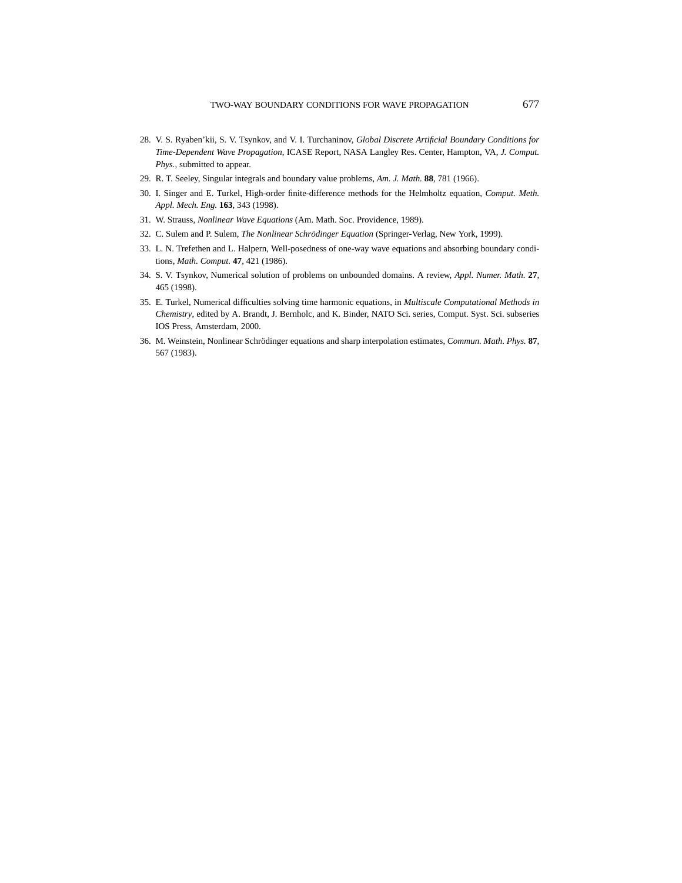28. V. S. Ryaben'kii, S. V. Tsynkov, and V. I. Turchaninov, *Global Discrete Artificial Boundary Conditions for Time-Dependent Wave Propagation*, ICASE Report, NASA Langley Res. Center, Hampton, VA, *J. Comput. Phys.*, submitted to appear.
29. R. T. Seeley, Singular integrals and boundary value problems, *Am. J. Math.* **88**, 781 (1966).
30. I. Singer and E. Turkel, High-order finite-difference methods for the Helmholtz equation, *Comput. Meth. Appl. Mech. Eng.* **163**, 343 (1998).
31. W. Strauss, *Nonlinear Wave Equations* (Am. Math. Soc. Providence, 1989).
32. C. Sulem and P. Sulem, *The Nonlinear Schrödinger Equation* (Springer-Verlag, New York, 1999).
33. L. N. Trefethen and L. Halpern, Well-posedness of one-way wave equations and absorbing boundary conditions, *Math. Comput.* **47**, 421 (1986).
34. S. V. Tsynkov, Numerical solution of problems on unbounded domains. A review, *Appl. Numer. Math.* **27**, 465 (1998).
35. E. Turkel, Numerical difficulties solving time harmonic equations, in *Multiscale Computational Methods in Chemistry*, edited by A. Brandt, J. Bernholc, and K. Binder, NATO Sci. series, Comput. Syst. Sci. subseries IOS Press, Amsterdam, 2000.
36. M. Weinstein, Nonlinear Schrödinger equations and sharp interpolation estimates, *Commun. Math. Phys.* **87**, 567 (1983).